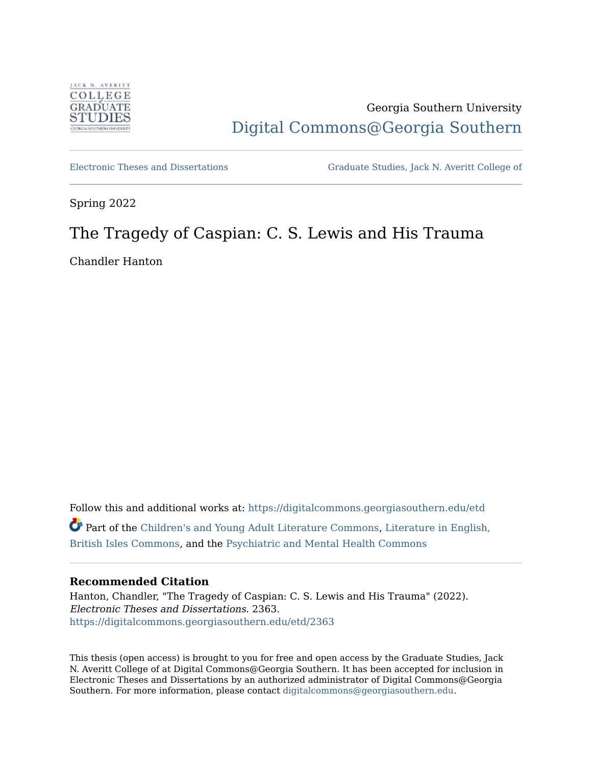JACK N. AVERITT COLLEGE of GRADUATE STUDIES GEORGIA SOUTHERN UNIVERSITY

Georgia Southern University

Digital Commons@Georgia Southern

Electronic Theses and Dissertations

Graduate Studies, Jack N. Averitt College of

Spring 2022

# The Tragedy of Caspian: C. S. Lewis and His Trauma

Chandler Hanton

Follow this and additional works at: https://digitalcommons.georgiasouthern.edu/etd

Part of the Children's and Young Adult Literature Commons, Literature in English, British Isles Commons, and the Psychiatric and Mental Health Commons

**Recommended Citation**

Hanton, Chandler, "The Tragedy of Caspian: C. S. Lewis and His Trauma" (2022). *Electronic Theses and Dissertations*. 2363.
https://digitalcommons.georgiasouthern.edu/etd/2363

This thesis (open access) is brought to you for free and open access by the Graduate Studies, Jack N. Averitt College of at Digital Commons@Georgia Southern. It has been accepted for inclusion in Electronic Theses and Dissertations by an authorized administrator of Digital Commons@Georgia Southern. For more information, please contact digitalcommons@georgiasouthern.edu.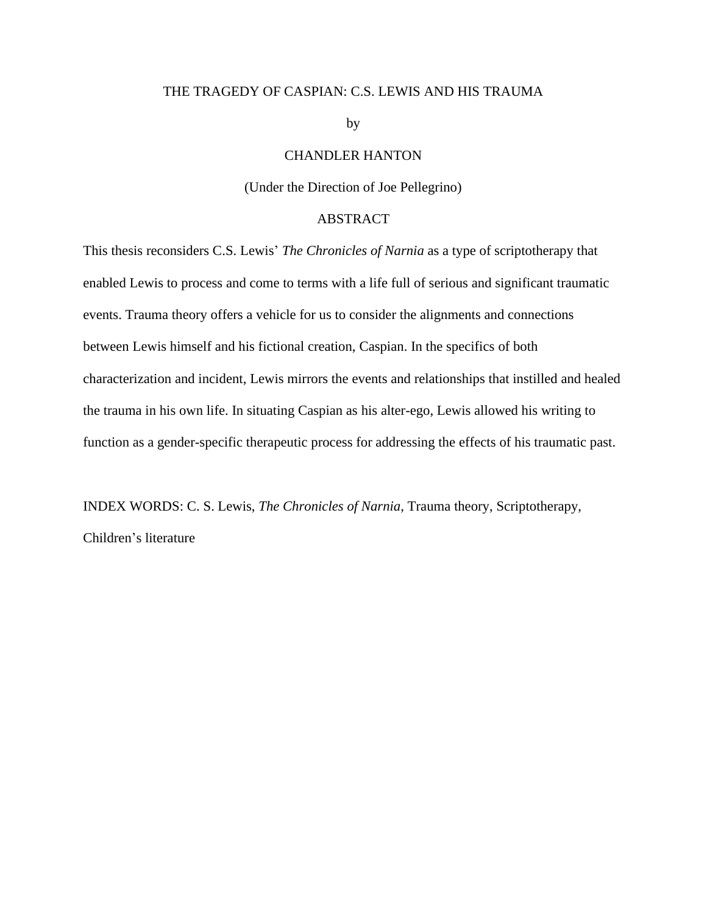THE TRAGEDY OF CASPIAN: C.S. LEWIS AND HIS TRAUMA

by

CHANDLER HANTON

(Under the Direction of Joe Pellegrino)

ABSTRACT

This thesis reconsiders C.S. Lewis' *The Chronicles of Narnia* as a type of scriptotherapy that enabled Lewis to process and come to terms with a life full of serious and significant traumatic events. Trauma theory offers a vehicle for us to consider the alignments and connections between Lewis himself and his fictional creation, Caspian. In the specifics of both characterization and incident, Lewis mirrors the events and relationships that instilled and healed the trauma in his own life. In situating Caspian as his alter-ego, Lewis allowed his writing to function as a gender-specific therapeutic process for addressing the effects of his traumatic past.

INDEX WORDS: C. S. Lewis, *The Chronicles of Narnia*, Trauma theory, Scriptotherapy, Children's literature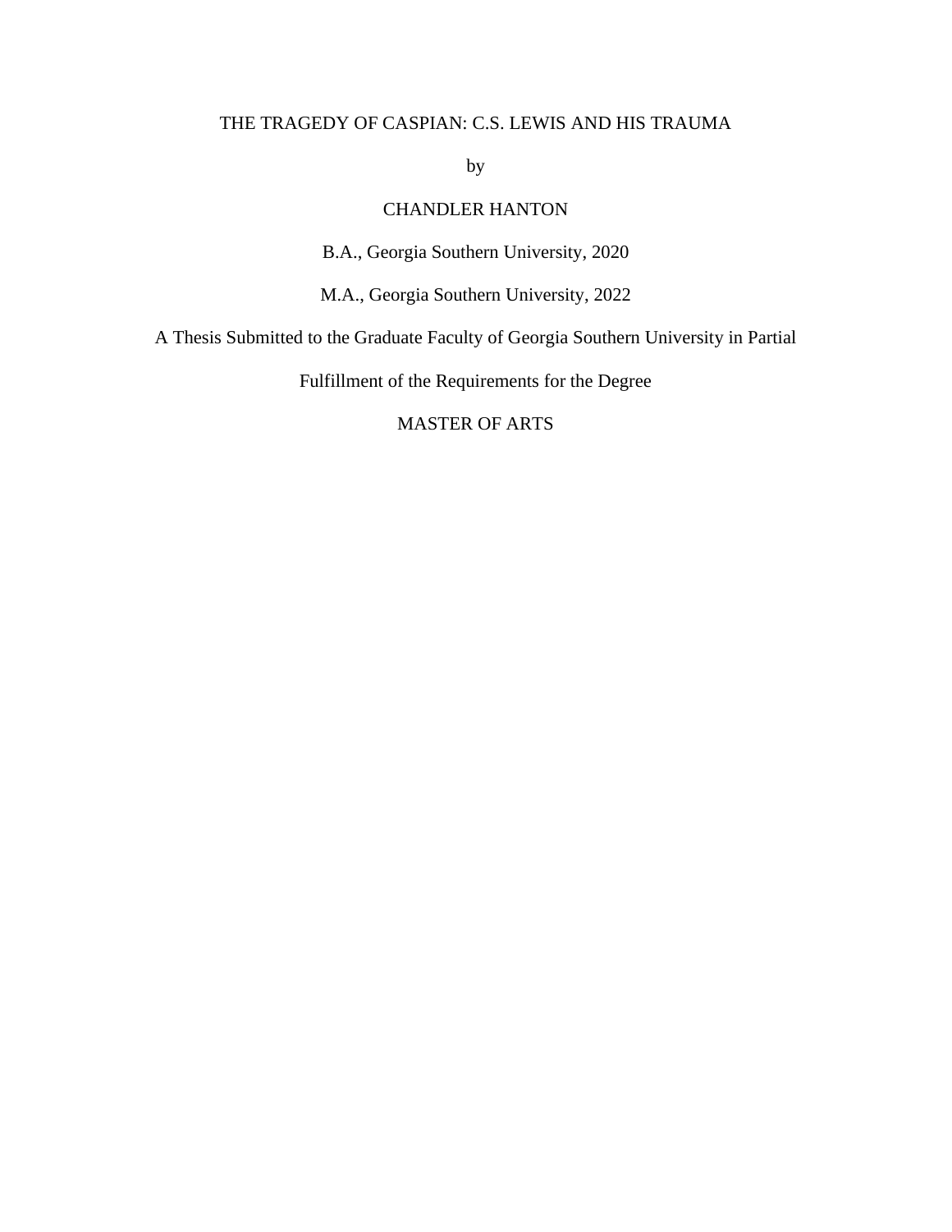THE TRAGEDY OF CASPIAN: C.S. LEWIS AND HIS TRAUMA

by

CHANDLER HANTON

B.A., Georgia Southern University, 2020

M.A., Georgia Southern University, 2022

A Thesis Submitted to the Graduate Faculty of Georgia Southern University in Partial

Fulfillment of the Requirements for the Degree

MASTER OF ARTS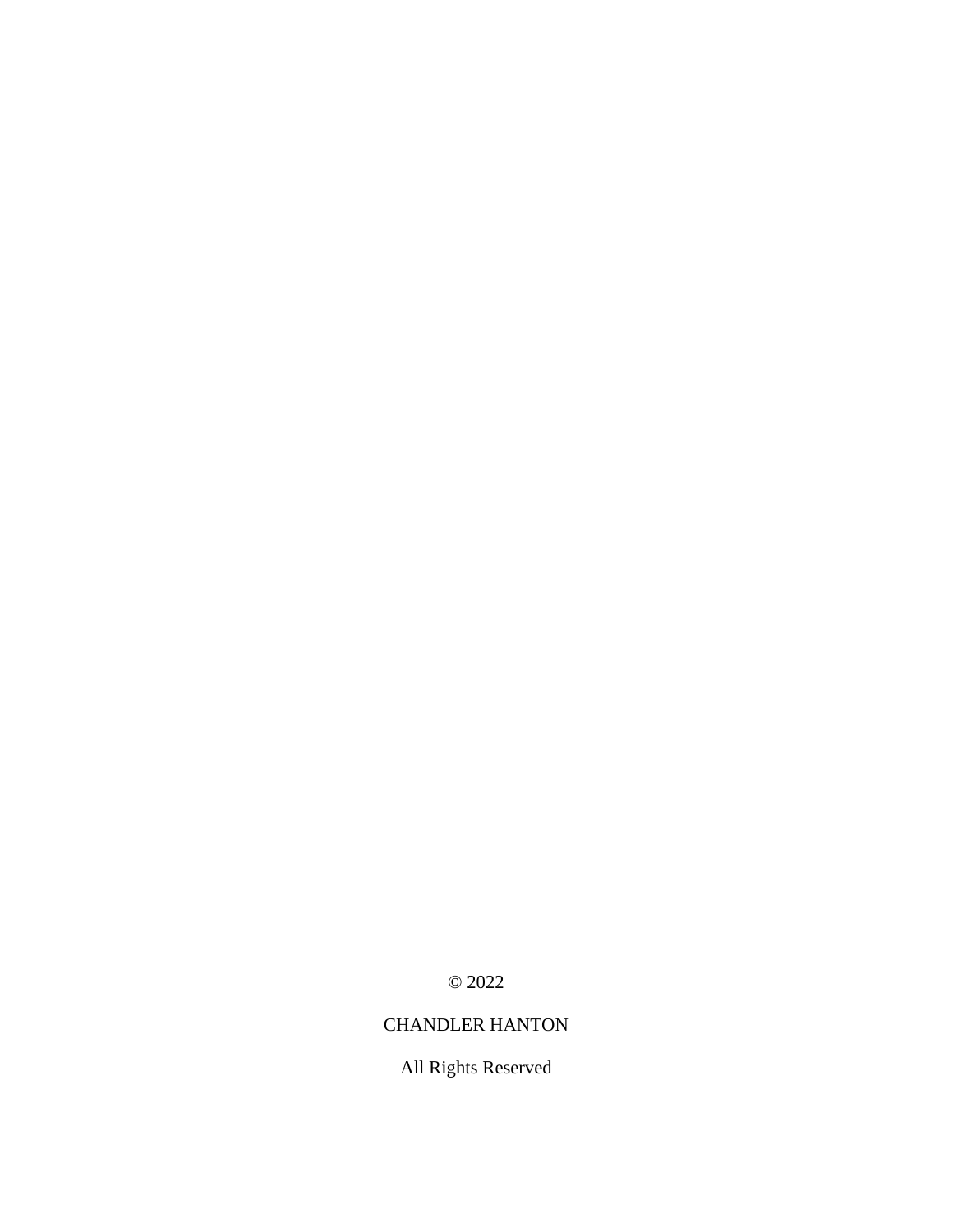© 2022

CHANDLER HANTON

All Rights Reserved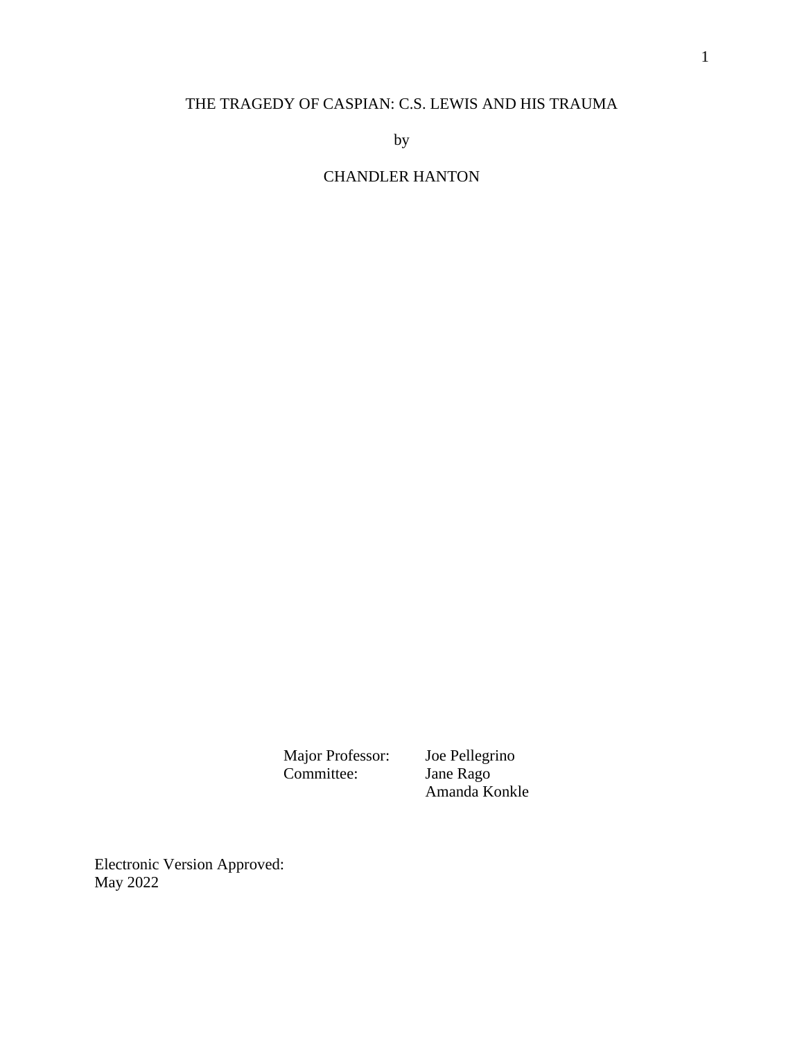# THE TRAGEDY OF CASPIAN: C.S. LEWIS AND HIS TRAUMA

by

CHANDLER HANTON

Major Professor: Joe Pellegrino
Committee: Jane Rago
Amanda Konkle

Electronic Version Approved:
May 2022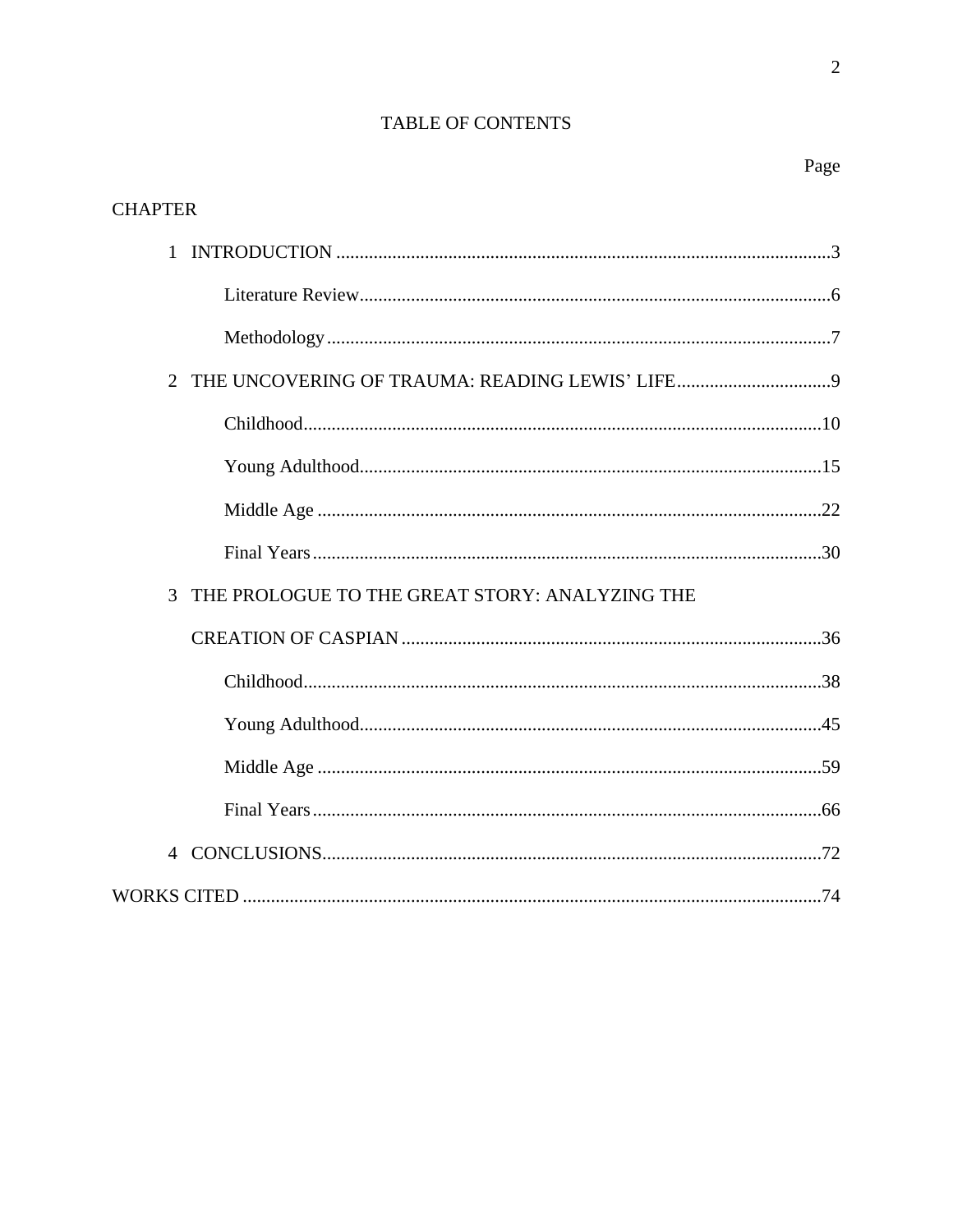# TABLE OF CONTENTS

Page

CHAPTER

1 INTRODUCTION ............................................................................................................3

- Literature Review.......................................................................................................6
- Methodology..............................................................................................................7

2 THE UNCOVERING OF TRAUMA: READING LEWIS' LIFE.................................9

- Childhood.................................................................................................................10
- Young Adulthood.....................................................................................................15
- Middle Age ..............................................................................................................22
- Final Years ...............................................................................................................30

3 THE PROLOGUE TO THE GREAT STORY: ANALYZING THE CREATION OF CASPIAN ...........................................................................................36

- Childhood.................................................................................................................38
- Young Adulthood.....................................................................................................45
- Middle Age ..............................................................................................................59
- Final Years ...............................................................................................................66

4 CONCLUSIONS............................................................................................................72

WORKS CITED ................................................................................................................74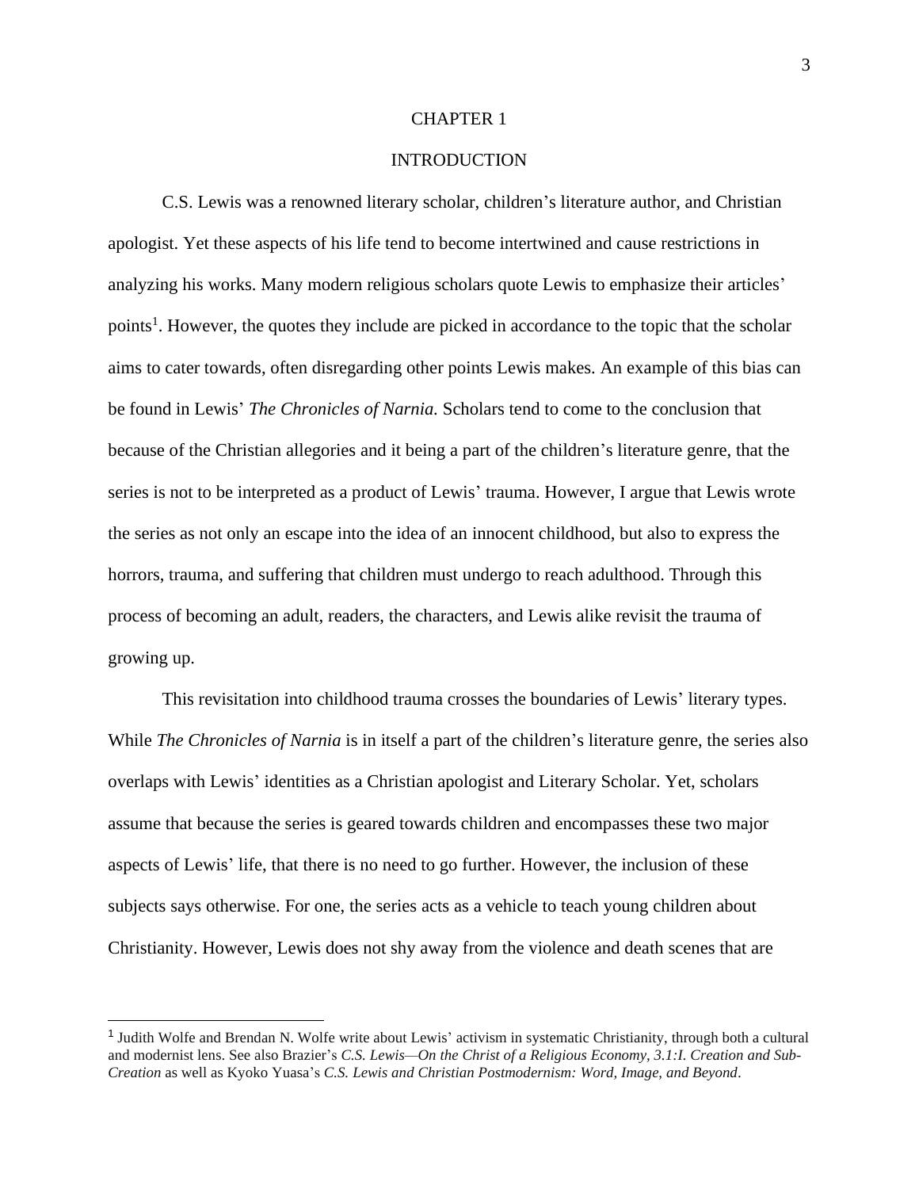# CHAPTER 1

## INTRODUCTION

C.S. Lewis was a renowned literary scholar, children's literature author, and Christian apologist. Yet these aspects of his life tend to become intertwined and cause restrictions in analyzing his works. Many modern religious scholars quote Lewis to emphasize their articles' points[1]. However, the quotes they include are picked in accordance to the topic that the scholar aims to cater towards, often disregarding other points Lewis makes. An example of this bias can be found in Lewis' *The Chronicles of Narnia.* Scholars tend to come to the conclusion that because of the Christian allegories and it being a part of the children's literature genre, that the series is not to be interpreted as a product of Lewis' trauma. However, I argue that Lewis wrote the series as not only an escape into the idea of an innocent childhood, but also to express the horrors, trauma, and suffering that children must undergo to reach adulthood. Through this process of becoming an adult, readers, the characters, and Lewis alike revisit the trauma of growing up.

This revisitation into childhood trauma crosses the boundaries of Lewis' literary types. While *The Chronicles of Narnia* is in itself a part of the children's literature genre, the series also overlaps with Lewis' identities as a Christian apologist and Literary Scholar. Yet, scholars assume that because the series is geared towards children and encompasses these two major aspects of Lewis' life, that there is no need to go further. However, the inclusion of these subjects says otherwise. For one, the series acts as a vehicle to teach young children about Christianity. However, Lewis does not shy away from the violence and death scenes that are

---

[1] Judith Wolfe and Brendan N. Wolfe write about Lewis' activism in systematic Christianity, through both a cultural and modernist lens. See also Brazier's *C.S. Lewis—On the Christ of a Religious Economy, 3.1:I. Creation and Sub-Creation* as well as Kyoko Yuasa's *C.S. Lewis and Christian Postmodernism: Word, Image, and Beyond*.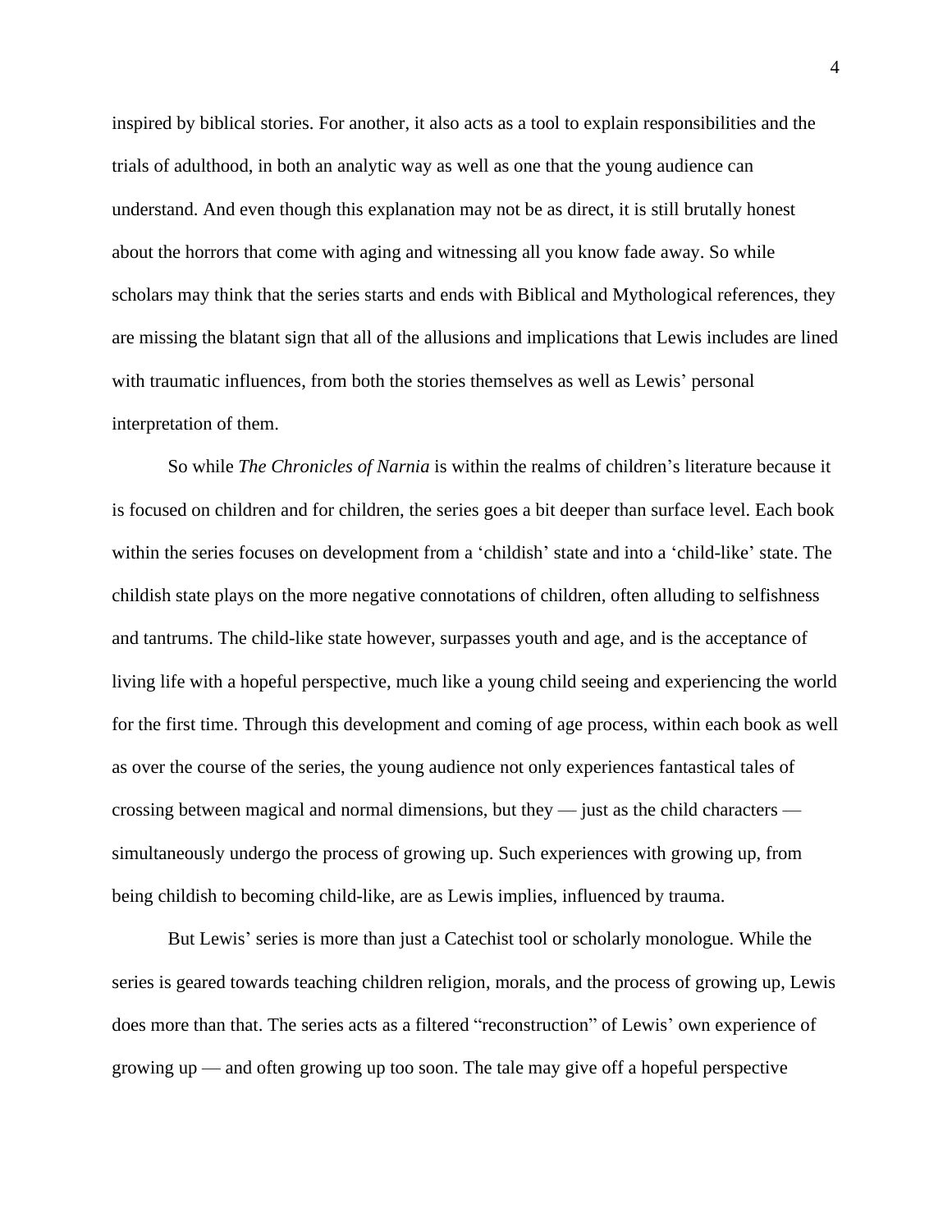inspired by biblical stories. For another, it also acts as a tool to explain responsibilities and the trials of adulthood, in both an analytic way as well as one that the young audience can understand. And even though this explanation may not be as direct, it is still brutally honest about the horrors that come with aging and witnessing all you know fade away. So while scholars may think that the series starts and ends with Biblical and Mythological references, they are missing the blatant sign that all of the allusions and implications that Lewis includes are lined with traumatic influences, from both the stories themselves as well as Lewis' personal interpretation of them.

So while *The Chronicles of Narnia* is within the realms of children's literature because it is focused on children and for children, the series goes a bit deeper than surface level. Each book within the series focuses on development from a 'childish' state and into a 'child-like' state. The childish state plays on the more negative connotations of children, often alluding to selfishness and tantrums. The child-like state however, surpasses youth and age, and is the acceptance of living life with a hopeful perspective, much like a young child seeing and experiencing the world for the first time. Through this development and coming of age process, within each book as well as over the course of the series, the young audience not only experiences fantastical tales of crossing between magical and normal dimensions, but they — just as the child characters — simultaneously undergo the process of growing up. Such experiences with growing up, from being childish to becoming child-like, are as Lewis implies, influenced by trauma.

But Lewis' series is more than just a Catechist tool or scholarly monologue. While the series is geared towards teaching children religion, morals, and the process of growing up, Lewis does more than that. The series acts as a filtered "reconstruction" of Lewis' own experience of growing up — and often growing up too soon. The tale may give off a hopeful perspective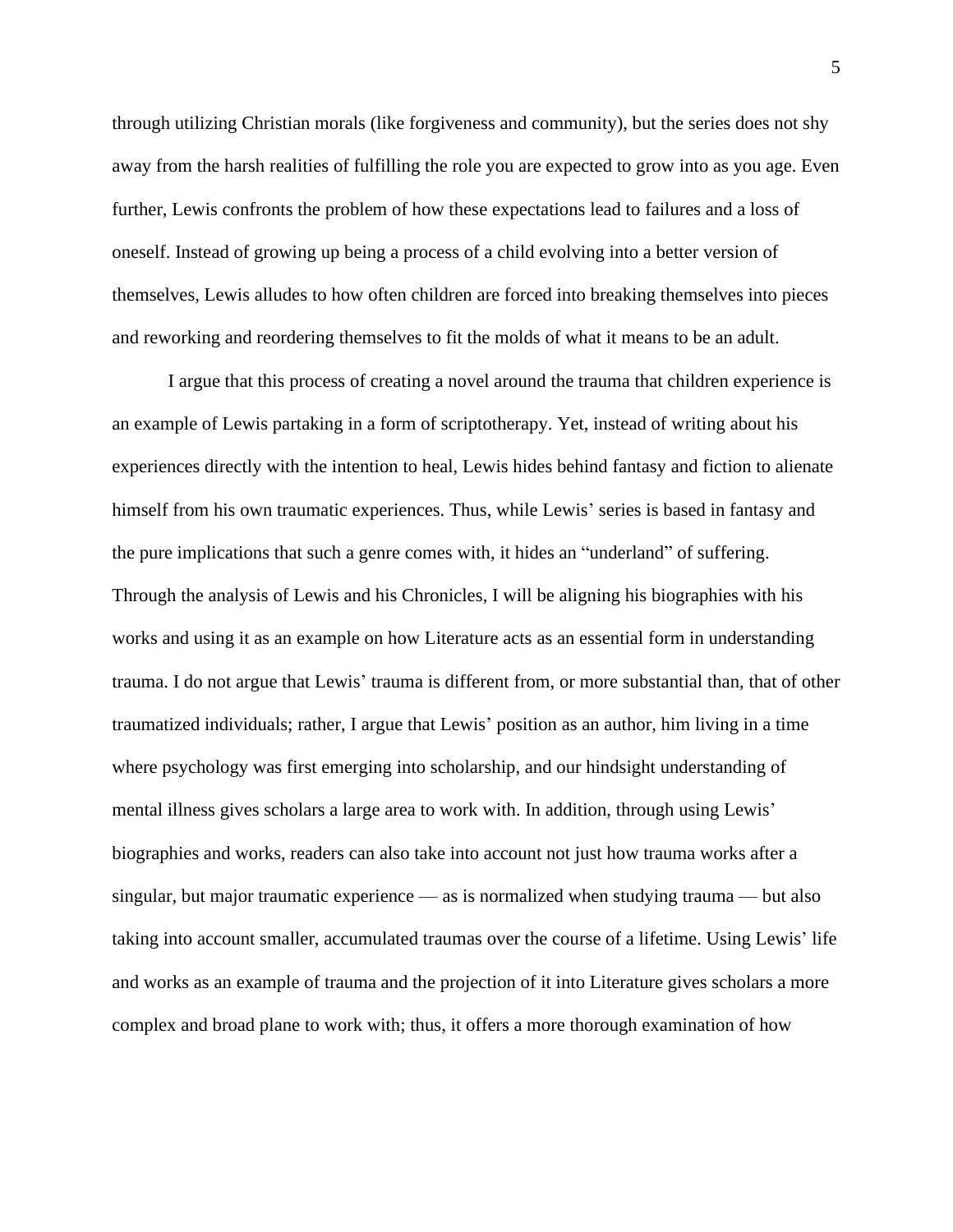through utilizing Christian morals (like forgiveness and community), but the series does not shy away from the harsh realities of fulfilling the role you are expected to grow into as you age. Even further, Lewis confronts the problem of how these expectations lead to failures and a loss of oneself. Instead of growing up being a process of a child evolving into a better version of themselves, Lewis alludes to how often children are forced into breaking themselves into pieces and reworking and reordering themselves to fit the molds of what it means to be an adult.

I argue that this process of creating a novel around the trauma that children experience is an example of Lewis partaking in a form of scriptotherapy. Yet, instead of writing about his experiences directly with the intention to heal, Lewis hides behind fantasy and fiction to alienate himself from his own traumatic experiences. Thus, while Lewis' series is based in fantasy and the pure implications that such a genre comes with, it hides an "underland" of suffering. Through the analysis of Lewis and his Chronicles, I will be aligning his biographies with his works and using it as an example on how Literature acts as an essential form in understanding trauma. I do not argue that Lewis' trauma is different from, or more substantial than, that of other traumatized individuals; rather, I argue that Lewis' position as an author, him living in a time where psychology was first emerging into scholarship, and our hindsight understanding of mental illness gives scholars a large area to work with. In addition, through using Lewis' biographies and works, readers can also take into account not just how trauma works after a singular, but major traumatic experience — as is normalized when studying trauma — but also taking into account smaller, accumulated traumas over the course of a lifetime. Using Lewis' life and works as an example of trauma and the projection of it into Literature gives scholars a more complex and broad plane to work with; thus, it offers a more thorough examination of how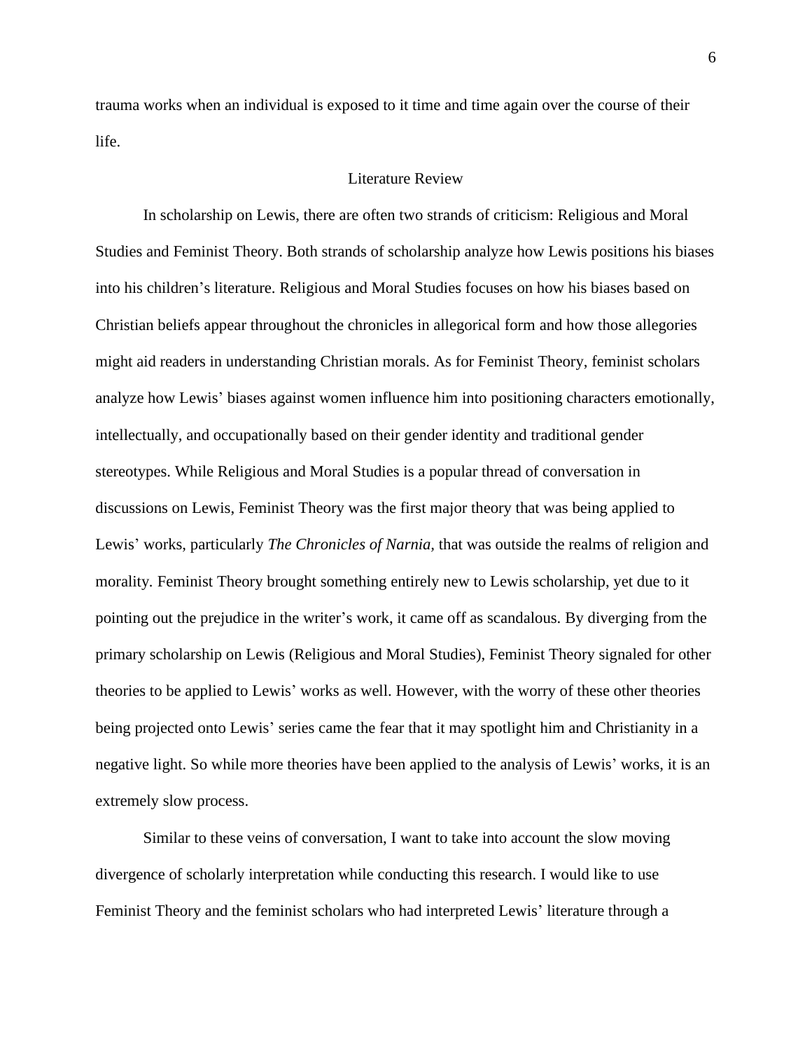trauma works when an individual is exposed to it time and time again over the course of their life.

## Literature Review

In scholarship on Lewis, there are often two strands of criticism: Religious and Moral Studies and Feminist Theory. Both strands of scholarship analyze how Lewis positions his biases into his children's literature. Religious and Moral Studies focuses on how his biases based on Christian beliefs appear throughout the chronicles in allegorical form and how those allegories might aid readers in understanding Christian morals. As for Feminist Theory, feminist scholars analyze how Lewis' biases against women influence him into positioning characters emotionally, intellectually, and occupationally based on their gender identity and traditional gender stereotypes. While Religious and Moral Studies is a popular thread of conversation in discussions on Lewis, Feminist Theory was the first major theory that was being applied to Lewis' works, particularly *The Chronicles of Narnia,* that was outside the realms of religion and morality. Feminist Theory brought something entirely new to Lewis scholarship, yet due to it pointing out the prejudice in the writer's work, it came off as scandalous. By diverging from the primary scholarship on Lewis (Religious and Moral Studies), Feminist Theory signaled for other theories to be applied to Lewis' works as well. However, with the worry of these other theories being projected onto Lewis' series came the fear that it may spotlight him and Christianity in a negative light. So while more theories have been applied to the analysis of Lewis' works, it is an extremely slow process.

Similar to these veins of conversation, I want to take into account the slow moving divergence of scholarly interpretation while conducting this research. I would like to use Feminist Theory and the feminist scholars who had interpreted Lewis' literature through a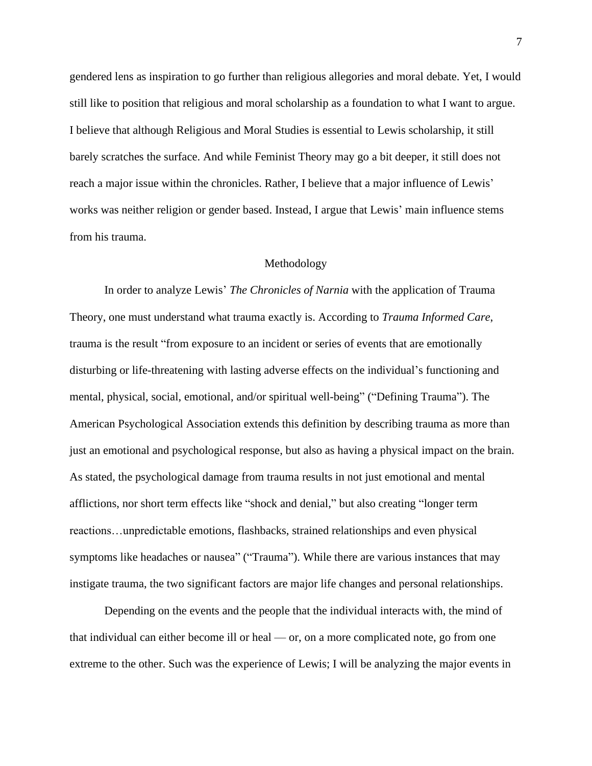gendered lens as inspiration to go further than religious allegories and moral debate. Yet, I would still like to position that religious and moral scholarship as a foundation to what I want to argue. I believe that although Religious and Moral Studies is essential to Lewis scholarship, it still barely scratches the surface. And while Feminist Theory may go a bit deeper, it still does not reach a major issue within the chronicles. Rather, I believe that a major influence of Lewis' works was neither religion or gender based. Instead, I argue that Lewis' main influence stems from his trauma.

## Methodology

In order to analyze Lewis' *The Chronicles of Narnia* with the application of Trauma Theory, one must understand what trauma exactly is. According to *Trauma Informed Care*, trauma is the result "from exposure to an incident or series of events that are emotionally disturbing or life-threatening with lasting adverse effects on the individual's functioning and mental, physical, social, emotional, and/or spiritual well-being" ("Defining Trauma"). The American Psychological Association extends this definition by describing trauma as more than just an emotional and psychological response, but also as having a physical impact on the brain. As stated, the psychological damage from trauma results in not just emotional and mental afflictions, nor short term effects like "shock and denial," but also creating "longer term reactions…unpredictable emotions, flashbacks, strained relationships and even physical symptoms like headaches or nausea" ("Trauma"). While there are various instances that may instigate trauma, the two significant factors are major life changes and personal relationships.

Depending on the events and the people that the individual interacts with, the mind of that individual can either become ill or heal — or, on a more complicated note, go from one extreme to the other. Such was the experience of Lewis; I will be analyzing the major events in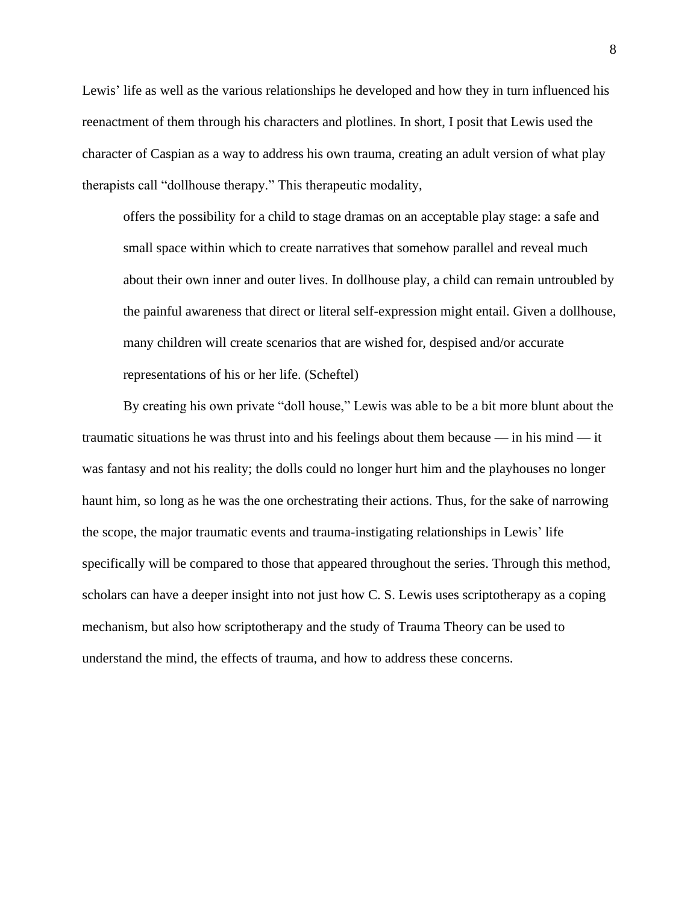Lewis' life as well as the various relationships he developed and how they in turn influenced his reenactment of them through his characters and plotlines. In short, I posit that Lewis used the character of Caspian as a way to address his own trauma, creating an adult version of what play therapists call "dollhouse therapy." This therapeutic modality,

> offers the possibility for a child to stage dramas on an acceptable play stage: a safe and small space within which to create narratives that somehow parallel and reveal much about their own inner and outer lives. In dollhouse play, a child can remain untroubled by the painful awareness that direct or literal self-expression might entail. Given a dollhouse, many children will create scenarios that are wished for, despised and/or accurate representations of his or her life. (Scheftel)

By creating his own private "doll house," Lewis was able to be a bit more blunt about the traumatic situations he was thrust into and his feelings about them because — in his mind — it was fantasy and not his reality; the dolls could no longer hurt him and the playhouses no longer haunt him, so long as he was the one orchestrating their actions. Thus, for the sake of narrowing the scope, the major traumatic events and trauma-instigating relationships in Lewis' life specifically will be compared to those that appeared throughout the series. Through this method, scholars can have a deeper insight into not just how C. S. Lewis uses scriptotherapy as a coping mechanism, but also how scriptotherapy and the study of Trauma Theory can be used to understand the mind, the effects of trauma, and how to address these concerns.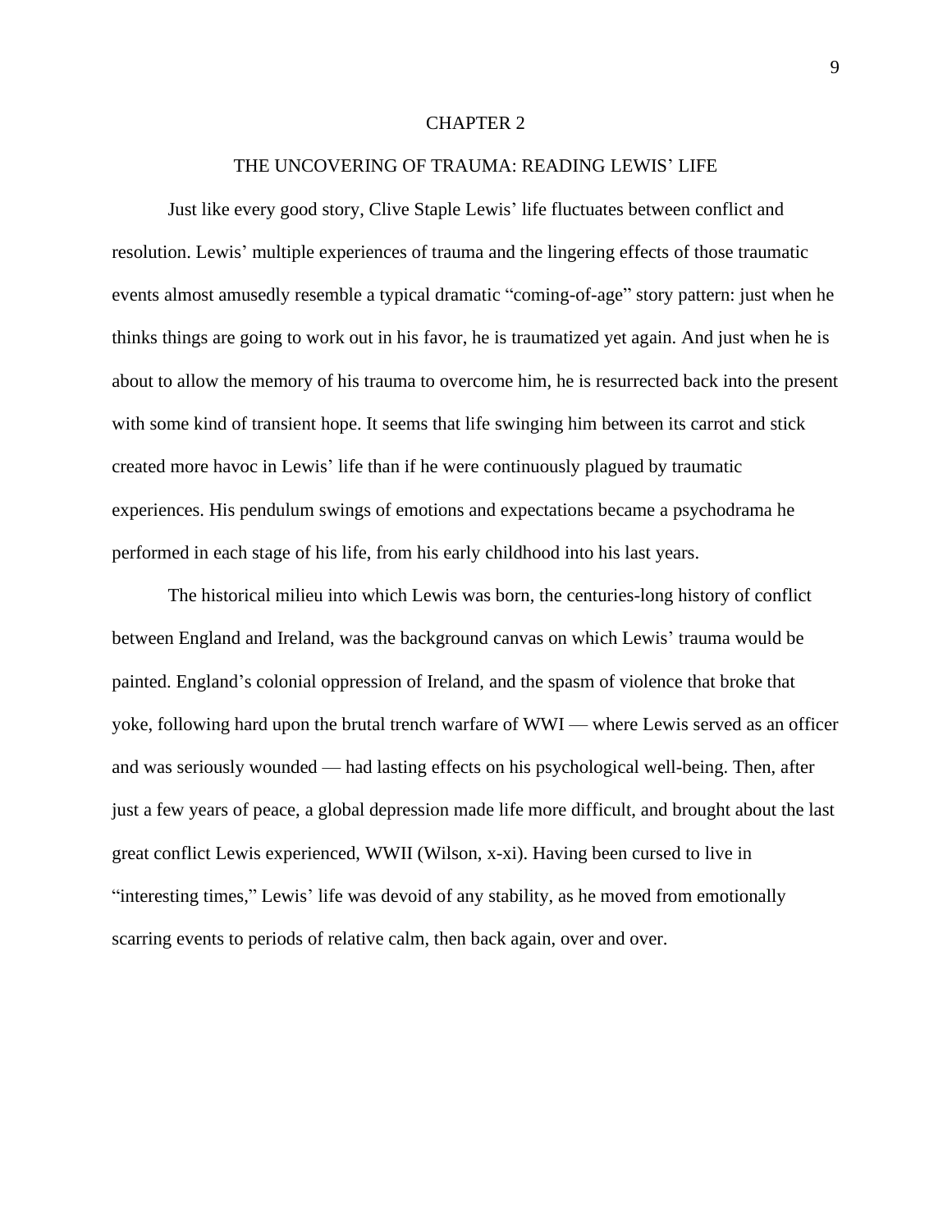# CHAPTER 2

## THE UNCOVERING OF TRAUMA: READING LEWIS' LIFE

Just like every good story, Clive Staple Lewis' life fluctuates between conflict and resolution. Lewis' multiple experiences of trauma and the lingering effects of those traumatic events almost amusedly resemble a typical dramatic "coming-of-age" story pattern: just when he thinks things are going to work out in his favor, he is traumatized yet again. And just when he is about to allow the memory of his trauma to overcome him, he is resurrected back into the present with some kind of transient hope. It seems that life swinging him between its carrot and stick created more havoc in Lewis' life than if he were continuously plagued by traumatic experiences. His pendulum swings of emotions and expectations became a psychodrama he performed in each stage of his life, from his early childhood into his last years.

The historical milieu into which Lewis was born, the centuries-long history of conflict between England and Ireland, was the background canvas on which Lewis' trauma would be painted. England's colonial oppression of Ireland, and the spasm of violence that broke that yoke, following hard upon the brutal trench warfare of WWI — where Lewis served as an officer and was seriously wounded — had lasting effects on his psychological well-being. Then, after just a few years of peace, a global depression made life more difficult, and brought about the last great conflict Lewis experienced, WWII (Wilson, x-xi). Having been cursed to live in "interesting times," Lewis' life was devoid of any stability, as he moved from emotionally scarring events to periods of relative calm, then back again, over and over.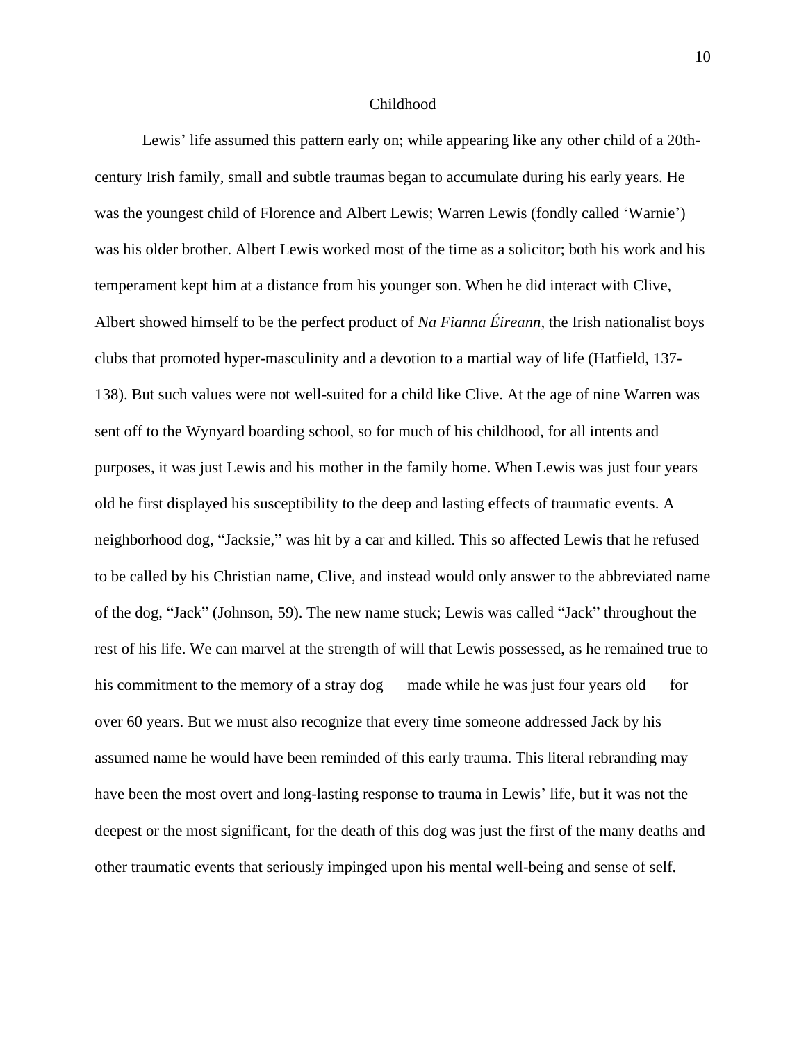## Childhood

Lewis' life assumed this pattern early on; while appearing like any other child of a 20th-century Irish family, small and subtle traumas began to accumulate during his early years. He was the youngest child of Florence and Albert Lewis; Warren Lewis (fondly called 'Warnie') was his older brother. Albert Lewis worked most of the time as a solicitor; both his work and his temperament kept him at a distance from his younger son. When he did interact with Clive, Albert showed himself to be the perfect product of *Na Fianna Éireann*, the Irish nationalist boys clubs that promoted hyper-masculinity and a devotion to a martial way of life (Hatfield, 137-138). But such values were not well-suited for a child like Clive. At the age of nine Warren was sent off to the Wynyard boarding school, so for much of his childhood, for all intents and purposes, it was just Lewis and his mother in the family home. When Lewis was just four years old he first displayed his susceptibility to the deep and lasting effects of traumatic events. A neighborhood dog, "Jacksie," was hit by a car and killed. This so affected Lewis that he refused to be called by his Christian name, Clive, and instead would only answer to the abbreviated name of the dog, "Jack" (Johnson, 59). The new name stuck; Lewis was called "Jack" throughout the rest of his life. We can marvel at the strength of will that Lewis possessed, as he remained true to his commitment to the memory of a stray dog — made while he was just four years old — for over 60 years. But we must also recognize that every time someone addressed Jack by his assumed name he would have been reminded of this early trauma. This literal rebranding may have been the most overt and long-lasting response to trauma in Lewis' life, but it was not the deepest or the most significant, for the death of this dog was just the first of the many deaths and other traumatic events that seriously impinged upon his mental well-being and sense of self.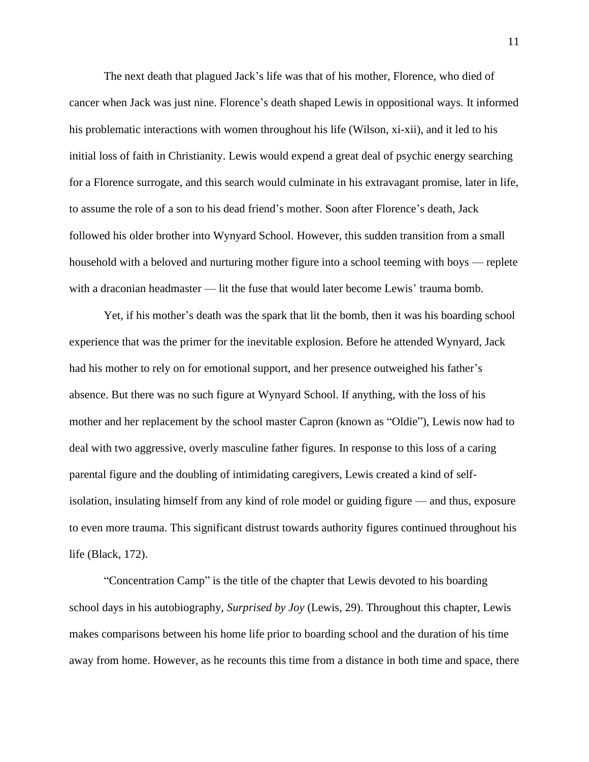The next death that plagued Jack's life was that of his mother, Florence, who died of cancer when Jack was just nine. Florence's death shaped Lewis in oppositional ways. It informed his problematic interactions with women throughout his life (Wilson, xi-xii), and it led to his initial loss of faith in Christianity. Lewis would expend a great deal of psychic energy searching for a Florence surrogate, and this search would culminate in his extravagant promise, later in life, to assume the role of a son to his dead friend's mother. Soon after Florence's death, Jack followed his older brother into Wynyard School. However, this sudden transition from a small household with a beloved and nurturing mother figure into a school teeming with boys — replete with a draconian headmaster — lit the fuse that would later become Lewis' trauma bomb.

Yet, if his mother's death was the spark that lit the bomb, then it was his boarding school experience that was the primer for the inevitable explosion. Before he attended Wynyard, Jack had his mother to rely on for emotional support, and her presence outweighed his father's absence. But there was no such figure at Wynyard School. If anything, with the loss of his mother and her replacement by the school master Capron (known as "Oldie"), Lewis now had to deal with two aggressive, overly masculine father figures. In response to this loss of a caring parental figure and the doubling of intimidating caregivers, Lewis created a kind of self-isolation, insulating himself from any kind of role model or guiding figure — and thus, exposure to even more trauma. This significant distrust towards authority figures continued throughout his life (Black, 172).

"Concentration Camp" is the title of the chapter that Lewis devoted to his boarding school days in his autobiography, *Surprised by Joy* (Lewis, 29). Throughout this chapter, Lewis makes comparisons between his home life prior to boarding school and the duration of his time away from home. However, as he recounts this time from a distance in both time and space, there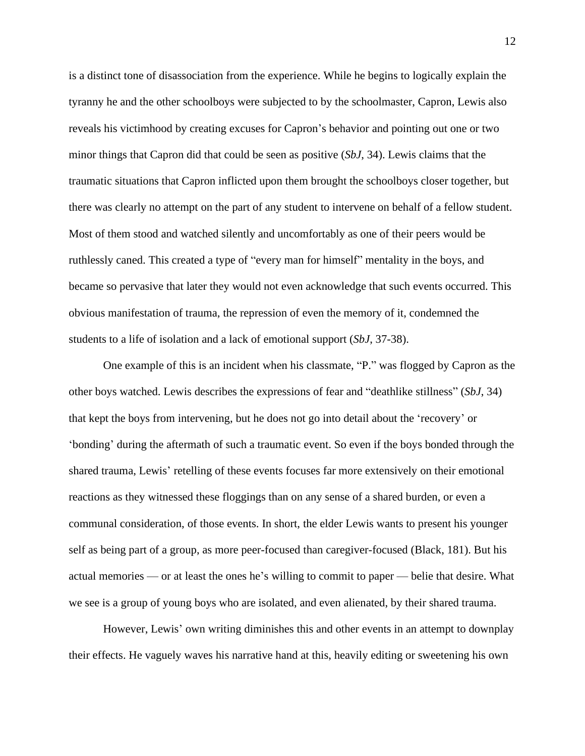is a distinct tone of disassociation from the experience. While he begins to logically explain the tyranny he and the other schoolboys were subjected to by the schoolmaster, Capron, Lewis also reveals his victimhood by creating excuses for Capron's behavior and pointing out one or two minor things that Capron did that could be seen as positive (*SbJ*, 34). Lewis claims that the traumatic situations that Capron inflicted upon them brought the schoolboys closer together, but there was clearly no attempt on the part of any student to intervene on behalf of a fellow student. Most of them stood and watched silently and uncomfortably as one of their peers would be ruthlessly caned. This created a type of "every man for himself" mentality in the boys, and became so pervasive that later they would not even acknowledge that such events occurred. This obvious manifestation of trauma, the repression of even the memory of it, condemned the students to a life of isolation and a lack of emotional support (*SbJ*, 37-38).

One example of this is an incident when his classmate, "P." was flogged by Capron as the other boys watched. Lewis describes the expressions of fear and "deathlike stillness" (*SbJ*, 34) that kept the boys from intervening, but he does not go into detail about the 'recovery' or 'bonding' during the aftermath of such a traumatic event. So even if the boys bonded through the shared trauma, Lewis' retelling of these events focuses far more extensively on their emotional reactions as they witnessed these floggings than on any sense of a shared burden, or even a communal consideration, of those events. In short, the elder Lewis wants to present his younger self as being part of a group, as more peer-focused than caregiver-focused (Black, 181). But his actual memories — or at least the ones he's willing to commit to paper — belie that desire. What we see is a group of young boys who are isolated, and even alienated, by their shared trauma.

However, Lewis' own writing diminishes this and other events in an attempt to downplay their effects. He vaguely waves his narrative hand at this, heavily editing or sweetening his own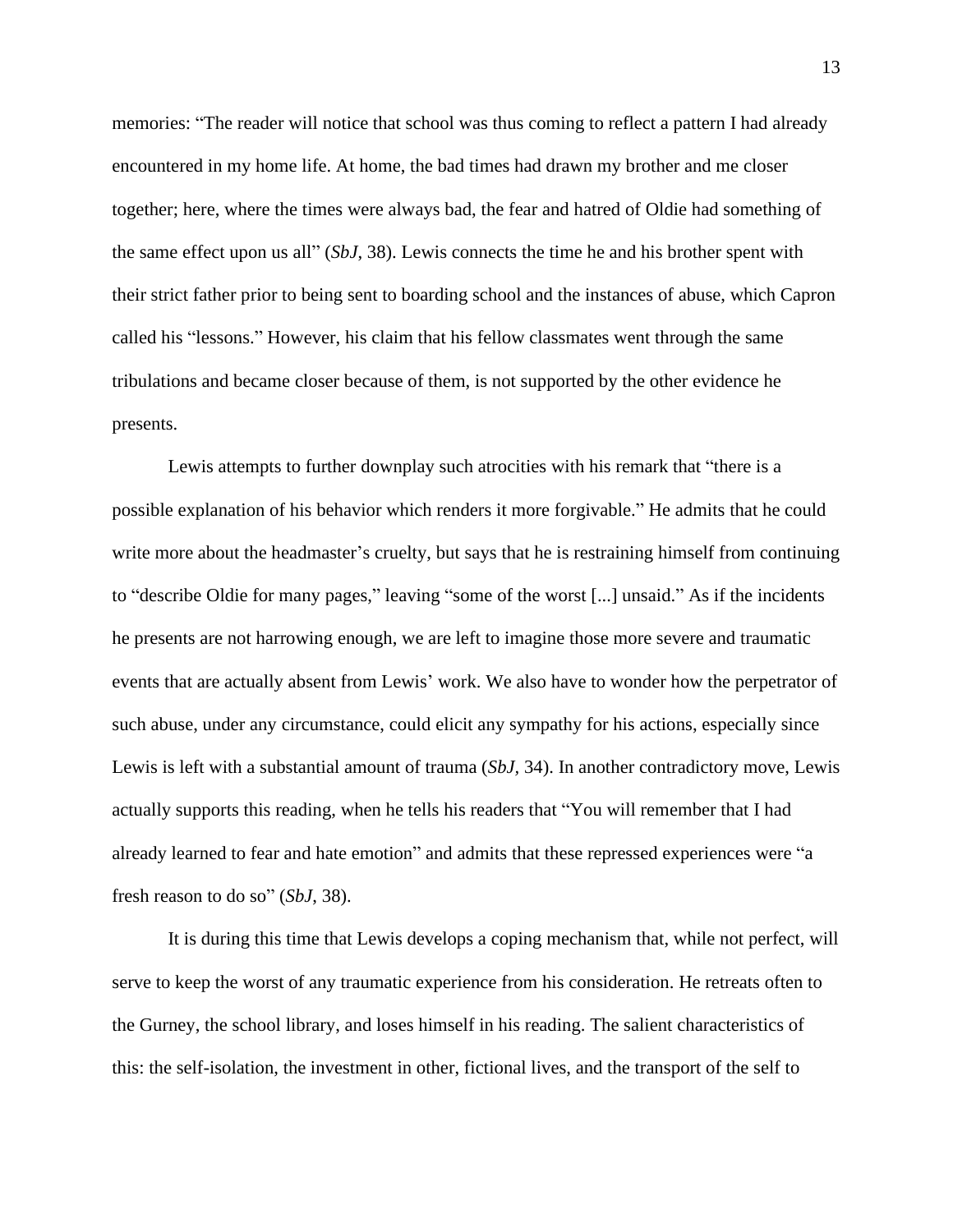memories: “The reader will notice that school was thus coming to reflect a pattern I had already encountered in my home life. At home, the bad times had drawn my brother and me closer together; here, where the times were always bad, the fear and hatred of Oldie had something of the same effect upon us all” (*SbJ*, 38). Lewis connects the time he and his brother spent with their strict father prior to being sent to boarding school and the instances of abuse, which Capron called his “lessons.” However, his claim that his fellow classmates went through the same tribulations and became closer because of them, is not supported by the other evidence he presents.

Lewis attempts to further downplay such atrocities with his remark that “there is a possible explanation of his behavior which renders it more forgivable.” He admits that he could write more about the headmaster’s cruelty, but says that he is restraining himself from continuing to “describe Oldie for many pages,” leaving “some of the worst [...] unsaid.” As if the incidents he presents are not harrowing enough, we are left to imagine those more severe and traumatic events that are actually absent from Lewis’ work. We also have to wonder how the perpetrator of such abuse, under any circumstance, could elicit any sympathy for his actions, especially since Lewis is left with a substantial amount of trauma (*SbJ*, 34). In another contradictory move, Lewis actually supports this reading, when he tells his readers that “You will remember that I had already learned to fear and hate emotion” and admits that these repressed experiences were “a fresh reason to do so” (*SbJ*, 38).

It is during this time that Lewis develops a coping mechanism that, while not perfect, will serve to keep the worst of any traumatic experience from his consideration. He retreats often to the Gurney, the school library, and loses himself in his reading. The salient characteristics of this: the self-isolation, the investment in other, fictional lives, and the transport of the self to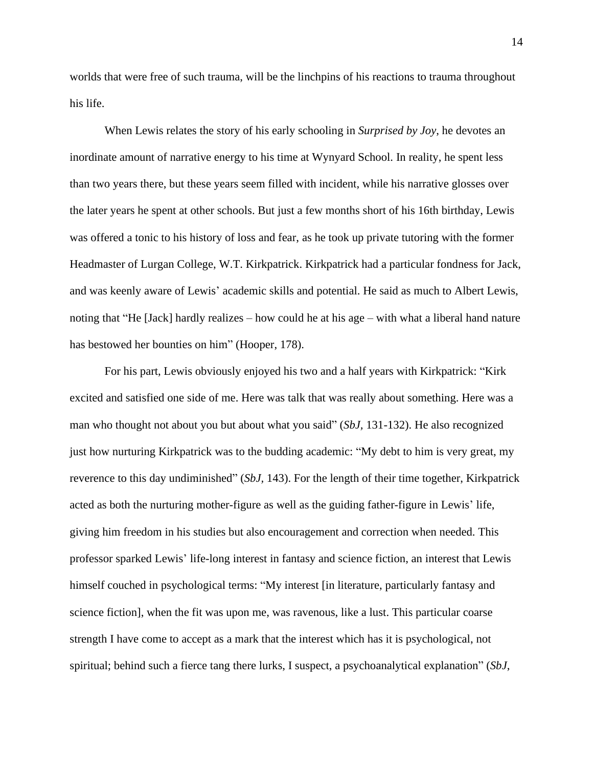worlds that were free of such trauma, will be the linchpins of his reactions to trauma throughout his life.

When Lewis relates the story of his early schooling in *Surprised by Joy*, he devotes an inordinate amount of narrative energy to his time at Wynyard School. In reality, he spent less than two years there, but these years seem filled with incident, while his narrative glosses over the later years he spent at other schools. But just a few months short of his 16th birthday, Lewis was offered a tonic to his history of loss and fear, as he took up private tutoring with the former Headmaster of Lurgan College, W.T. Kirkpatrick. Kirkpatrick had a particular fondness for Jack, and was keenly aware of Lewis' academic skills and potential. He said as much to Albert Lewis, noting that "He [Jack] hardly realizes – how could he at his age – with what a liberal hand nature has bestowed her bounties on him" (Hooper, 178).

For his part, Lewis obviously enjoyed his two and a half years with Kirkpatrick: "Kirk excited and satisfied one side of me. Here was talk that was really about something. Here was a man who thought not about you but about what you said" (*SbJ,* 131-132). He also recognized just how nurturing Kirkpatrick was to the budding academic: "My debt to him is very great, my reverence to this day undiminished" (*SbJ,* 143). For the length of their time together, Kirkpatrick acted as both the nurturing mother-figure as well as the guiding father-figure in Lewis' life, giving him freedom in his studies but also encouragement and correction when needed. This professor sparked Lewis' life-long interest in fantasy and science fiction, an interest that Lewis himself couched in psychological terms: "My interest [in literature, particularly fantasy and science fiction], when the fit was upon me, was ravenous, like a lust. This particular coarse strength I have come to accept as a mark that the interest which has it is psychological, not spiritual; behind such a fierce tang there lurks, I suspect, a psychoanalytical explanation" (*SbJ,*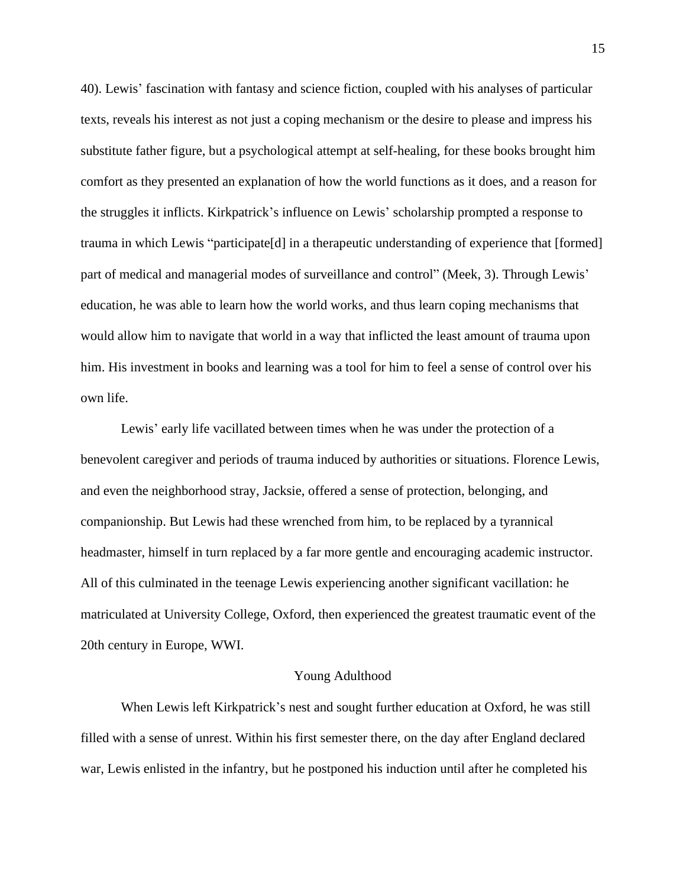40). Lewis' fascination with fantasy and science fiction, coupled with his analyses of particular texts, reveals his interest as not just a coping mechanism or the desire to please and impress his substitute father figure, but a psychological attempt at self-healing, for these books brought him comfort as they presented an explanation of how the world functions as it does, and a reason for the struggles it inflicts. Kirkpatrick's influence on Lewis' scholarship prompted a response to trauma in which Lewis "participate[d] in a therapeutic understanding of experience that [formed] part of medical and managerial modes of surveillance and control" (Meek, 3). Through Lewis' education, he was able to learn how the world works, and thus learn coping mechanisms that would allow him to navigate that world in a way that inflicted the least amount of trauma upon him. His investment in books and learning was a tool for him to feel a sense of control over his own life.

Lewis' early life vacillated between times when he was under the protection of a benevolent caregiver and periods of trauma induced by authorities or situations. Florence Lewis, and even the neighborhood stray, Jacksie, offered a sense of protection, belonging, and companionship. But Lewis had these wrenched from him, to be replaced by a tyrannical headmaster, himself in turn replaced by a far more gentle and encouraging academic instructor. All of this culminated in the teenage Lewis experiencing another significant vacillation: he matriculated at University College, Oxford, then experienced the greatest traumatic event of the 20th century in Europe, WWI.

## Young Adulthood

When Lewis left Kirkpatrick's nest and sought further education at Oxford, he was still filled with a sense of unrest. Within his first semester there, on the day after England declared war, Lewis enlisted in the infantry, but he postponed his induction until after he completed his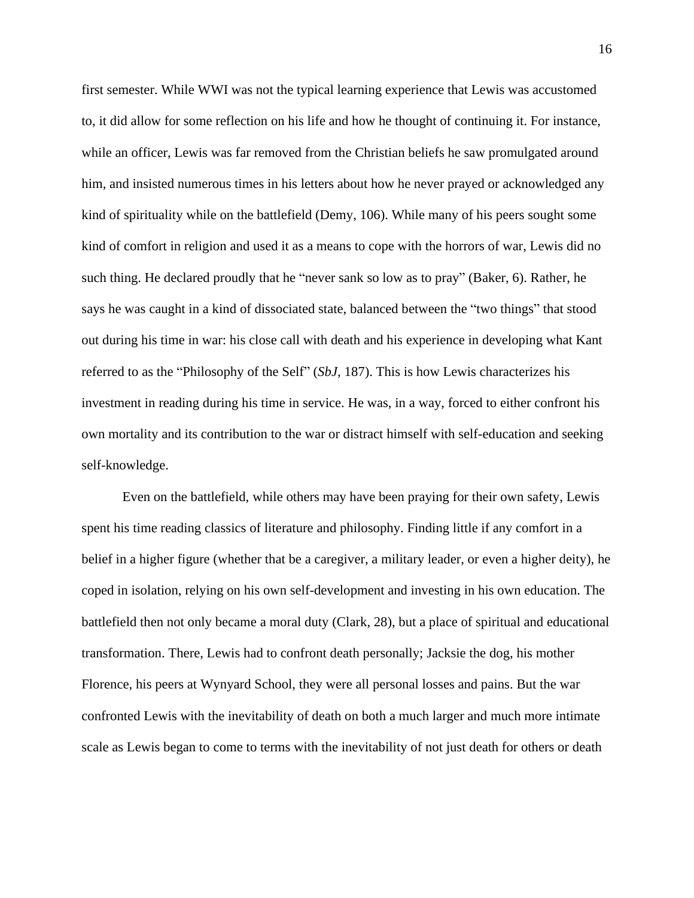first semester. While WWI was not the typical learning experience that Lewis was accustomed to, it did allow for some reflection on his life and how he thought of continuing it. For instance, while an officer, Lewis was far removed from the Christian beliefs he saw promulgated around him, and insisted numerous times in his letters about how he never prayed or acknowledged any kind of spirituality while on the battlefield (Demy, 106). While many of his peers sought some kind of comfort in religion and used it as a means to cope with the horrors of war, Lewis did no such thing. He declared proudly that he "never sank so low as to pray" (Baker, 6). Rather, he says he was caught in a kind of dissociated state, balanced between the "two things" that stood out during his time in war: his close call with death and his experience in developing what Kant referred to as the "Philosophy of the Self" (*SbJ*, 187). This is how Lewis characterizes his investment in reading during his time in service. He was, in a way, forced to either confront his own mortality and its contribution to the war or distract himself with self-education and seeking self-knowledge.

Even on the battlefield, while others may have been praying for their own safety, Lewis spent his time reading classics of literature and philosophy. Finding little if any comfort in a belief in a higher figure (whether that be a caregiver, a military leader, or even a higher deity), he coped in isolation, relying on his own self-development and investing in his own education. The battlefield then not only became a moral duty (Clark, 28), but a place of spiritual and educational transformation. There, Lewis had to confront death personally; Jacksie the dog, his mother Florence, his peers at Wynyard School, they were all personal losses and pains. But the war confronted Lewis with the inevitability of death on both a much larger and much more intimate scale as Lewis began to come to terms with the inevitability of not just death for others or death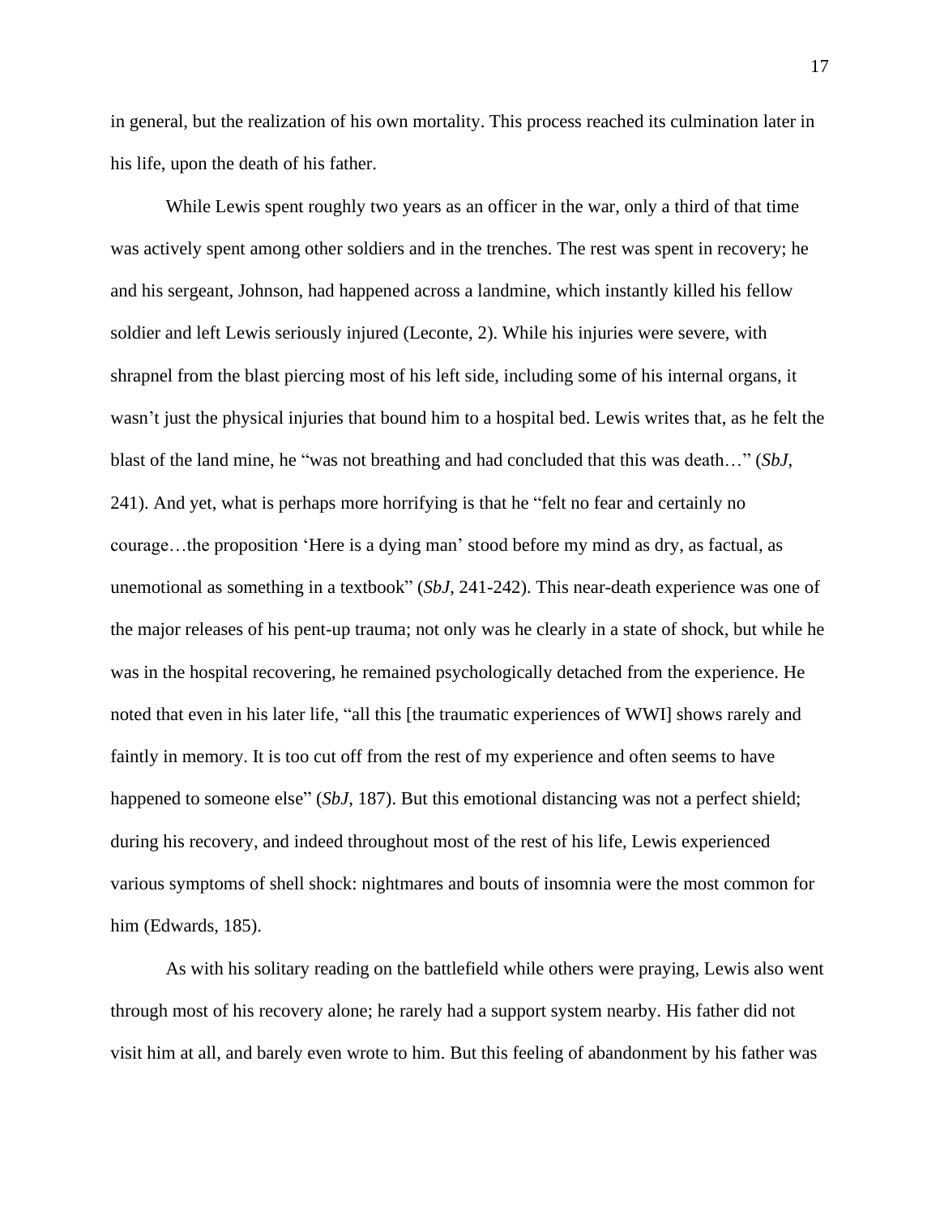in general, but the realization of his own mortality. This process reached its culmination later in his life, upon the death of his father.

While Lewis spent roughly two years as an officer in the war, only a third of that time was actively spent among other soldiers and in the trenches. The rest was spent in recovery; he and his sergeant, Johnson, had happened across a landmine, which instantly killed his fellow soldier and left Lewis seriously injured (Leconte, 2). While his injuries were severe, with shrapnel from the blast piercing most of his left side, including some of his internal organs, it wasn't just the physical injuries that bound him to a hospital bed. Lewis writes that, as he felt the blast of the land mine, he "was not breathing and had concluded that this was death…" (*SbJ*, 241). And yet, what is perhaps more horrifying is that he "felt no fear and certainly no courage…the proposition 'Here is a dying man' stood before my mind as dry, as factual, as unemotional as something in a textbook" (*SbJ*, 241-242). This near-death experience was one of the major releases of his pent-up trauma; not only was he clearly in a state of shock, but while he was in the hospital recovering, he remained psychologically detached from the experience. He noted that even in his later life, "all this [the traumatic experiences of WWI] shows rarely and faintly in memory. It is too cut off from the rest of my experience and often seems to have happened to someone else" (*SbJ*, 187). But this emotional distancing was not a perfect shield; during his recovery, and indeed throughout most of the rest of his life, Lewis experienced various symptoms of shell shock: nightmares and bouts of insomnia were the most common for him (Edwards, 185).

As with his solitary reading on the battlefield while others were praying, Lewis also went through most of his recovery alone; he rarely had a support system nearby. His father did not visit him at all, and barely even wrote to him. But this feeling of abandonment by his father was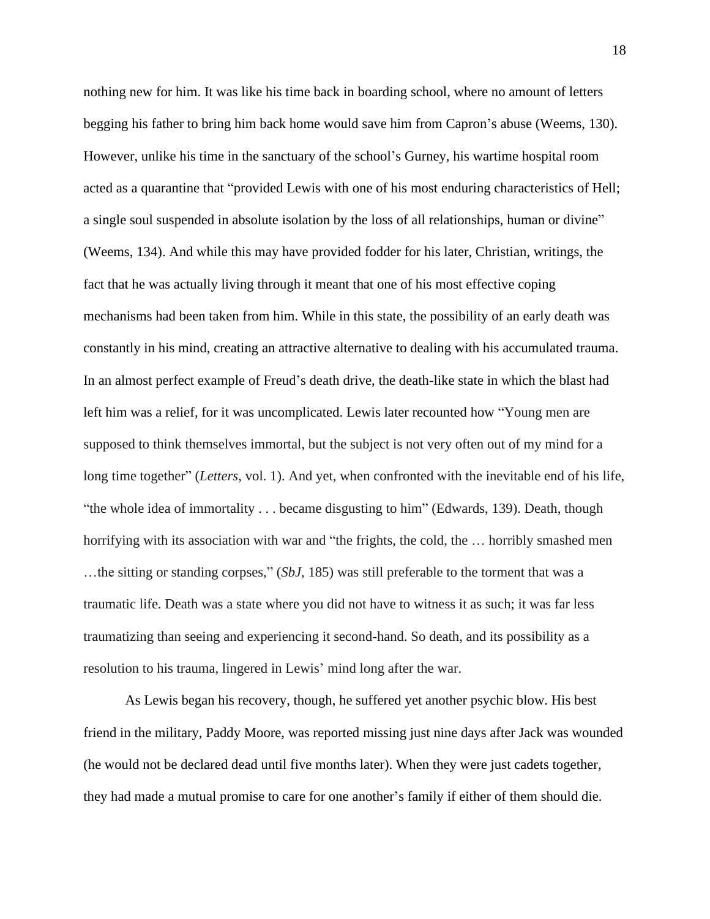nothing new for him. It was like his time back in boarding school, where no amount of letters begging his father to bring him back home would save him from Capron's abuse (Weems, 130). However, unlike his time in the sanctuary of the school's Gurney, his wartime hospital room acted as a quarantine that "provided Lewis with one of his most enduring characteristics of Hell; a single soul suspended in absolute isolation by the loss of all relationships, human or divine" (Weems, 134). And while this may have provided fodder for his later, Christian, writings, the fact that he was actually living through it meant that one of his most effective coping mechanisms had been taken from him. While in this state, the possibility of an early death was constantly in his mind, creating an attractive alternative to dealing with his accumulated trauma. In an almost perfect example of Freud's death drive, the death-like state in which the blast had left him was a relief, for it was uncomplicated. Lewis later recounted how "Young men are supposed to think themselves immortal, but the subject is not very often out of my mind for a long time together" (*Letters*, vol. 1). And yet, when confronted with the inevitable end of his life, "the whole idea of immortality . . . became disgusting to him" (Edwards, 139). Death, though horrifying with its association with war and "the frights, the cold, the … horribly smashed men …the sitting or standing corpses," (*SbJ*, 185) was still preferable to the torment that was a traumatic life. Death was a state where you did not have to witness it as such; it was far less traumatizing than seeing and experiencing it second-hand. So death, and its possibility as a resolution to his trauma, lingered in Lewis' mind long after the war.

As Lewis began his recovery, though, he suffered yet another psychic blow. His best friend in the military, Paddy Moore, was reported missing just nine days after Jack was wounded (he would not be declared dead until five months later). When they were just cadets together, they had made a mutual promise to care for one another's family if either of them should die.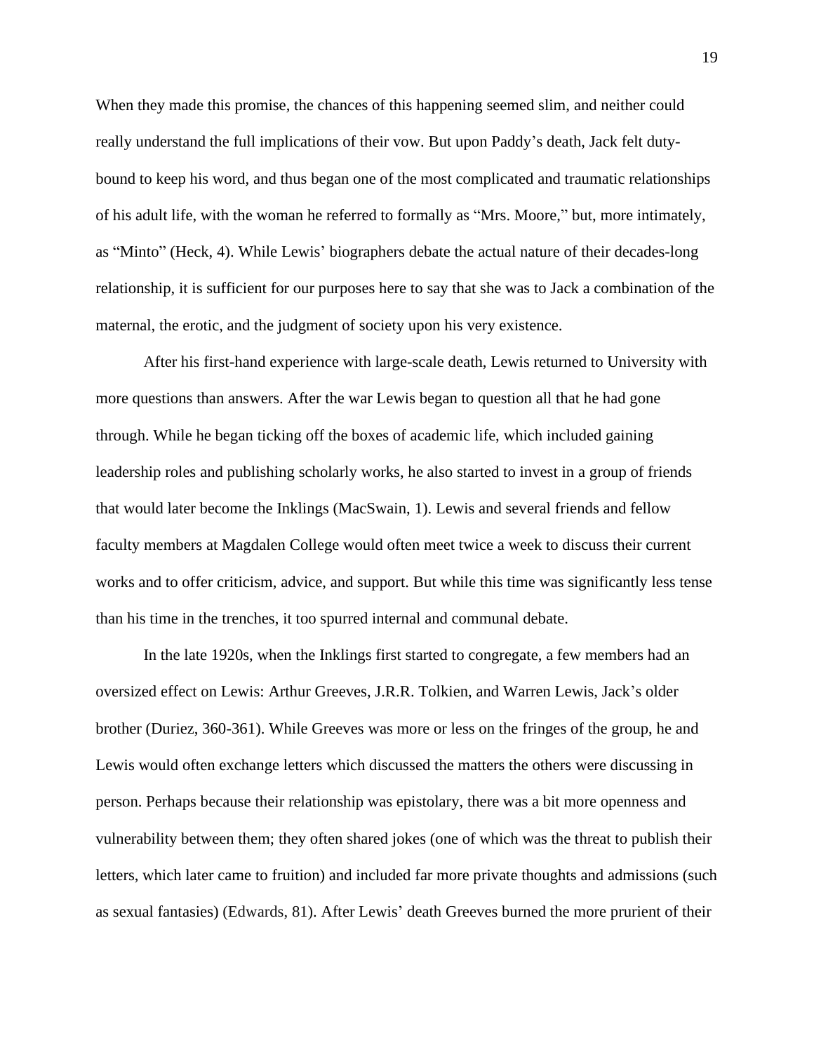When they made this promise, the chances of this happening seemed slim, and neither could really understand the full implications of their vow. But upon Paddy's death, Jack felt duty-bound to keep his word, and thus began one of the most complicated and traumatic relationships of his adult life, with the woman he referred to formally as "Mrs. Moore," but, more intimately, as "Minto" (Heck, 4). While Lewis' biographers debate the actual nature of their decades-long relationship, it is sufficient for our purposes here to say that she was to Jack a combination of the maternal, the erotic, and the judgment of society upon his very existence.

After his first-hand experience with large-scale death, Lewis returned to University with more questions than answers. After the war Lewis began to question all that he had gone through. While he began ticking off the boxes of academic life, which included gaining leadership roles and publishing scholarly works, he also started to invest in a group of friends that would later become the Inklings (MacSwain, 1). Lewis and several friends and fellow faculty members at Magdalen College would often meet twice a week to discuss their current works and to offer criticism, advice, and support. But while this time was significantly less tense than his time in the trenches, it too spurred internal and communal debate.

In the late 1920s, when the Inklings first started to congregate, a few members had an oversized effect on Lewis: Arthur Greeves, J.R.R. Tolkien, and Warren Lewis, Jack's older brother (Duriez, 360-361). While Greeves was more or less on the fringes of the group, he and Lewis would often exchange letters which discussed the matters the others were discussing in person. Perhaps because their relationship was epistolary, there was a bit more openness and vulnerability between them; they often shared jokes (one of which was the threat to publish their letters, which later came to fruition) and included far more private thoughts and admissions (such as sexual fantasies) (Edwards, 81). After Lewis' death Greeves burned the more prurient of their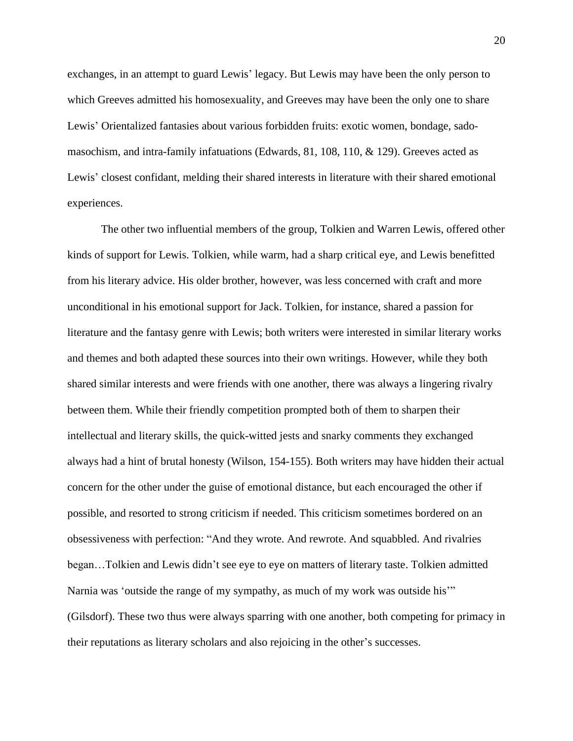exchanges, in an attempt to guard Lewis' legacy. But Lewis may have been the only person to which Greeves admitted his homosexuality, and Greeves may have been the only one to share Lewis' Orientalized fantasies about various forbidden fruits: exotic women, bondage, sado-masochism, and intra-family infatuations (Edwards, 81, 108, 110, & 129). Greeves acted as Lewis' closest confidant, melding their shared interests in literature with their shared emotional experiences.

The other two influential members of the group, Tolkien and Warren Lewis, offered other kinds of support for Lewis. Tolkien, while warm, had a sharp critical eye, and Lewis benefitted from his literary advice. His older brother, however, was less concerned with craft and more unconditional in his emotional support for Jack. Tolkien, for instance, shared a passion for literature and the fantasy genre with Lewis; both writers were interested in similar literary works and themes and both adapted these sources into their own writings. However, while they both shared similar interests and were friends with one another, there was always a lingering rivalry between them. While their friendly competition prompted both of them to sharpen their intellectual and literary skills, the quick-witted jests and snarky comments they exchanged always had a hint of brutal honesty (Wilson, 154-155). Both writers may have hidden their actual concern for the other under the guise of emotional distance, but each encouraged the other if possible, and resorted to strong criticism if needed. This criticism sometimes bordered on an obsessiveness with perfection: "And they wrote. And rewrote. And squabbled. And rivalries began…Tolkien and Lewis didn't see eye to eye on matters of literary taste. Tolkien admitted Narnia was 'outside the range of my sympathy, as much of my work was outside his'" (Gilsdorf). These two thus were always sparring with one another, both competing for primacy in their reputations as literary scholars and also rejoicing in the other's successes.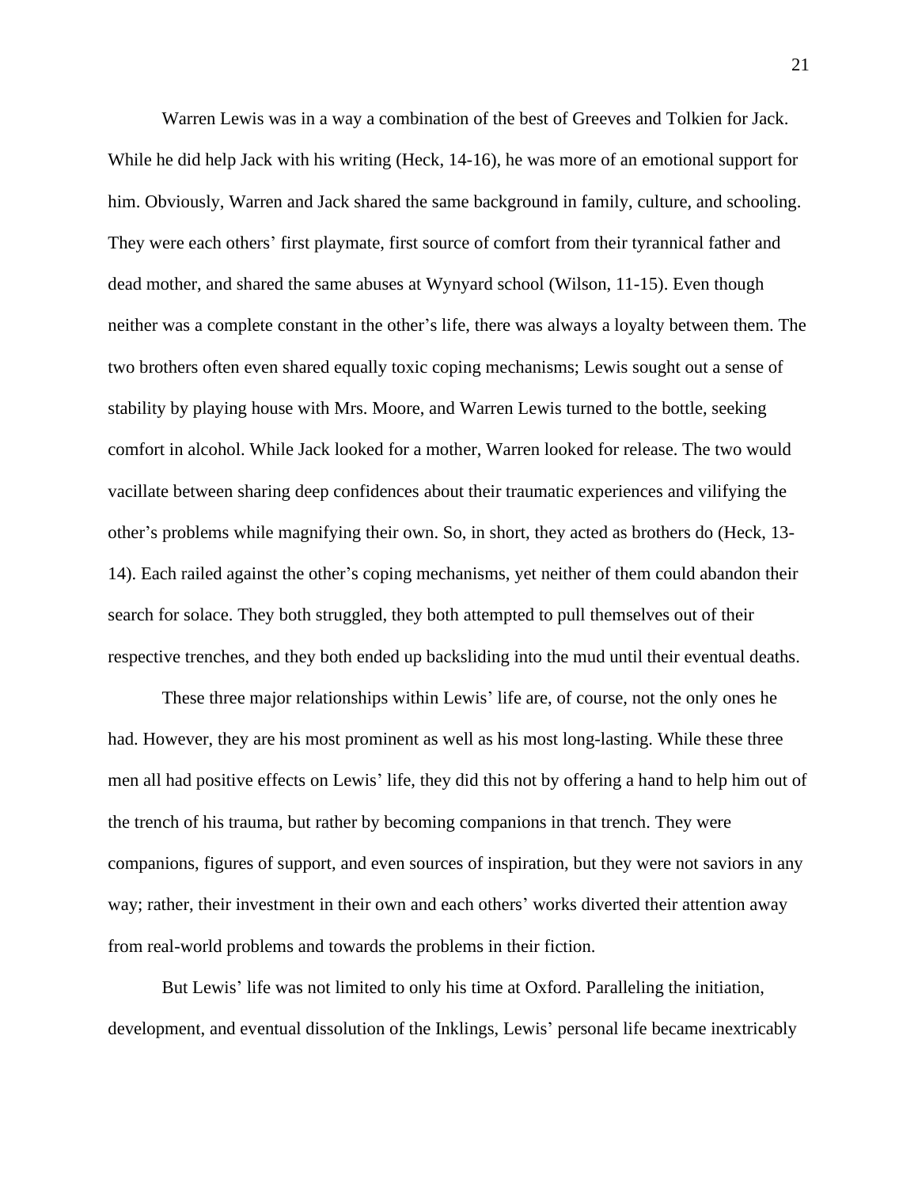Warren Lewis was in a way a combination of the best of Greeves and Tolkien for Jack. While he did help Jack with his writing (Heck, 14-16), he was more of an emotional support for him. Obviously, Warren and Jack shared the same background in family, culture, and schooling. They were each others' first playmate, first source of comfort from their tyrannical father and dead mother, and shared the same abuses at Wynyard school (Wilson, 11-15). Even though neither was a complete constant in the other's life, there was always a loyalty between them. The two brothers often even shared equally toxic coping mechanisms; Lewis sought out a sense of stability by playing house with Mrs. Moore, and Warren Lewis turned to the bottle, seeking comfort in alcohol. While Jack looked for a mother, Warren looked for release. The two would vacillate between sharing deep confidences about their traumatic experiences and vilifying the other's problems while magnifying their own. So, in short, they acted as brothers do (Heck, 13-14). Each railed against the other's coping mechanisms, yet neither of them could abandon their search for solace. They both struggled, they both attempted to pull themselves out of their respective trenches, and they both ended up backsliding into the mud until their eventual deaths.

These three major relationships within Lewis' life are, of course, not the only ones he had. However, they are his most prominent as well as his most long-lasting. While these three men all had positive effects on Lewis' life, they did this not by offering a hand to help him out of the trench of his trauma, but rather by becoming companions in that trench. They were companions, figures of support, and even sources of inspiration, but they were not saviors in any way; rather, their investment in their own and each others' works diverted their attention away from real-world problems and towards the problems in their fiction.

But Lewis' life was not limited to only his time at Oxford. Paralleling the initiation, development, and eventual dissolution of the Inklings, Lewis' personal life became inextricably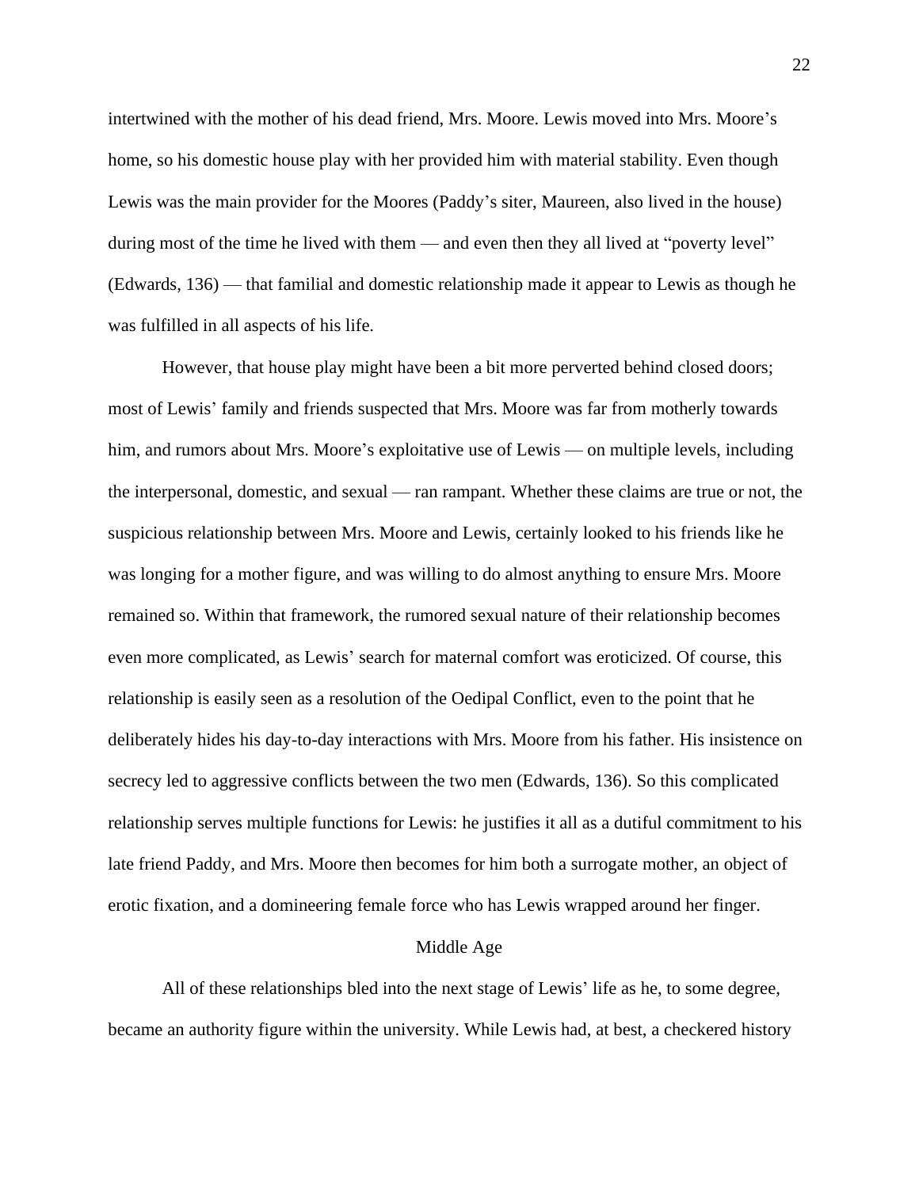intertwined with the mother of his dead friend, Mrs. Moore. Lewis moved into Mrs. Moore's home, so his domestic house play with her provided him with material stability. Even though Lewis was the main provider for the Moores (Paddy's siter, Maureen, also lived in the house) during most of the time he lived with them — and even then they all lived at "poverty level" (Edwards, 136) — that familial and domestic relationship made it appear to Lewis as though he was fulfilled in all aspects of his life.

However, that house play might have been a bit more perverted behind closed doors; most of Lewis' family and friends suspected that Mrs. Moore was far from motherly towards him, and rumors about Mrs. Moore's exploitative use of Lewis — on multiple levels, including the interpersonal, domestic, and sexual — ran rampant. Whether these claims are true or not, the suspicious relationship between Mrs. Moore and Lewis, certainly looked to his friends like he was longing for a mother figure, and was willing to do almost anything to ensure Mrs. Moore remained so. Within that framework, the rumored sexual nature of their relationship becomes even more complicated, as Lewis' search for maternal comfort was eroticized. Of course, this relationship is easily seen as a resolution of the Oedipal Conflict, even to the point that he deliberately hides his day-to-day interactions with Mrs. Moore from his father. His insistence on secrecy led to aggressive conflicts between the two men (Edwards, 136). So this complicated relationship serves multiple functions for Lewis: he justifies it all as a dutiful commitment to his late friend Paddy, and Mrs. Moore then becomes for him both a surrogate mother, an object of erotic fixation, and a domineering female force who has Lewis wrapped around her finger.

## Middle Age

All of these relationships bled into the next stage of Lewis' life as he, to some degree, became an authority figure within the university. While Lewis had, at best, a checkered history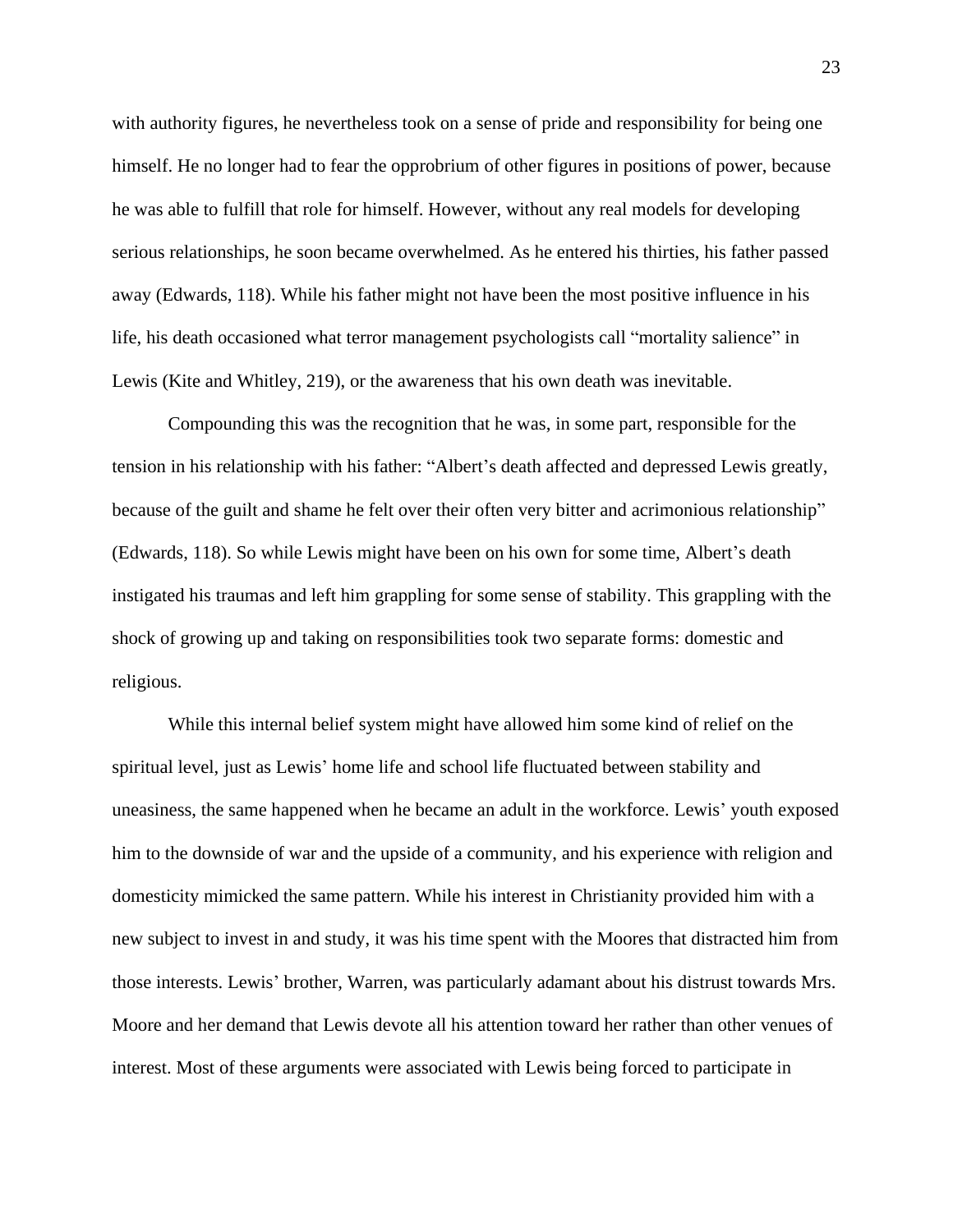with authority figures, he nevertheless took on a sense of pride and responsibility for being one himself. He no longer had to fear the opprobrium of other figures in positions of power, because he was able to fulfill that role for himself. However, without any real models for developing serious relationships, he soon became overwhelmed. As he entered his thirties, his father passed away (Edwards, 118). While his father might not have been the most positive influence in his life, his death occasioned what terror management psychologists call "mortality salience" in Lewis (Kite and Whitley, 219), or the awareness that his own death was inevitable.

Compounding this was the recognition that he was, in some part, responsible for the tension in his relationship with his father: "Albert's death affected and depressed Lewis greatly, because of the guilt and shame he felt over their often very bitter and acrimonious relationship" (Edwards, 118). So while Lewis might have been on his own for some time, Albert's death instigated his traumas and left him grappling for some sense of stability. This grappling with the shock of growing up and taking on responsibilities took two separate forms: domestic and religious.

While this internal belief system might have allowed him some kind of relief on the spiritual level, just as Lewis' home life and school life fluctuated between stability and uneasiness, the same happened when he became an adult in the workforce. Lewis' youth exposed him to the downside of war and the upside of a community, and his experience with religion and domesticity mimicked the same pattern. While his interest in Christianity provided him with a new subject to invest in and study, it was his time spent with the Moores that distracted him from those interests. Lewis' brother, Warren, was particularly adamant about his distrust towards Mrs. Moore and her demand that Lewis devote all his attention toward her rather than other venues of interest. Most of these arguments were associated with Lewis being forced to participate in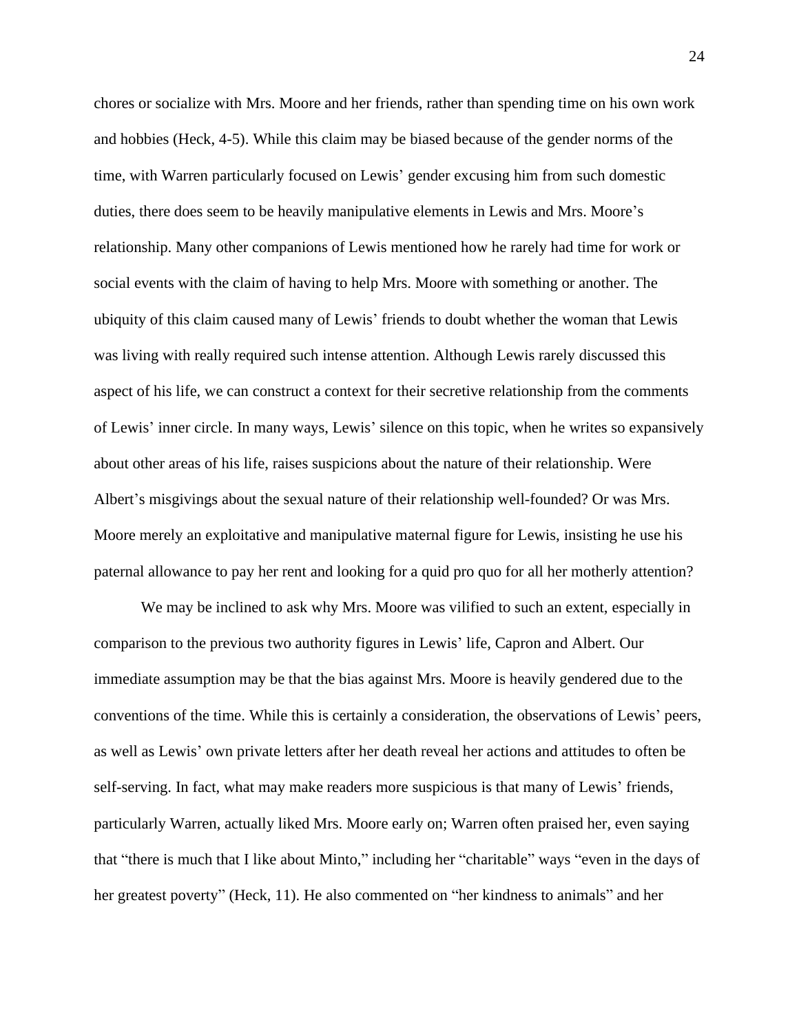chores or socialize with Mrs. Moore and her friends, rather than spending time on his own work and hobbies (Heck, 4-5). While this claim may be biased because of the gender norms of the time, with Warren particularly focused on Lewis' gender excusing him from such domestic duties, there does seem to be heavily manipulative elements in Lewis and Mrs. Moore's relationship. Many other companions of Lewis mentioned how he rarely had time for work or social events with the claim of having to help Mrs. Moore with something or another. The ubiquity of this claim caused many of Lewis' friends to doubt whether the woman that Lewis was living with really required such intense attention. Although Lewis rarely discussed this aspect of his life, we can construct a context for their secretive relationship from the comments of Lewis' inner circle. In many ways, Lewis' silence on this topic, when he writes so expansively about other areas of his life, raises suspicions about the nature of their relationship. Were Albert's misgivings about the sexual nature of their relationship well-founded? Or was Mrs. Moore merely an exploitative and manipulative maternal figure for Lewis, insisting he use his paternal allowance to pay her rent and looking for a quid pro quo for all her motherly attention?

We may be inclined to ask why Mrs. Moore was vilified to such an extent, especially in comparison to the previous two authority figures in Lewis' life, Capron and Albert. Our immediate assumption may be that the bias against Mrs. Moore is heavily gendered due to the conventions of the time. While this is certainly a consideration, the observations of Lewis' peers, as well as Lewis' own private letters after her death reveal her actions and attitudes to often be self-serving. In fact, what may make readers more suspicious is that many of Lewis' friends, particularly Warren, actually liked Mrs. Moore early on; Warren often praised her, even saying that "there is much that I like about Minto," including her "charitable" ways "even in the days of her greatest poverty" (Heck, 11). He also commented on "her kindness to animals" and her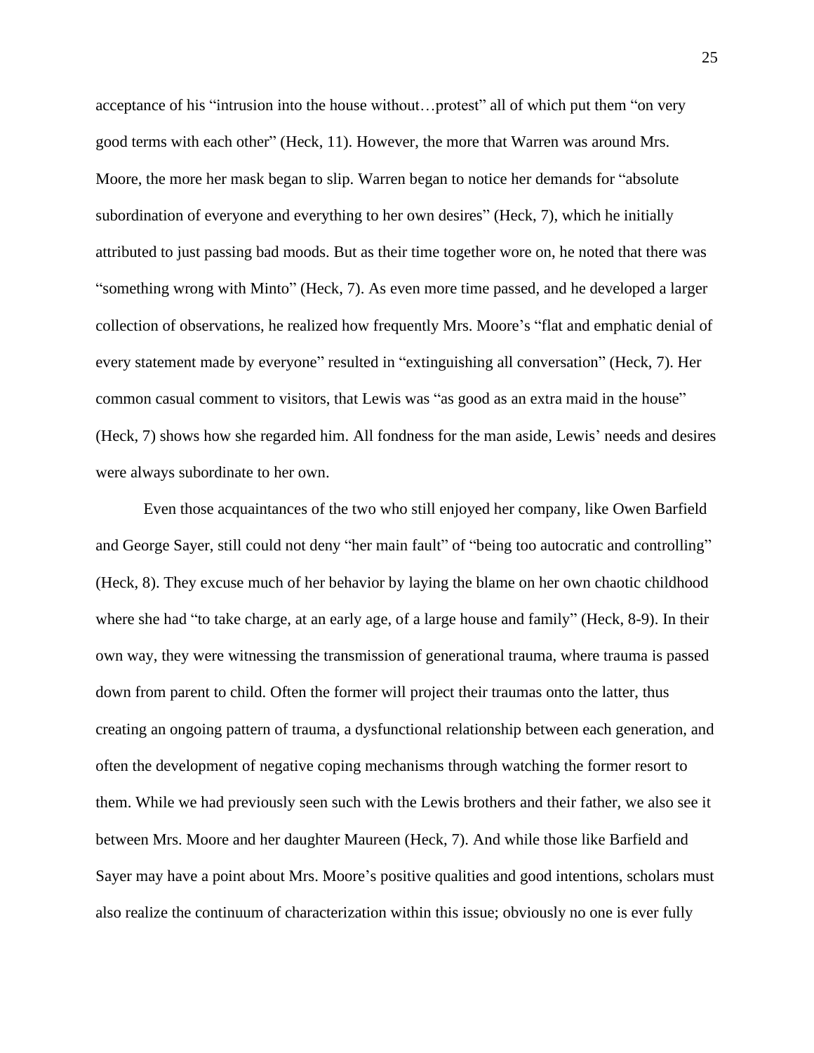acceptance of his "intrusion into the house without…protest" all of which put them "on very good terms with each other" (Heck, 11). However, the more that Warren was around Mrs. Moore, the more her mask began to slip. Warren began to notice her demands for "absolute subordination of everyone and everything to her own desires" (Heck, 7), which he initially attributed to just passing bad moods. But as their time together wore on, he noted that there was "something wrong with Minto" (Heck, 7). As even more time passed, and he developed a larger collection of observations, he realized how frequently Mrs. Moore's "flat and emphatic denial of every statement made by everyone" resulted in "extinguishing all conversation" (Heck, 7). Her common casual comment to visitors, that Lewis was "as good as an extra maid in the house" (Heck, 7) shows how she regarded him. All fondness for the man aside, Lewis' needs and desires were always subordinate to her own.

Even those acquaintances of the two who still enjoyed her company, like Owen Barfield and George Sayer, still could not deny "her main fault" of "being too autocratic and controlling" (Heck, 8). They excuse much of her behavior by laying the blame on her own chaotic childhood where she had "to take charge, at an early age, of a large house and family" (Heck, 8-9). In their own way, they were witnessing the transmission of generational trauma, where trauma is passed down from parent to child. Often the former will project their traumas onto the latter, thus creating an ongoing pattern of trauma, a dysfunctional relationship between each generation, and often the development of negative coping mechanisms through watching the former resort to them. While we had previously seen such with the Lewis brothers and their father, we also see it between Mrs. Moore and her daughter Maureen (Heck, 7). And while those like Barfield and Sayer may have a point about Mrs. Moore's positive qualities and good intentions, scholars must also realize the continuum of characterization within this issue; obviously no one is ever fully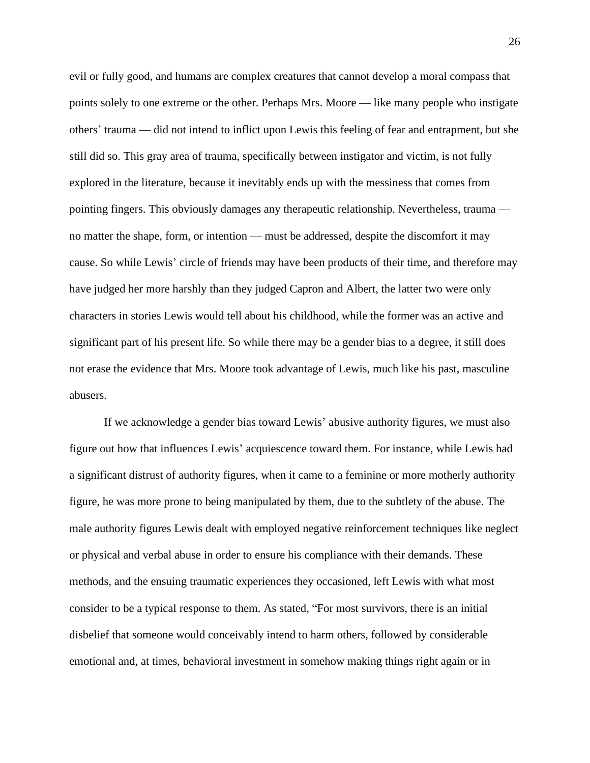evil or fully good, and humans are complex creatures that cannot develop a moral compass that points solely to one extreme or the other. Perhaps Mrs. Moore — like many people who instigate others' trauma — did not intend to inflict upon Lewis this feeling of fear and entrapment, but she still did so. This gray area of trauma, specifically between instigator and victim, is not fully explored in the literature, because it inevitably ends up with the messiness that comes from pointing fingers. This obviously damages any therapeutic relationship. Nevertheless, trauma — no matter the shape, form, or intention — must be addressed, despite the discomfort it may cause. So while Lewis' circle of friends may have been products of their time, and therefore may have judged her more harshly than they judged Capron and Albert, the latter two were only characters in stories Lewis would tell about his childhood, while the former was an active and significant part of his present life. So while there may be a gender bias to a degree, it still does not erase the evidence that Mrs. Moore took advantage of Lewis, much like his past, masculine abusers.

If we acknowledge a gender bias toward Lewis' abusive authority figures, we must also figure out how that influences Lewis' acquiescence toward them. For instance, while Lewis had a significant distrust of authority figures, when it came to a feminine or more motherly authority figure, he was more prone to being manipulated by them, due to the subtlety of the abuse. The male authority figures Lewis dealt with employed negative reinforcement techniques like neglect or physical and verbal abuse in order to ensure his compliance with their demands. These methods, and the ensuing traumatic experiences they occasioned, left Lewis with what most consider to be a typical response to them. As stated, "For most survivors, there is an initial disbelief that someone would conceivably intend to harm others, followed by considerable emotional and, at times, behavioral investment in somehow making things right again or in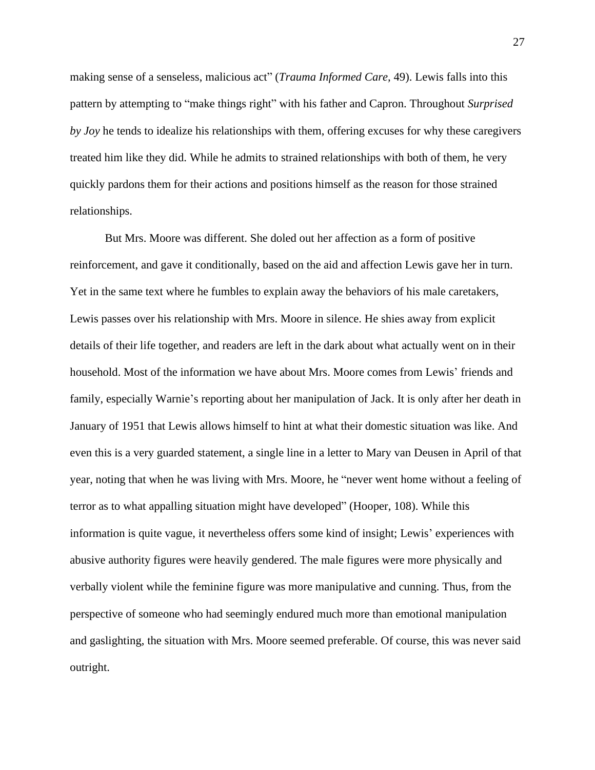making sense of a senseless, malicious act" (*Trauma Informed Care*, 49). Lewis falls into this pattern by attempting to "make things right" with his father and Capron. Throughout *Surprised by Joy* he tends to idealize his relationships with them, offering excuses for why these caregivers treated him like they did. While he admits to strained relationships with both of them, he very quickly pardons them for their actions and positions himself as the reason for those strained relationships.

But Mrs. Moore was different. She doled out her affection as a form of positive reinforcement, and gave it conditionally, based on the aid and affection Lewis gave her in turn. Yet in the same text where he fumbles to explain away the behaviors of his male caretakers, Lewis passes over his relationship with Mrs. Moore in silence. He shies away from explicit details of their life together, and readers are left in the dark about what actually went on in their household. Most of the information we have about Mrs. Moore comes from Lewis' friends and family, especially Warnie's reporting about her manipulation of Jack. It is only after her death in January of 1951 that Lewis allows himself to hint at what their domestic situation was like. And even this is a very guarded statement, a single line in a letter to Mary van Deusen in April of that year, noting that when he was living with Mrs. Moore, he "never went home without a feeling of terror as to what appalling situation might have developed" (Hooper, 108). While this information is quite vague, it nevertheless offers some kind of insight; Lewis' experiences with abusive authority figures were heavily gendered. The male figures were more physically and verbally violent while the feminine figure was more manipulative and cunning. Thus, from the perspective of someone who had seemingly endured much more than emotional manipulation and gaslighting, the situation with Mrs. Moore seemed preferable. Of course, this was never said outright.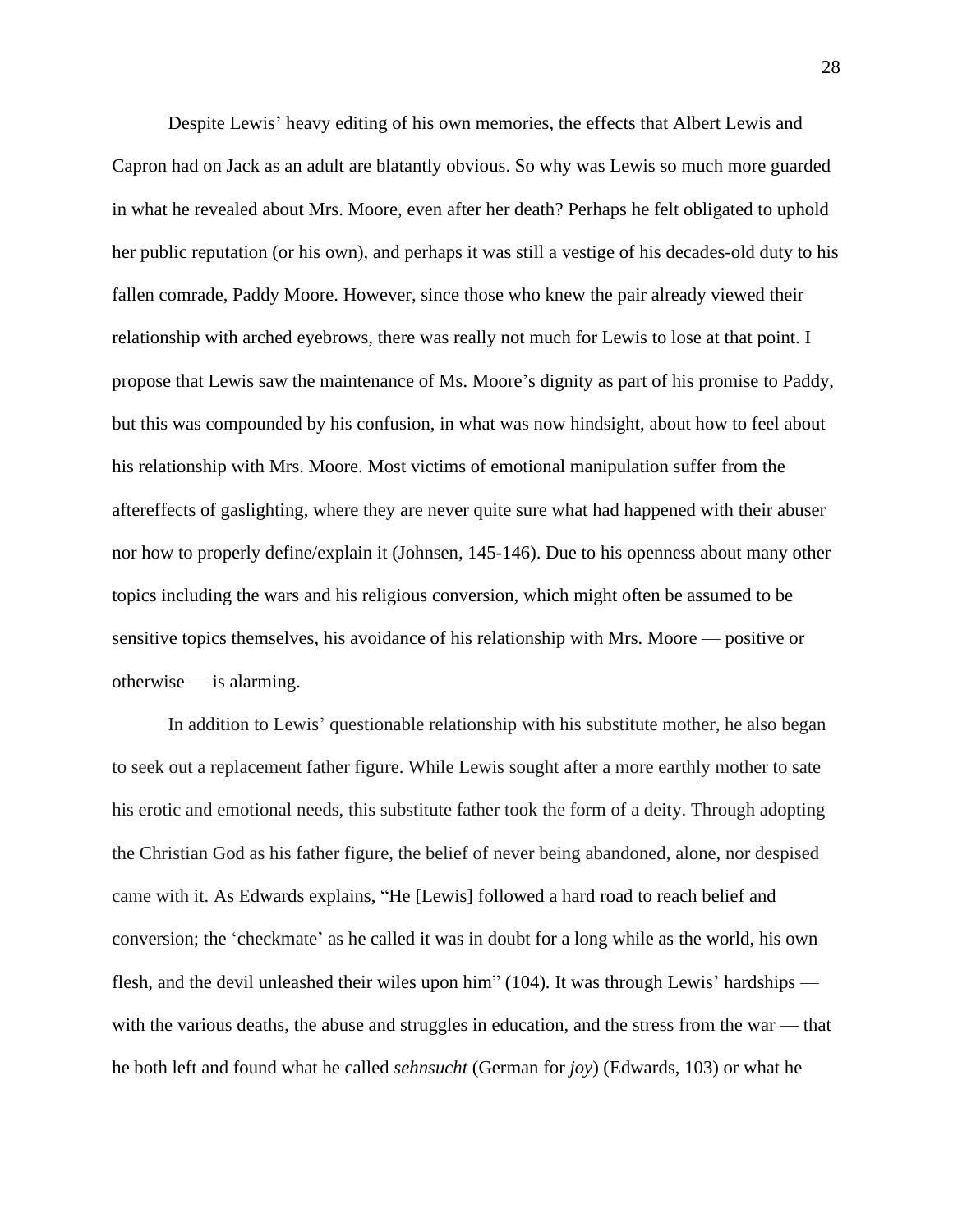Despite Lewis' heavy editing of his own memories, the effects that Albert Lewis and Capron had on Jack as an adult are blatantly obvious. So why was Lewis so much more guarded in what he revealed about Mrs. Moore, even after her death? Perhaps he felt obligated to uphold her public reputation (or his own), and perhaps it was still a vestige of his decades-old duty to his fallen comrade, Paddy Moore. However, since those who knew the pair already viewed their relationship with arched eyebrows, there was really not much for Lewis to lose at that point. I propose that Lewis saw the maintenance of Ms. Moore's dignity as part of his promise to Paddy, but this was compounded by his confusion, in what was now hindsight, about how to feel about his relationship with Mrs. Moore. Most victims of emotional manipulation suffer from the aftereffects of gaslighting, where they are never quite sure what had happened with their abuser nor how to properly define/explain it (Johnsen, 145-146). Due to his openness about many other topics including the wars and his religious conversion, which might often be assumed to be sensitive topics themselves, his avoidance of his relationship with Mrs. Moore — positive or otherwise — is alarming.

In addition to Lewis' questionable relationship with his substitute mother, he also began to seek out a replacement father figure. While Lewis sought after a more earthly mother to sate his erotic and emotional needs, this substitute father took the form of a deity. Through adopting the Christian God as his father figure, the belief of never being abandoned, alone, nor despised came with it. As Edwards explains, "He [Lewis] followed a hard road to reach belief and conversion; the 'checkmate' as he called it was in doubt for a long while as the world, his own flesh, and the devil unleashed their wiles upon him" (104). It was through Lewis' hardships — with the various deaths, the abuse and struggles in education, and the stress from the war — that he both left and found what he called *sehnsucht* (German for *joy*) (Edwards, 103) or what he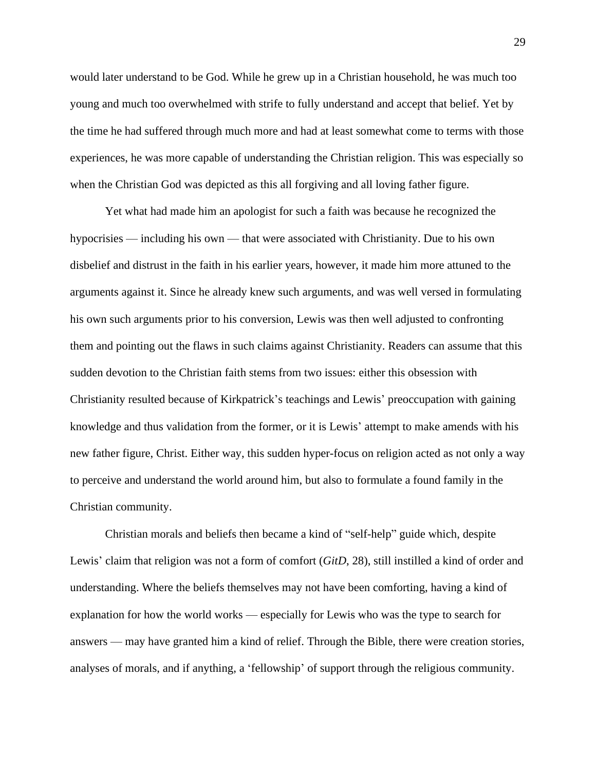would later understand to be God. While he grew up in a Christian household, he was much too young and much too overwhelmed with strife to fully understand and accept that belief. Yet by the time he had suffered through much more and had at least somewhat come to terms with those experiences, he was more capable of understanding the Christian religion. This was especially so when the Christian God was depicted as this all forgiving and all loving father figure.

Yet what had made him an apologist for such a faith was because he recognized the hypocrisies — including his own — that were associated with Christianity. Due to his own disbelief and distrust in the faith in his earlier years, however, it made him more attuned to the arguments against it. Since he already knew such arguments, and was well versed in formulating his own such arguments prior to his conversion, Lewis was then well adjusted to confronting them and pointing out the flaws in such claims against Christianity. Readers can assume that this sudden devotion to the Christian faith stems from two issues: either this obsession with Christianity resulted because of Kirkpatrick's teachings and Lewis' preoccupation with gaining knowledge and thus validation from the former, or it is Lewis' attempt to make amends with his new father figure, Christ. Either way, this sudden hyper-focus on religion acted as not only a way to perceive and understand the world around him, but also to formulate a found family in the Christian community.

Christian morals and beliefs then became a kind of "self-help" guide which, despite Lewis' claim that religion was not a form of comfort (*GitD*, 28), still instilled a kind of order and understanding. Where the beliefs themselves may not have been comforting, having a kind of explanation for how the world works — especially for Lewis who was the type to search for answers — may have granted him a kind of relief. Through the Bible, there were creation stories, analyses of morals, and if anything, a 'fellowship' of support through the religious community.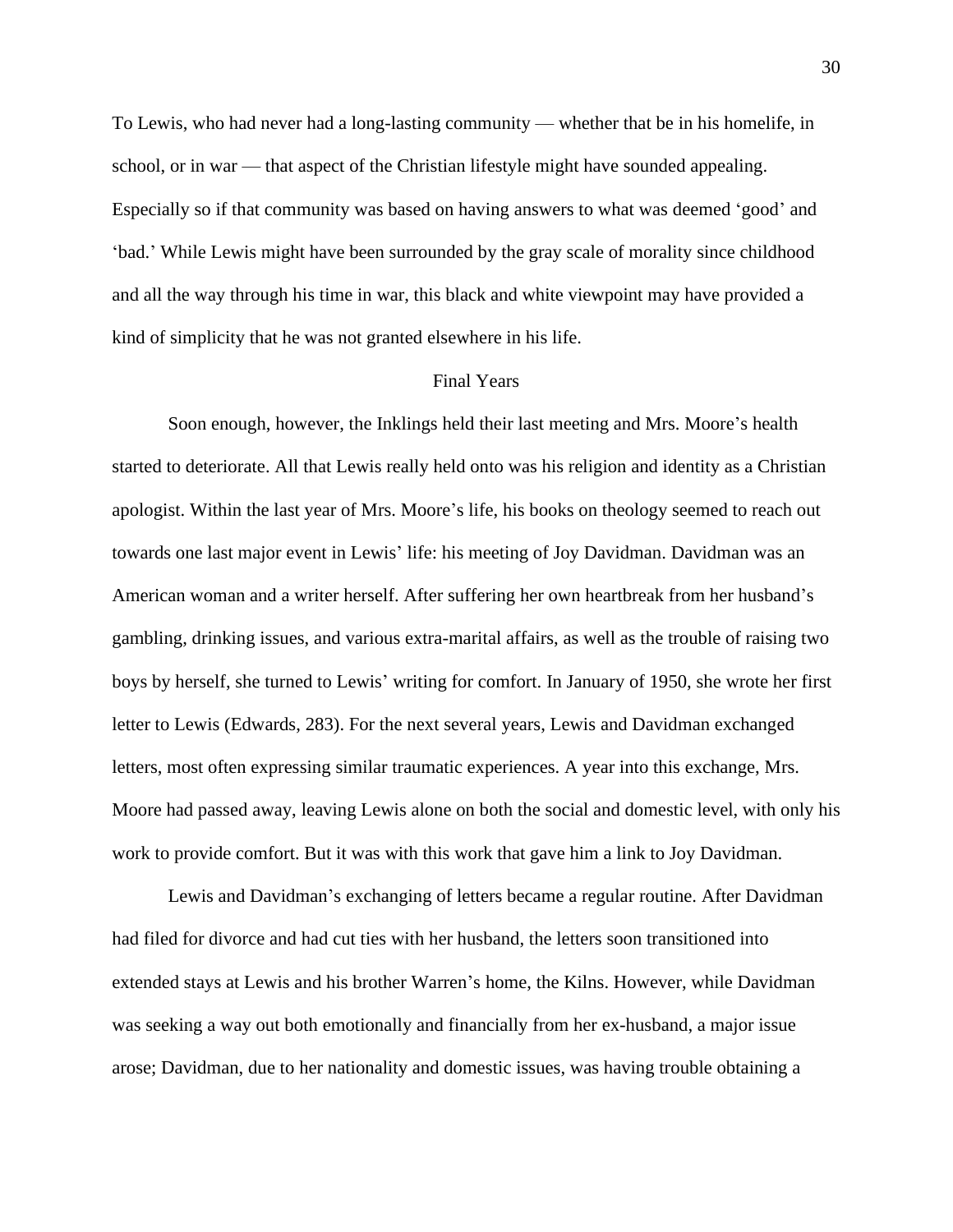To Lewis, who had never had a long-lasting community — whether that be in his homelife, in school, or in war — that aspect of the Christian lifestyle might have sounded appealing. Especially so if that community was based on having answers to what was deemed 'good' and 'bad.' While Lewis might have been surrounded by the gray scale of morality since childhood and all the way through his time in war, this black and white viewpoint may have provided a kind of simplicity that he was not granted elsewhere in his life.

## Final Years

Soon enough, however, the Inklings held their last meeting and Mrs. Moore's health started to deteriorate. All that Lewis really held onto was his religion and identity as a Christian apologist. Within the last year of Mrs. Moore's life, his books on theology seemed to reach out towards one last major event in Lewis' life: his meeting of Joy Davidman. Davidman was an American woman and a writer herself. After suffering her own heartbreak from her husband's gambling, drinking issues, and various extra-marital affairs, as well as the trouble of raising two boys by herself, she turned to Lewis' writing for comfort. In January of 1950, she wrote her first letter to Lewis (Edwards, 283). For the next several years, Lewis and Davidman exchanged letters, most often expressing similar traumatic experiences. A year into this exchange, Mrs. Moore had passed away, leaving Lewis alone on both the social and domestic level, with only his work to provide comfort. But it was with this work that gave him a link to Joy Davidman.

Lewis and Davidman's exchanging of letters became a regular routine. After Davidman had filed for divorce and had cut ties with her husband, the letters soon transitioned into extended stays at Lewis and his brother Warren's home, the Kilns. However, while Davidman was seeking a way out both emotionally and financially from her ex-husband, a major issue arose; Davidman, due to her nationality and domestic issues, was having trouble obtaining a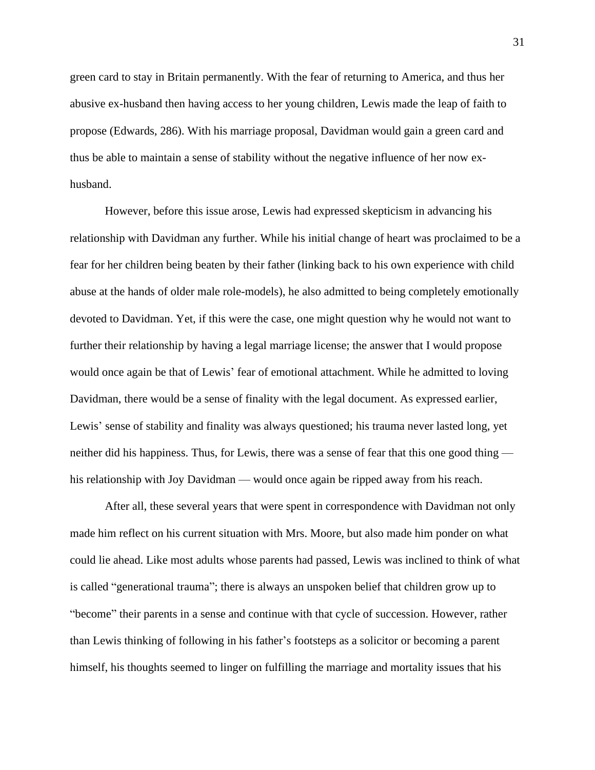green card to stay in Britain permanently. With the fear of returning to America, and thus her abusive ex-husband then having access to her young children, Lewis made the leap of faith to propose (Edwards, 286). With his marriage proposal, Davidman would gain a green card and thus be able to maintain a sense of stability without the negative influence of her now ex-husband.

However, before this issue arose, Lewis had expressed skepticism in advancing his relationship with Davidman any further. While his initial change of heart was proclaimed to be a fear for her children being beaten by their father (linking back to his own experience with child abuse at the hands of older male role-models), he also admitted to being completely emotionally devoted to Davidman. Yet, if this were the case, one might question why he would not want to further their relationship by having a legal marriage license; the answer that I would propose would once again be that of Lewis' fear of emotional attachment. While he admitted to loving Davidman, there would be a sense of finality with the legal document. As expressed earlier, Lewis' sense of stability and finality was always questioned; his trauma never lasted long, yet neither did his happiness. Thus, for Lewis, there was a sense of fear that this one good thing — his relationship with Joy Davidman — would once again be ripped away from his reach.

After all, these several years that were spent in correspondence with Davidman not only made him reflect on his current situation with Mrs. Moore, but also made him ponder on what could lie ahead. Like most adults whose parents had passed, Lewis was inclined to think of what is called "generational trauma"; there is always an unspoken belief that children grow up to "become" their parents in a sense and continue with that cycle of succession. However, rather than Lewis thinking of following in his father's footsteps as a solicitor or becoming a parent himself, his thoughts seemed to linger on fulfilling the marriage and mortality issues that his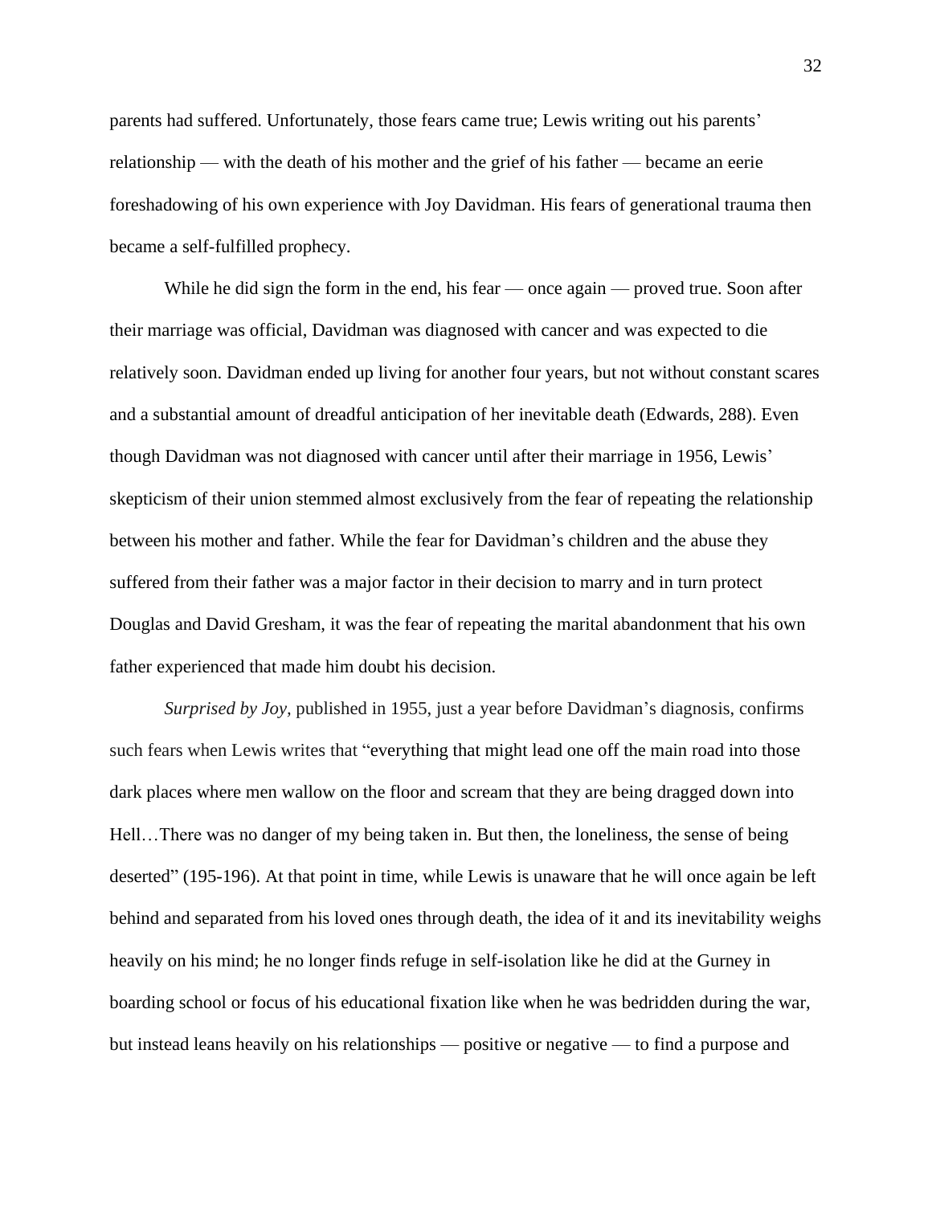parents had suffered. Unfortunately, those fears came true; Lewis writing out his parents' relationship — with the death of his mother and the grief of his father — became an eerie foreshadowing of his own experience with Joy Davidman. His fears of generational trauma then became a self-fulfilled prophecy.

While he did sign the form in the end, his fear — once again — proved true. Soon after their marriage was official, Davidman was diagnosed with cancer and was expected to die relatively soon. Davidman ended up living for another four years, but not without constant scares and a substantial amount of dreadful anticipation of her inevitable death (Edwards, 288). Even though Davidman was not diagnosed with cancer until after their marriage in 1956, Lewis' skepticism of their union stemmed almost exclusively from the fear of repeating the relationship between his mother and father. While the fear for Davidman's children and the abuse they suffered from their father was a major factor in their decision to marry and in turn protect Douglas and David Gresham, it was the fear of repeating the marital abandonment that his own father experienced that made him doubt his decision.

*Surprised by Joy,* published in 1955, just a year before Davidman's diagnosis, confirms such fears when Lewis writes that "everything that might lead one off the main road into those dark places where men wallow on the floor and scream that they are being dragged down into Hell…There was no danger of my being taken in. But then, the loneliness, the sense of being deserted" (195-196). At that point in time, while Lewis is unaware that he will once again be left behind and separated from his loved ones through death, the idea of it and its inevitability weighs heavily on his mind; he no longer finds refuge in self-isolation like he did at the Gurney in boarding school or focus of his educational fixation like when he was bedridden during the war, but instead leans heavily on his relationships — positive or negative — to find a purpose and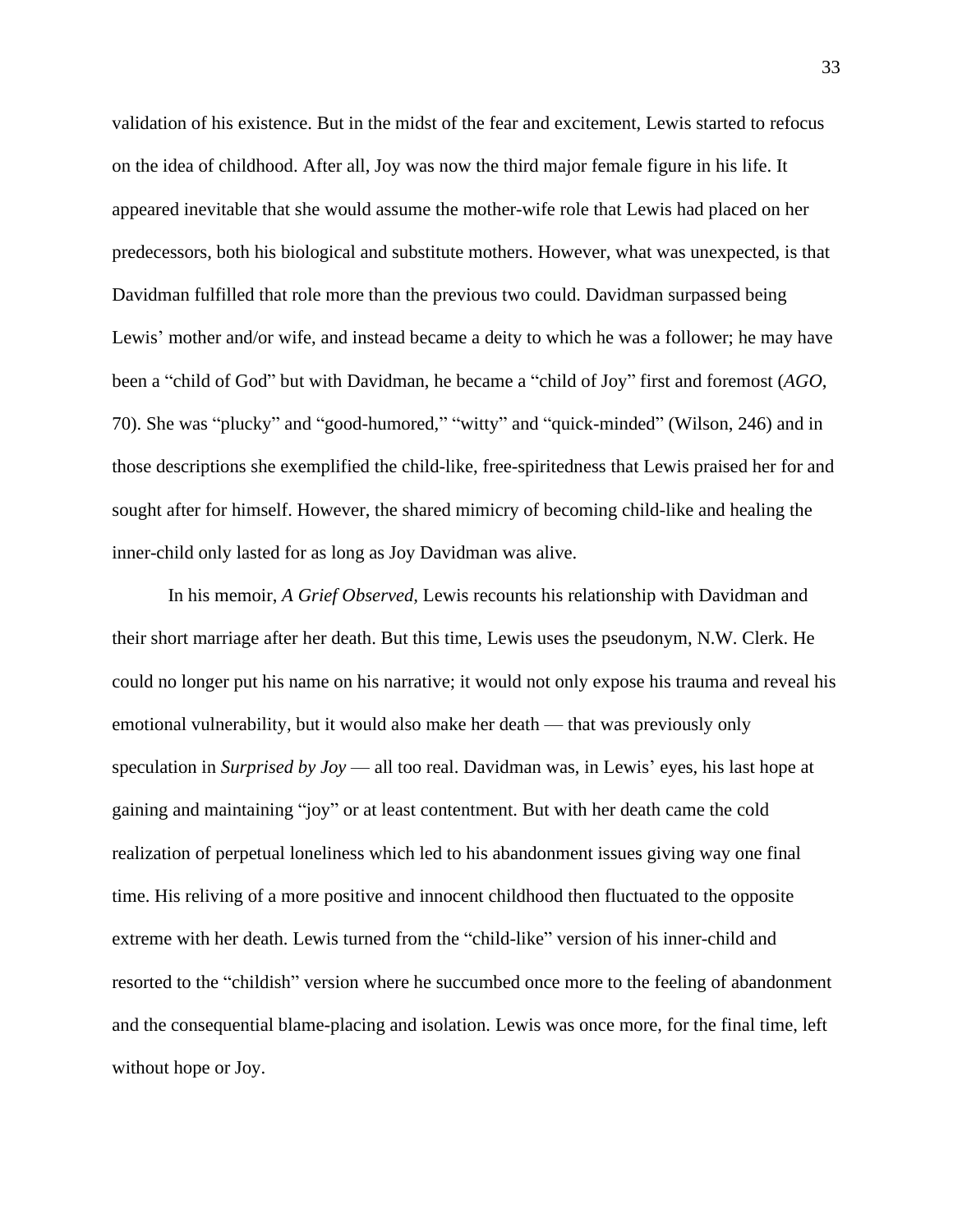validation of his existence. But in the midst of the fear and excitement, Lewis started to refocus on the idea of childhood. After all, Joy was now the third major female figure in his life. It appeared inevitable that she would assume the mother-wife role that Lewis had placed on her predecessors, both his biological and substitute mothers. However, what was unexpected, is that Davidman fulfilled that role more than the previous two could. Davidman surpassed being Lewis' mother and/or wife, and instead became a deity to which he was a follower; he may have been a "child of God" but with Davidman, he became a "child of Joy" first and foremost (*AGO*, 70). She was "plucky" and "good-humored," "witty" and "quick-minded" (Wilson, 246) and in those descriptions she exemplified the child-like, free-spiritedness that Lewis praised her for and sought after for himself. However, the shared mimicry of becoming child-like and healing the inner-child only lasted for as long as Joy Davidman was alive.

In his memoir, *A Grief Observed,* Lewis recounts his relationship with Davidman and their short marriage after her death. But this time, Lewis uses the pseudonym, N.W. Clerk. He could no longer put his name on his narrative; it would not only expose his trauma and reveal his emotional vulnerability, but it would also make her death — that was previously only speculation in *Surprised by Joy* — all too real. Davidman was, in Lewis' eyes, his last hope at gaining and maintaining "joy" or at least contentment. But with her death came the cold realization of perpetual loneliness which led to his abandonment issues giving way one final time. His reliving of a more positive and innocent childhood then fluctuated to the opposite extreme with her death. Lewis turned from the "child-like" version of his inner-child and resorted to the "childish" version where he succumbed once more to the feeling of abandonment and the consequential blame-placing and isolation. Lewis was once more, for the final time, left without hope or Joy.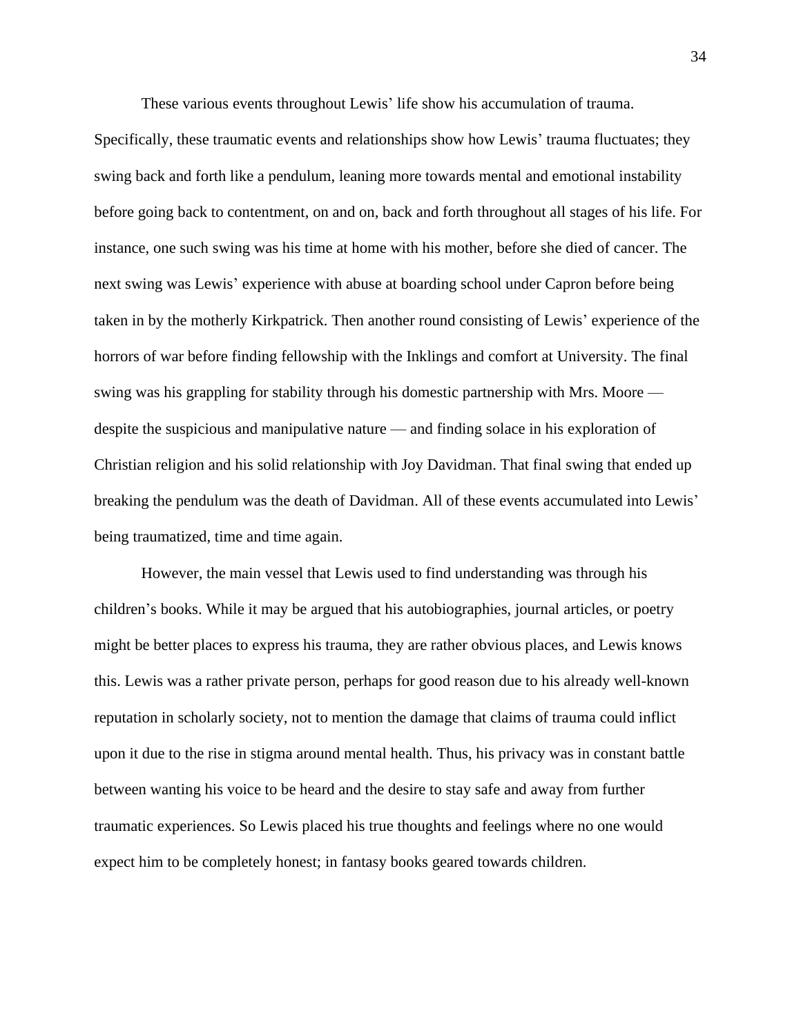These various events throughout Lewis' life show his accumulation of trauma. Specifically, these traumatic events and relationships show how Lewis' trauma fluctuates; they swing back and forth like a pendulum, leaning more towards mental and emotional instability before going back to contentment, on and on, back and forth throughout all stages of his life. For instance, one such swing was his time at home with his mother, before she died of cancer. The next swing was Lewis' experience with abuse at boarding school under Capron before being taken in by the motherly Kirkpatrick. Then another round consisting of Lewis' experience of the horrors of war before finding fellowship with the Inklings and comfort at University. The final swing was his grappling for stability through his domestic partnership with Mrs. Moore — despite the suspicious and manipulative nature — and finding solace in his exploration of Christian religion and his solid relationship with Joy Davidman. That final swing that ended up breaking the pendulum was the death of Davidman. All of these events accumulated into Lewis' being traumatized, time and time again.

However, the main vessel that Lewis used to find understanding was through his children's books. While it may be argued that his autobiographies, journal articles, or poetry might be better places to express his trauma, they are rather obvious places, and Lewis knows this. Lewis was a rather private person, perhaps for good reason due to his already well-known reputation in scholarly society, not to mention the damage that claims of trauma could inflict upon it due to the rise in stigma around mental health. Thus, his privacy was in constant battle between wanting his voice to be heard and the desire to stay safe and away from further traumatic experiences. So Lewis placed his true thoughts and feelings where no one would expect him to be completely honest; in fantasy books geared towards children.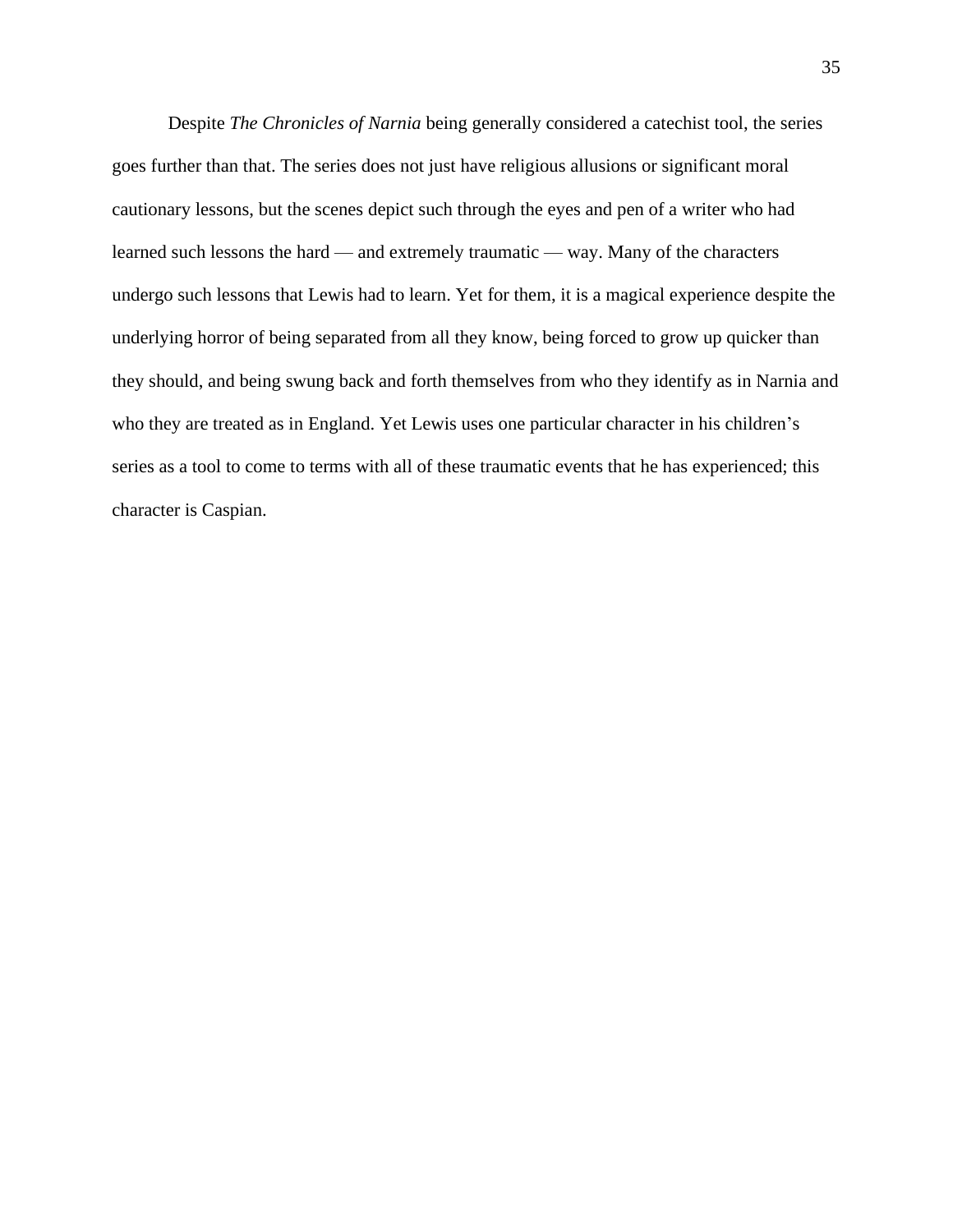Despite *The Chronicles of Narnia* being generally considered a catechist tool, the series goes further than that. The series does not just have religious allusions or significant moral cautionary lessons, but the scenes depict such through the eyes and pen of a writer who had learned such lessons the hard — and extremely traumatic — way. Many of the characters undergo such lessons that Lewis had to learn. Yet for them, it is a magical experience despite the underlying horror of being separated from all they know, being forced to grow up quicker than they should, and being swung back and forth themselves from who they identify as in Narnia and who they are treated as in England. Yet Lewis uses one particular character in his children's series as a tool to come to terms with all of these traumatic events that he has experienced; this character is Caspian.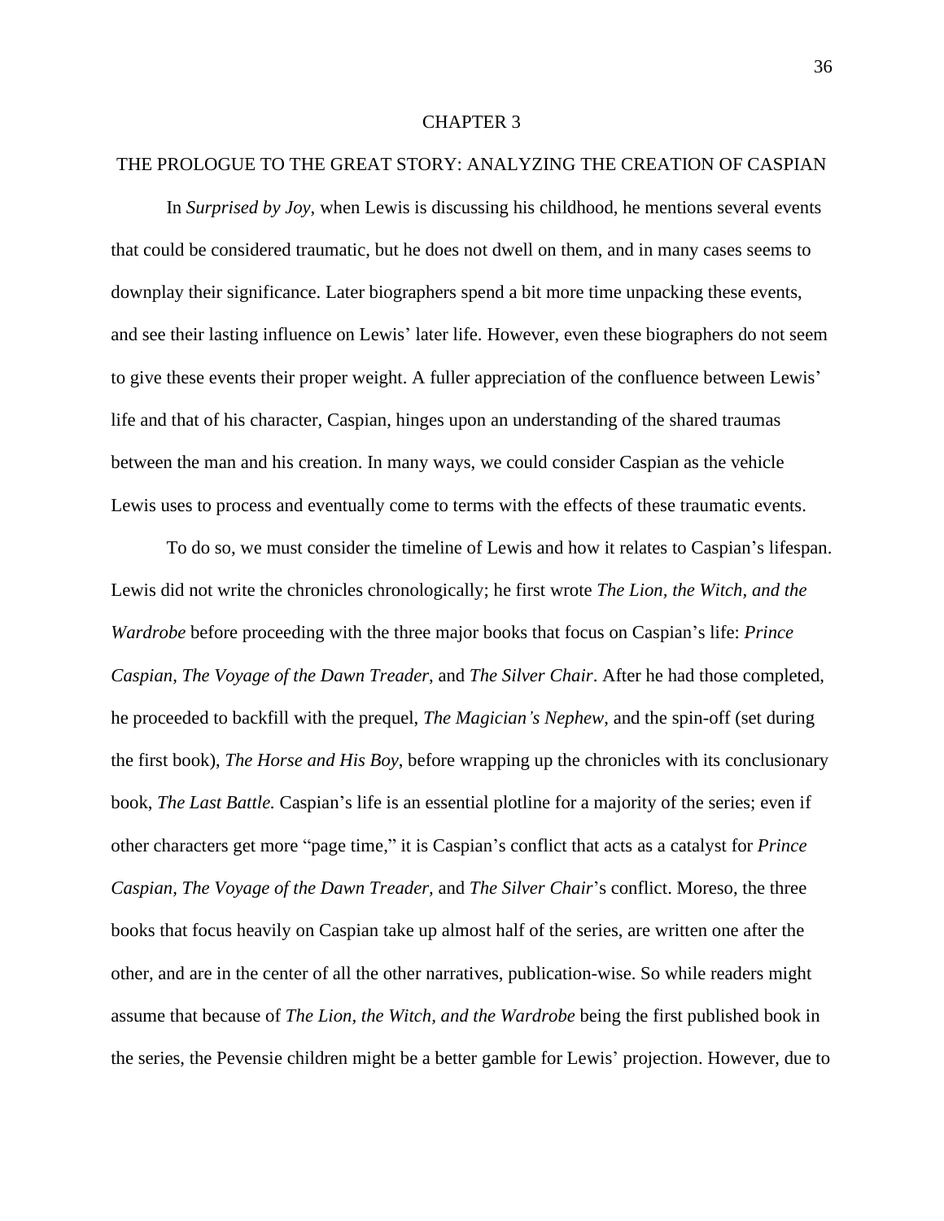# CHAPTER 3

## THE PROLOGUE TO THE GREAT STORY: ANALYZING THE CREATION OF CASPIAN

In *Surprised by Joy*, when Lewis is discussing his childhood, he mentions several events that could be considered traumatic, but he does not dwell on them, and in many cases seems to downplay their significance. Later biographers spend a bit more time unpacking these events, and see their lasting influence on Lewis' later life. However, even these biographers do not seem to give these events their proper weight. A fuller appreciation of the confluence between Lewis' life and that of his character, Caspian, hinges upon an understanding of the shared traumas between the man and his creation. In many ways, we could consider Caspian as the vehicle Lewis uses to process and eventually come to terms with the effects of these traumatic events.

To do so, we must consider the timeline of Lewis and how it relates to Caspian's lifespan. Lewis did not write the chronicles chronologically; he first wrote *The Lion, the Witch, and the Wardrobe* before proceeding with the three major books that focus on Caspian's life: *Prince Caspian*, *The Voyage of the Dawn Treader*, and *The Silver Chair*. After he had those completed, he proceeded to backfill with the prequel, *The Magician's Nephew*, and the spin-off (set during the first book), *The Horse and His Boy*, before wrapping up the chronicles with its conclusionary book, *The Last Battle.* Caspian's life is an essential plotline for a majority of the series; even if other characters get more "page time," it is Caspian's conflict that acts as a catalyst for *Prince Caspian, The Voyage of the Dawn Treader,* and *The Silver Chair*'s conflict. Moreso, the three books that focus heavily on Caspian take up almost half of the series, are written one after the other, and are in the center of all the other narratives, publication-wise. So while readers might assume that because of *The Lion, the Witch, and the Wardrobe* being the first published book in the series, the Pevensie children might be a better gamble for Lewis' projection. However, due to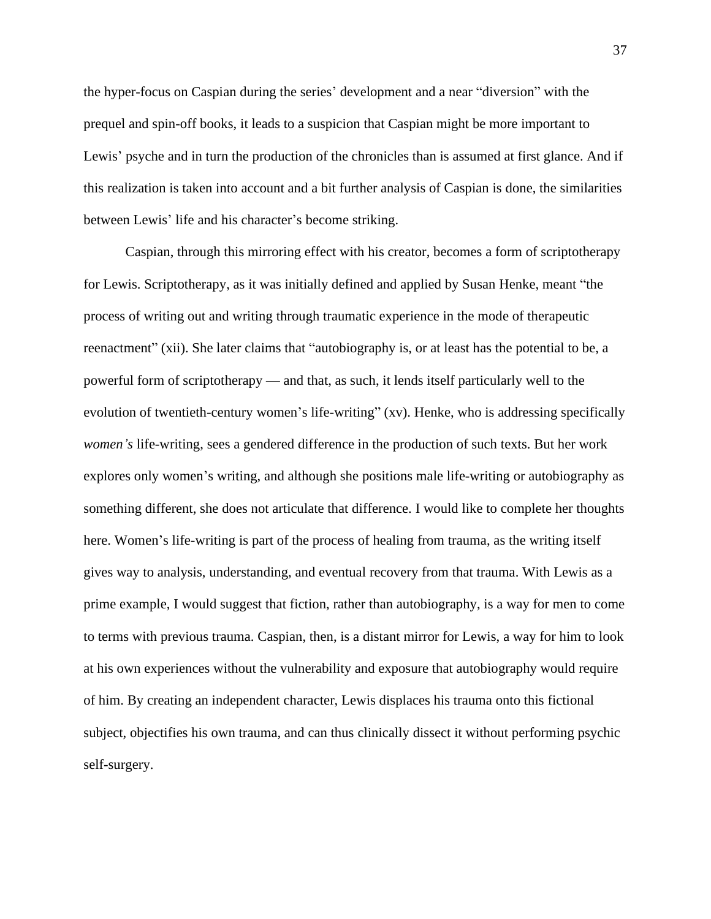the hyper-focus on Caspian during the series' development and a near "diversion" with the prequel and spin-off books, it leads to a suspicion that Caspian might be more important to Lewis' psyche and in turn the production of the chronicles than is assumed at first glance. And if this realization is taken into account and a bit further analysis of Caspian is done, the similarities between Lewis' life and his character's become striking.

Caspian, through this mirroring effect with his creator, becomes a form of scriptotherapy for Lewis. Scriptotherapy, as it was initially defined and applied by Susan Henke, meant "the process of writing out and writing through traumatic experience in the mode of therapeutic reenactment" (xii). She later claims that "autobiography is, or at least has the potential to be, a powerful form of scriptotherapy — and that, as such, it lends itself particularly well to the evolution of twentieth-century women's life-writing" (xv). Henke, who is addressing specifically *women's* life-writing, sees a gendered difference in the production of such texts. But her work explores only women's writing, and although she positions male life-writing or autobiography as something different, she does not articulate that difference. I would like to complete her thoughts here. Women's life-writing is part of the process of healing from trauma, as the writing itself gives way to analysis, understanding, and eventual recovery from that trauma. With Lewis as a prime example, I would suggest that fiction, rather than autobiography, is a way for men to come to terms with previous trauma. Caspian, then, is a distant mirror for Lewis, a way for him to look at his own experiences without the vulnerability and exposure that autobiography would require of him. By creating an independent character, Lewis displaces his trauma onto this fictional subject, objectifies his own trauma, and can thus clinically dissect it without performing psychic self-surgery.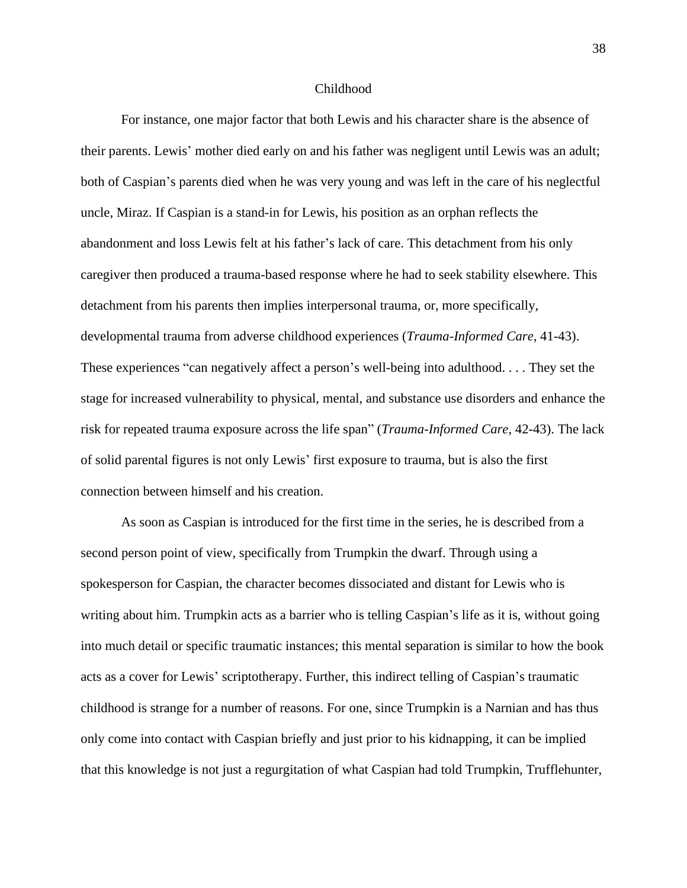## Childhood

For instance, one major factor that both Lewis and his character share is the absence of their parents. Lewis' mother died early on and his father was negligent until Lewis was an adult; both of Caspian's parents died when he was very young and was left in the care of his neglectful uncle, Miraz. If Caspian is a stand-in for Lewis, his position as an orphan reflects the abandonment and loss Lewis felt at his father's lack of care. This detachment from his only caregiver then produced a trauma-based response where he had to seek stability elsewhere. This detachment from his parents then implies interpersonal trauma, or, more specifically, developmental trauma from adverse childhood experiences (*Trauma-Informed Care*, 41-43). These experiences "can negatively affect a person's well-being into adulthood. . . . They set the stage for increased vulnerability to physical, mental, and substance use disorders and enhance the risk for repeated trauma exposure across the life span" (*Trauma-Informed Care*, 42-43). The lack of solid parental figures is not only Lewis' first exposure to trauma, but is also the first connection between himself and his creation.

As soon as Caspian is introduced for the first time in the series, he is described from a second person point of view, specifically from Trumpkin the dwarf. Through using a spokesperson for Caspian, the character becomes dissociated and distant for Lewis who is writing about him. Trumpkin acts as a barrier who is telling Caspian's life as it is, without going into much detail or specific traumatic instances; this mental separation is similar to how the book acts as a cover for Lewis' scriptotherapy. Further, this indirect telling of Caspian's traumatic childhood is strange for a number of reasons. For one, since Trumpkin is a Narnian and has thus only come into contact with Caspian briefly and just prior to his kidnapping, it can be implied that this knowledge is not just a regurgitation of what Caspian had told Trumpkin, Trufflehunter,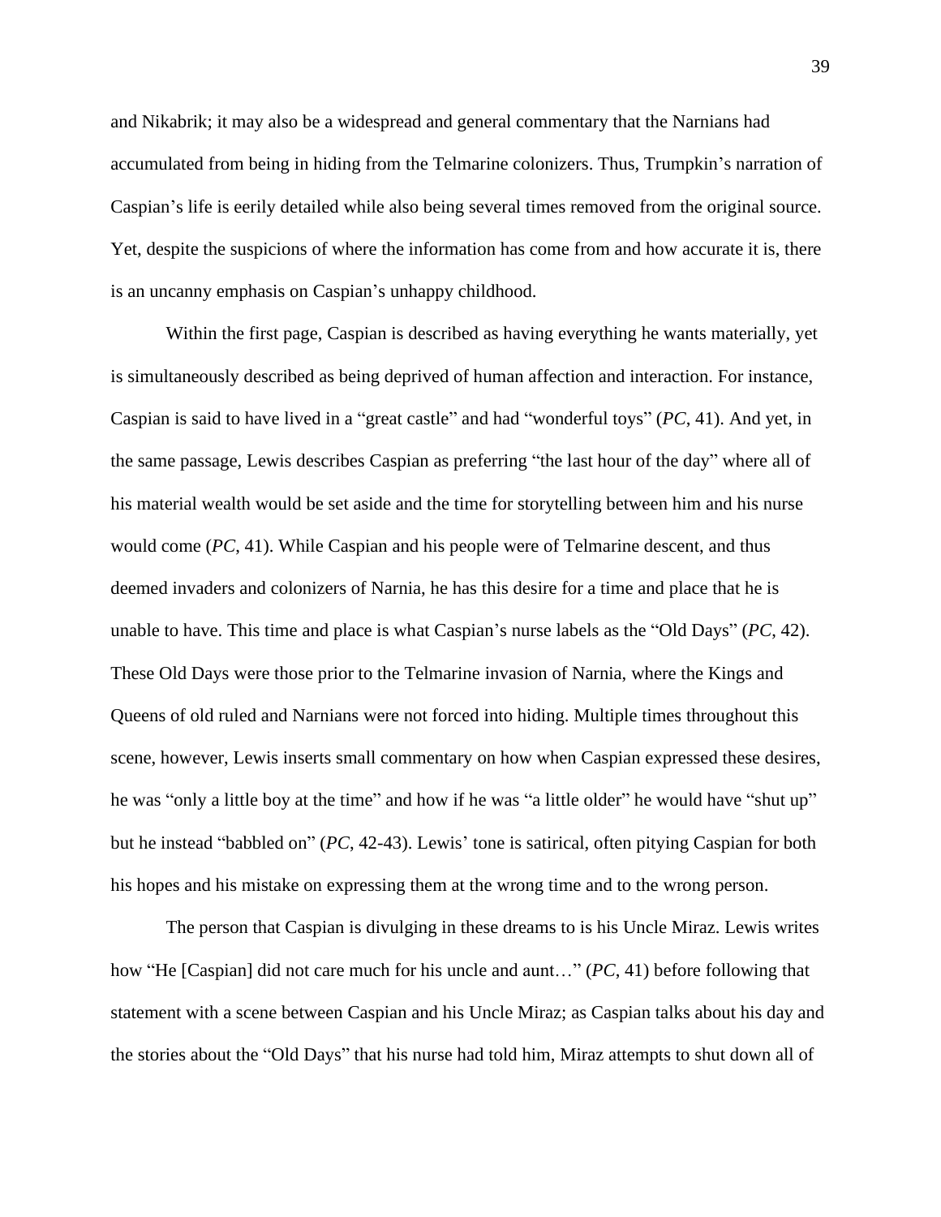and Nikabrik; it may also be a widespread and general commentary that the Narnians had accumulated from being in hiding from the Telmarine colonizers. Thus, Trumpkin's narration of Caspian's life is eerily detailed while also being several times removed from the original source. Yet, despite the suspicions of where the information has come from and how accurate it is, there is an uncanny emphasis on Caspian's unhappy childhood.

Within the first page, Caspian is described as having everything he wants materially, yet is simultaneously described as being deprived of human affection and interaction. For instance, Caspian is said to have lived in a "great castle" and had "wonderful toys" (*PC*, 41). And yet, in the same passage, Lewis describes Caspian as preferring "the last hour of the day" where all of his material wealth would be set aside and the time for storytelling between him and his nurse would come (*PC*, 41). While Caspian and his people were of Telmarine descent, and thus deemed invaders and colonizers of Narnia, he has this desire for a time and place that he is unable to have. This time and place is what Caspian's nurse labels as the "Old Days" (*PC*, 42). These Old Days were those prior to the Telmarine invasion of Narnia, where the Kings and Queens of old ruled and Narnians were not forced into hiding. Multiple times throughout this scene, however, Lewis inserts small commentary on how when Caspian expressed these desires, he was "only a little boy at the time" and how if he was "a little older" he would have "shut up" but he instead "babbled on" (*PC*, 42-43). Lewis' tone is satirical, often pitying Caspian for both his hopes and his mistake on expressing them at the wrong time and to the wrong person.

The person that Caspian is divulging in these dreams to is his Uncle Miraz. Lewis writes how "He [Caspian] did not care much for his uncle and aunt…" (*PC*, 41) before following that statement with a scene between Caspian and his Uncle Miraz; as Caspian talks about his day and the stories about the "Old Days" that his nurse had told him, Miraz attempts to shut down all of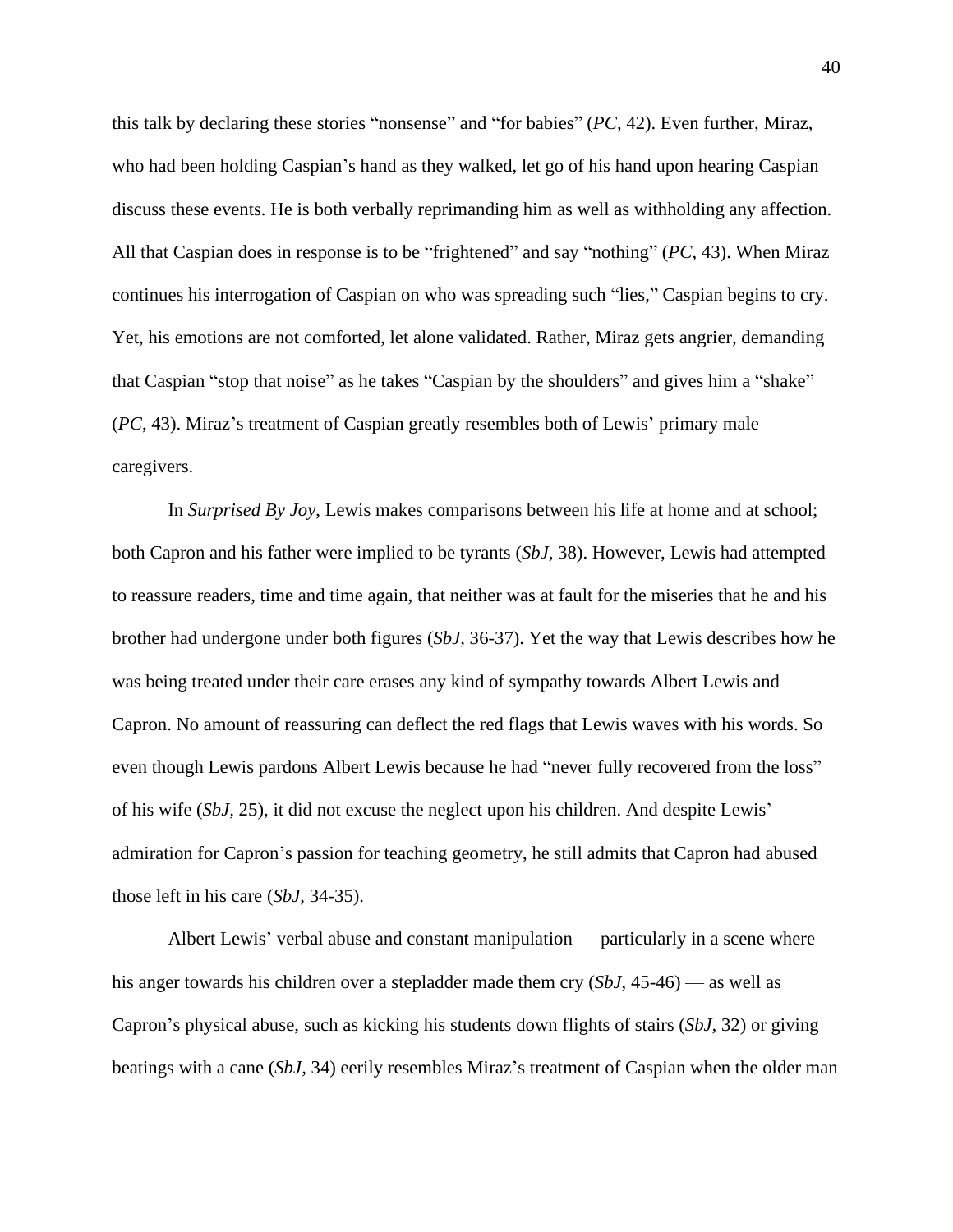this talk by declaring these stories "nonsense" and "for babies" (*PC*, 42). Even further, Miraz, who had been holding Caspian's hand as they walked, let go of his hand upon hearing Caspian discuss these events. He is both verbally reprimanding him as well as withholding any affection. All that Caspian does in response is to be "frightened" and say "nothing" (*PC*, 43). When Miraz continues his interrogation of Caspian on who was spreading such "lies," Caspian begins to cry. Yet, his emotions are not comforted, let alone validated. Rather, Miraz gets angrier, demanding that Caspian "stop that noise" as he takes "Caspian by the shoulders" and gives him a "shake" (*PC*, 43). Miraz's treatment of Caspian greatly resembles both of Lewis' primary male caregivers.

In *Surprised By Joy*, Lewis makes comparisons between his life at home and at school; both Capron and his father were implied to be tyrants (*SbJ*, 38). However, Lewis had attempted to reassure readers, time and time again, that neither was at fault for the miseries that he and his brother had undergone under both figures (*SbJ*, 36-37). Yet the way that Lewis describes how he was being treated under their care erases any kind of sympathy towards Albert Lewis and Capron. No amount of reassuring can deflect the red flags that Lewis waves with his words. So even though Lewis pardons Albert Lewis because he had "never fully recovered from the loss" of his wife (*SbJ*, 25), it did not excuse the neglect upon his children. And despite Lewis' admiration for Capron's passion for teaching geometry, he still admits that Capron had abused those left in his care (*SbJ*, 34-35).

Albert Lewis' verbal abuse and constant manipulation — particularly in a scene where his anger towards his children over a stepladder made them cry (*SbJ*, 45-46) — as well as Capron's physical abuse, such as kicking his students down flights of stairs (*SbJ*, 32) or giving beatings with a cane (*SbJ*, 34) eerily resembles Miraz's treatment of Caspian when the older man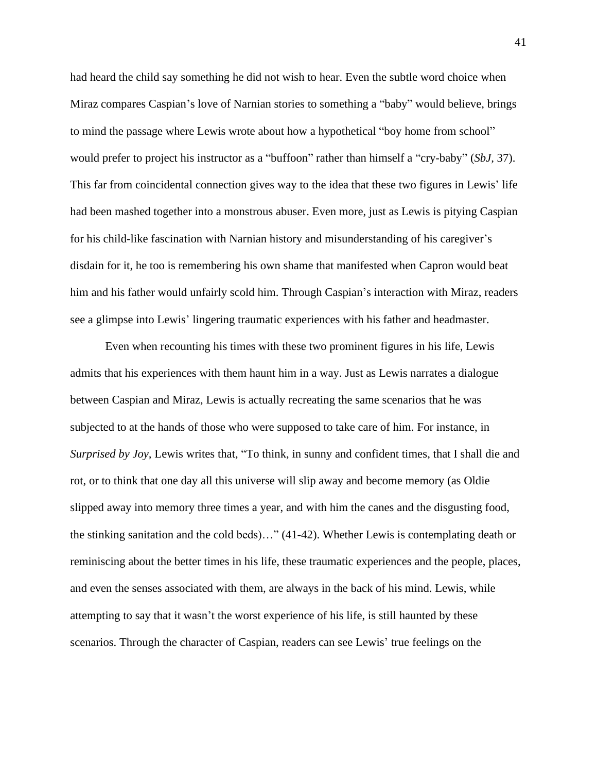had heard the child say something he did not wish to hear. Even the subtle word choice when Miraz compares Caspian's love of Narnian stories to something a "baby" would believe, brings to mind the passage where Lewis wrote about how a hypothetical "boy home from school" would prefer to project his instructor as a "buffoon" rather than himself a "cry-baby" (*SbJ,* 37). This far from coincidental connection gives way to the idea that these two figures in Lewis' life had been mashed together into a monstrous abuser. Even more, just as Lewis is pitying Caspian for his child-like fascination with Narnian history and misunderstanding of his caregiver's disdain for it, he too is remembering his own shame that manifested when Capron would beat him and his father would unfairly scold him. Through Caspian's interaction with Miraz, readers see a glimpse into Lewis' lingering traumatic experiences with his father and headmaster.

Even when recounting his times with these two prominent figures in his life, Lewis admits that his experiences with them haunt him in a way. Just as Lewis narrates a dialogue between Caspian and Miraz, Lewis is actually recreating the same scenarios that he was subjected to at the hands of those who were supposed to take care of him. For instance, in *Surprised by Joy,* Lewis writes that, "To think, in sunny and confident times, that I shall die and rot, or to think that one day all this universe will slip away and become memory (as Oldie slipped away into memory three times a year, and with him the canes and the disgusting food, the stinking sanitation and the cold beds)…" (41-42). Whether Lewis is contemplating death or reminiscing about the better times in his life, these traumatic experiences and the people, places, and even the senses associated with them, are always in the back of his mind. Lewis, while attempting to say that it wasn't the worst experience of his life, is still haunted by these scenarios. Through the character of Caspian, readers can see Lewis' true feelings on the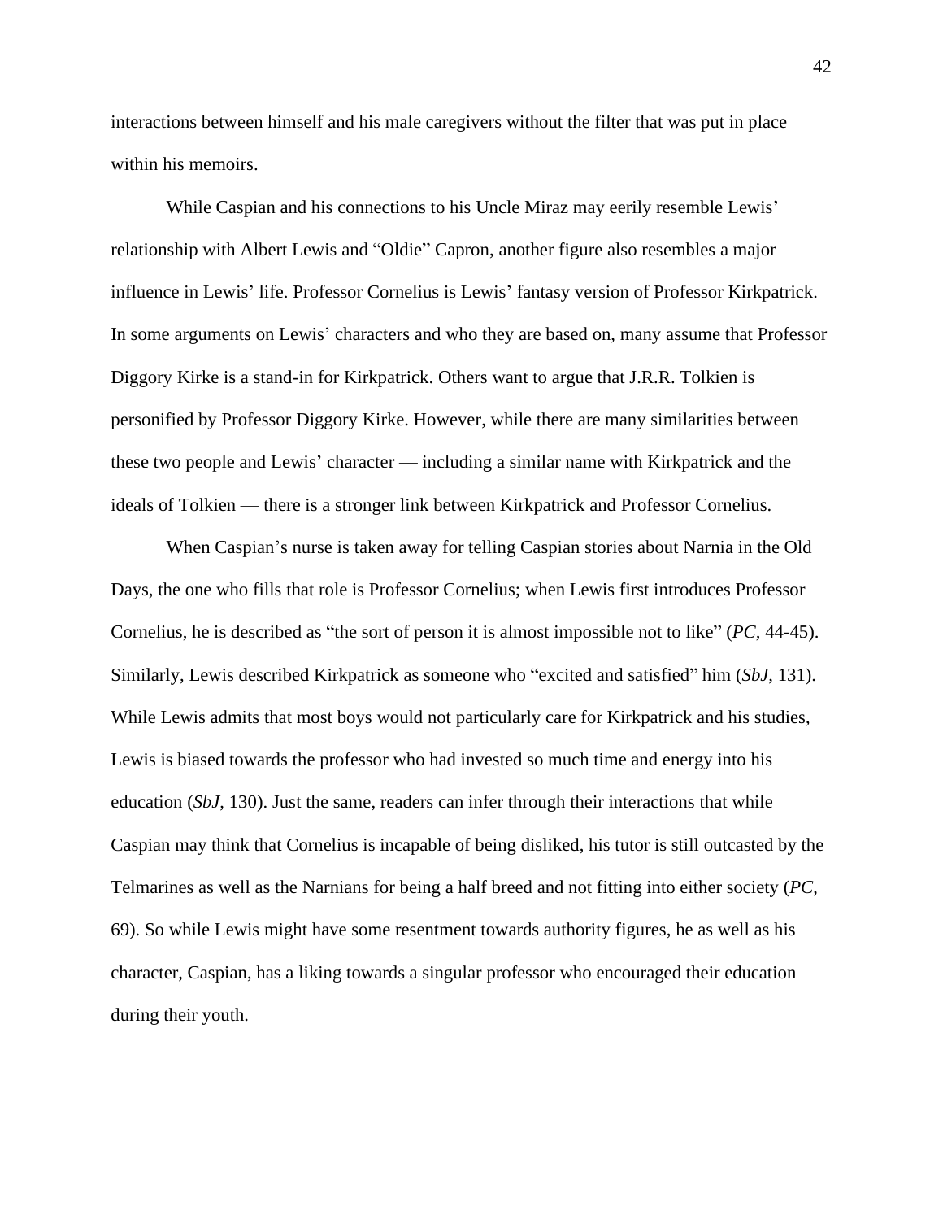interactions between himself and his male caregivers without the filter that was put in place within his memoirs.

While Caspian and his connections to his Uncle Miraz may eerily resemble Lewis' relationship with Albert Lewis and "Oldie" Capron, another figure also resembles a major influence in Lewis' life. Professor Cornelius is Lewis' fantasy version of Professor Kirkpatrick. In some arguments on Lewis' characters and who they are based on, many assume that Professor Diggory Kirke is a stand-in for Kirkpatrick. Others want to argue that J.R.R. Tolkien is personified by Professor Diggory Kirke. However, while there are many similarities between these two people and Lewis' character — including a similar name with Kirkpatrick and the ideals of Tolkien — there is a stronger link between Kirkpatrick and Professor Cornelius.

When Caspian's nurse is taken away for telling Caspian stories about Narnia in the Old Days, the one who fills that role is Professor Cornelius; when Lewis first introduces Professor Cornelius, he is described as "the sort of person it is almost impossible not to like" (*PC*, 44-45). Similarly, Lewis described Kirkpatrick as someone who "excited and satisfied" him (*SbJ*, 131). While Lewis admits that most boys would not particularly care for Kirkpatrick and his studies, Lewis is biased towards the professor who had invested so much time and energy into his education (*SbJ*, 130). Just the same, readers can infer through their interactions that while Caspian may think that Cornelius is incapable of being disliked, his tutor is still outcasted by the Telmarines as well as the Narnians for being a half breed and not fitting into either society (*PC*, 69). So while Lewis might have some resentment towards authority figures, he as well as his character, Caspian, has a liking towards a singular professor who encouraged their education during their youth.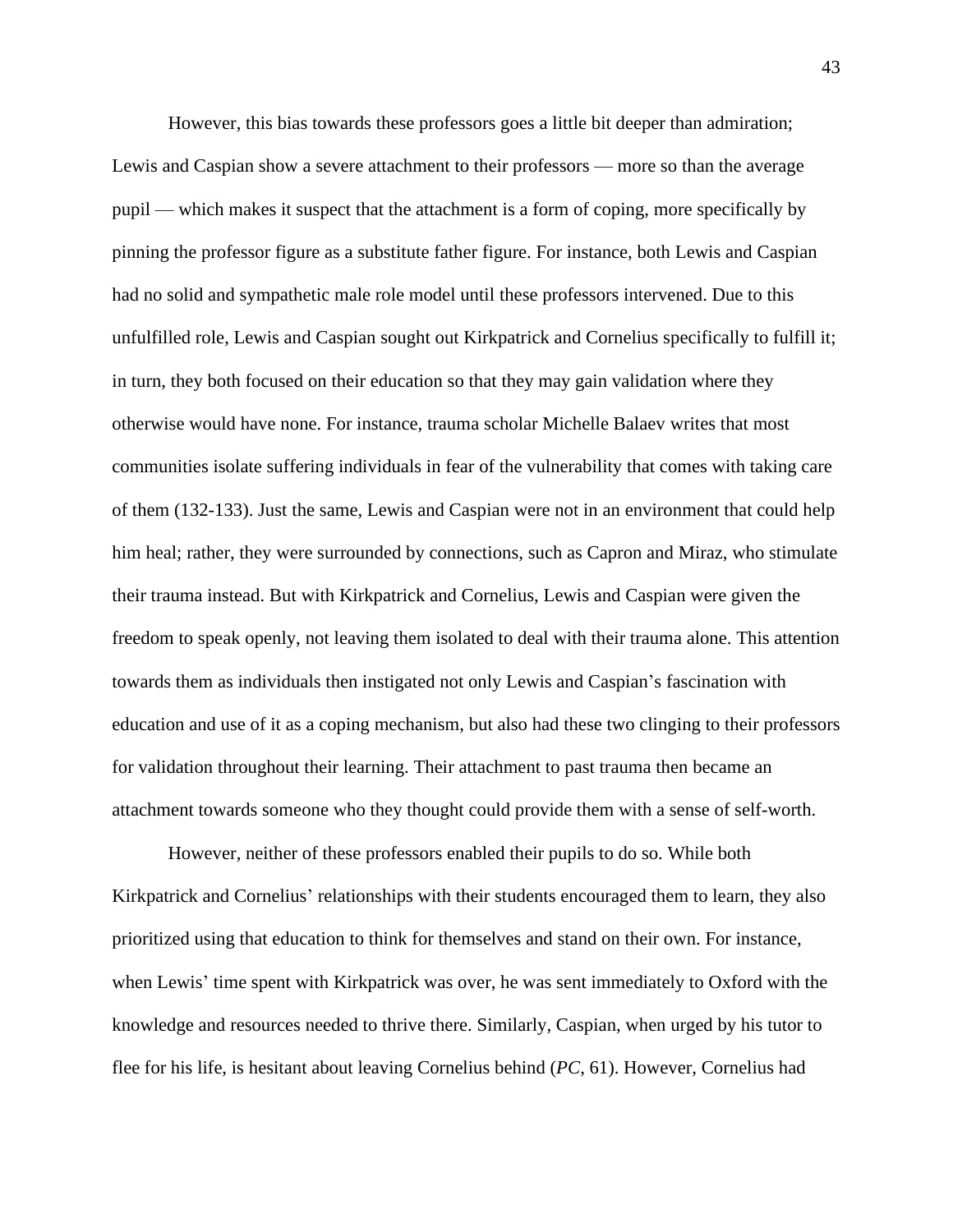However, this bias towards these professors goes a little bit deeper than admiration; Lewis and Caspian show a severe attachment to their professors — more so than the average pupil — which makes it suspect that the attachment is a form of coping, more specifically by pinning the professor figure as a substitute father figure. For instance, both Lewis and Caspian had no solid and sympathetic male role model until these professors intervened. Due to this unfulfilled role, Lewis and Caspian sought out Kirkpatrick and Cornelius specifically to fulfill it; in turn, they both focused on their education so that they may gain validation where they otherwise would have none. For instance, trauma scholar Michelle Balaev writes that most communities isolate suffering individuals in fear of the vulnerability that comes with taking care of them (132-133). Just the same, Lewis and Caspian were not in an environment that could help him heal; rather, they were surrounded by connections, such as Capron and Miraz, who stimulate their trauma instead. But with Kirkpatrick and Cornelius, Lewis and Caspian were given the freedom to speak openly, not leaving them isolated to deal with their trauma alone. This attention towards them as individuals then instigated not only Lewis and Caspian's fascination with education and use of it as a coping mechanism, but also had these two clinging to their professors for validation throughout their learning. Their attachment to past trauma then became an attachment towards someone who they thought could provide them with a sense of self-worth.

However, neither of these professors enabled their pupils to do so. While both Kirkpatrick and Cornelius' relationships with their students encouraged them to learn, they also prioritized using that education to think for themselves and stand on their own. For instance, when Lewis' time spent with Kirkpatrick was over, he was sent immediately to Oxford with the knowledge and resources needed to thrive there. Similarly, Caspian, when urged by his tutor to flee for his life, is hesitant about leaving Cornelius behind (*PC*, 61). However, Cornelius had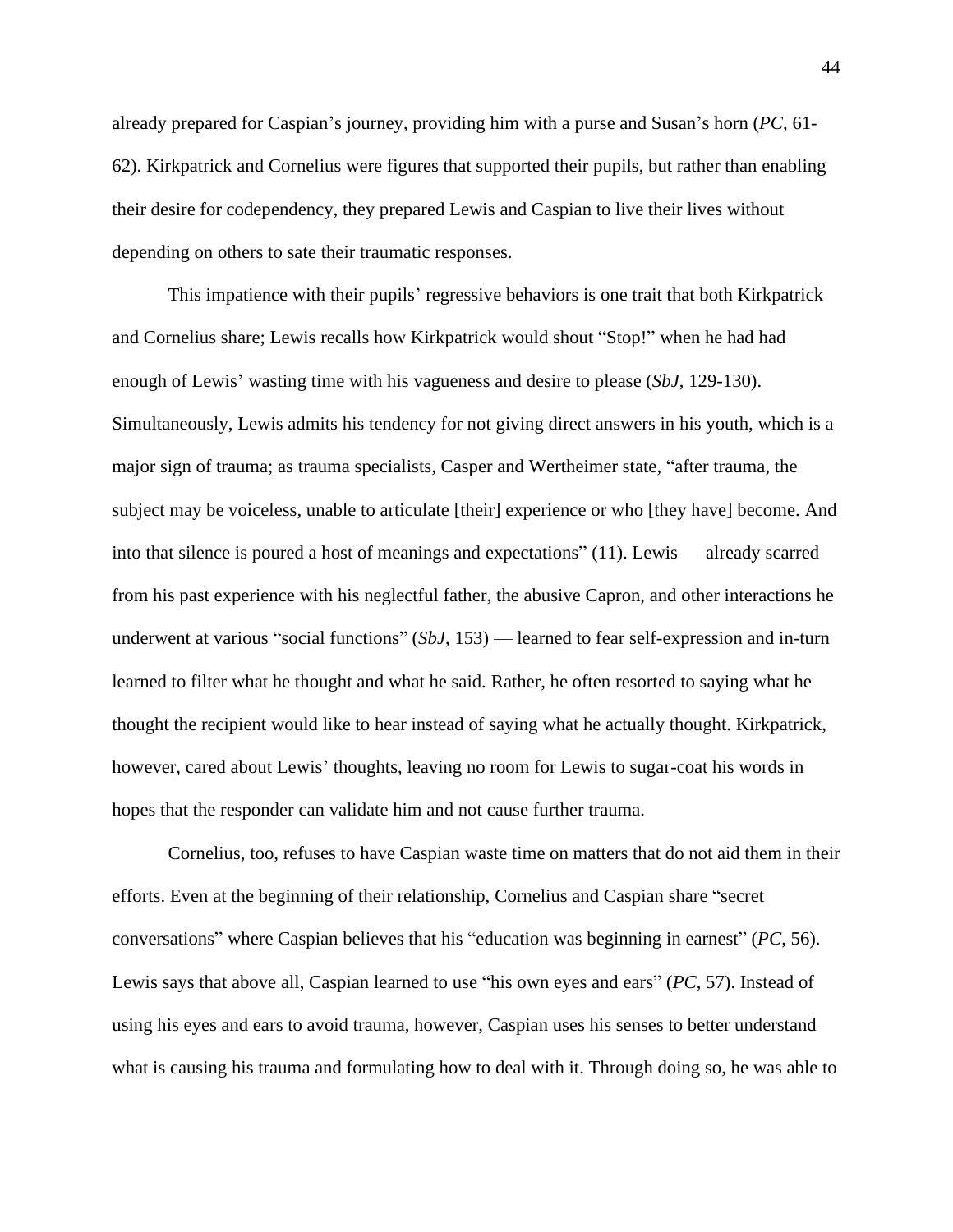already prepared for Caspian's journey, providing him with a purse and Susan's horn (*PC*, 61-62). Kirkpatrick and Cornelius were figures that supported their pupils, but rather than enabling their desire for codependency, they prepared Lewis and Caspian to live their lives without depending on others to sate their traumatic responses.

This impatience with their pupils' regressive behaviors is one trait that both Kirkpatrick and Cornelius share; Lewis recalls how Kirkpatrick would shout "Stop!" when he had had enough of Lewis' wasting time with his vagueness and desire to please (*SbJ*, 129-130). Simultaneously, Lewis admits his tendency for not giving direct answers in his youth, which is a major sign of trauma; as trauma specialists, Casper and Wertheimer state, "after trauma, the subject may be voiceless, unable to articulate [their] experience or who [they have] become. And into that silence is poured a host of meanings and expectations" (11). Lewis — already scarred from his past experience with his neglectful father, the abusive Capron, and other interactions he underwent at various "social functions" (*SbJ*, 153) — learned to fear self-expression and in-turn learned to filter what he thought and what he said. Rather, he often resorted to saying what he thought the recipient would like to hear instead of saying what he actually thought. Kirkpatrick, however, cared about Lewis' thoughts, leaving no room for Lewis to sugar-coat his words in hopes that the responder can validate him and not cause further trauma.

Cornelius, too, refuses to have Caspian waste time on matters that do not aid them in their efforts. Even at the beginning of their relationship, Cornelius and Caspian share "secret conversations" where Caspian believes that his "education was beginning in earnest" (*PC*, 56). Lewis says that above all, Caspian learned to use "his own eyes and ears" (*PC*, 57). Instead of using his eyes and ears to avoid trauma, however, Caspian uses his senses to better understand what is causing his trauma and formulating how to deal with it. Through doing so, he was able to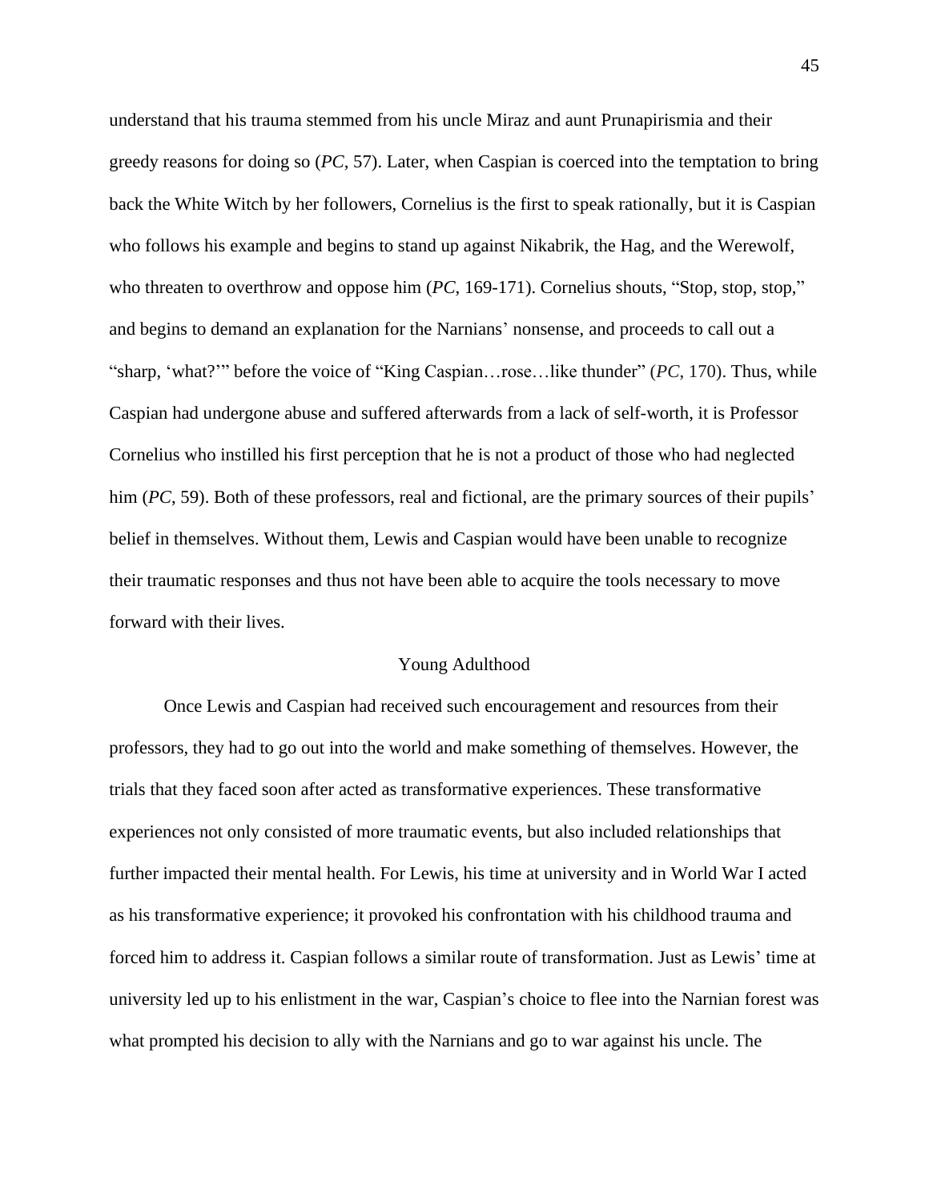understand that his trauma stemmed from his uncle Miraz and aunt Prunapirismia and their greedy reasons for doing so (*PC*, 57). Later, when Caspian is coerced into the temptation to bring back the White Witch by her followers, Cornelius is the first to speak rationally, but it is Caspian who follows his example and begins to stand up against Nikabrik, the Hag, and the Werewolf, who threaten to overthrow and oppose him (*PC*, 169-171). Cornelius shouts, "Stop, stop, stop," and begins to demand an explanation for the Narnians' nonsense, and proceeds to call out a "sharp, 'what?'" before the voice of "King Caspian…rose…like thunder" (*PC*, 170). Thus, while Caspian had undergone abuse and suffered afterwards from a lack of self-worth, it is Professor Cornelius who instilled his first perception that he is not a product of those who had neglected him (*PC*, 59). Both of these professors, real and fictional, are the primary sources of their pupils' belief in themselves. Without them, Lewis and Caspian would have been unable to recognize their traumatic responses and thus not have been able to acquire the tools necessary to move forward with their lives.

## Young Adulthood

Once Lewis and Caspian had received such encouragement and resources from their professors, they had to go out into the world and make something of themselves. However, the trials that they faced soon after acted as transformative experiences. These transformative experiences not only consisted of more traumatic events, but also included relationships that further impacted their mental health. For Lewis, his time at university and in World War I acted as his transformative experience; it provoked his confrontation with his childhood trauma and forced him to address it. Caspian follows a similar route of transformation. Just as Lewis' time at university led up to his enlistment in the war, Caspian's choice to flee into the Narnian forest was what prompted his decision to ally with the Narnians and go to war against his uncle. The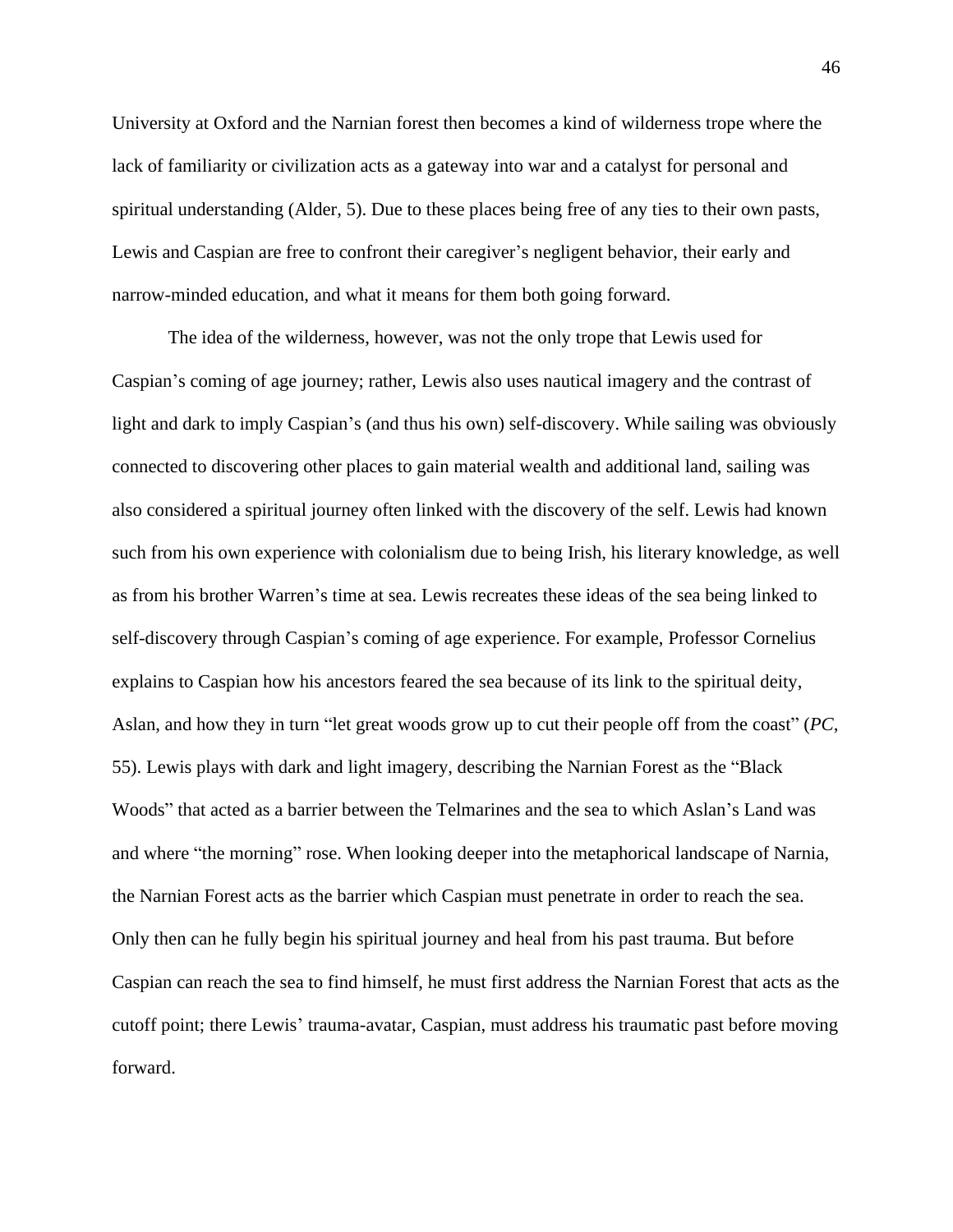University at Oxford and the Narnian forest then becomes a kind of wilderness trope where the lack of familiarity or civilization acts as a gateway into war and a catalyst for personal and spiritual understanding (Alder, 5). Due to these places being free of any ties to their own pasts, Lewis and Caspian are free to confront their caregiver's negligent behavior, their early and narrow-minded education, and what it means for them both going forward.

The idea of the wilderness, however, was not the only trope that Lewis used for Caspian's coming of age journey; rather, Lewis also uses nautical imagery and the contrast of light and dark to imply Caspian's (and thus his own) self-discovery. While sailing was obviously connected to discovering other places to gain material wealth and additional land, sailing was also considered a spiritual journey often linked with the discovery of the self. Lewis had known such from his own experience with colonialism due to being Irish, his literary knowledge, as well as from his brother Warren's time at sea. Lewis recreates these ideas of the sea being linked to self-discovery through Caspian's coming of age experience. For example, Professor Cornelius explains to Caspian how his ancestors feared the sea because of its link to the spiritual deity, Aslan, and how they in turn "let great woods grow up to cut their people off from the coast" (*PC*, 55). Lewis plays with dark and light imagery, describing the Narnian Forest as the "Black Woods" that acted as a barrier between the Telmarines and the sea to which Aslan's Land was and where "the morning" rose. When looking deeper into the metaphorical landscape of Narnia, the Narnian Forest acts as the barrier which Caspian must penetrate in order to reach the sea. Only then can he fully begin his spiritual journey and heal from his past trauma. But before Caspian can reach the sea to find himself, he must first address the Narnian Forest that acts as the cutoff point; there Lewis' trauma-avatar, Caspian, must address his traumatic past before moving forward.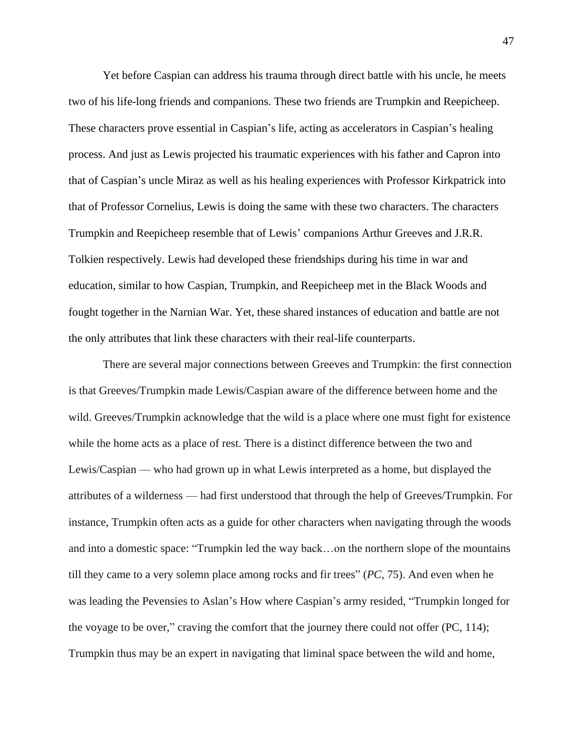Yet before Caspian can address his trauma through direct battle with his uncle, he meets two of his life-long friends and companions. These two friends are Trumpkin and Reepicheep. These characters prove essential in Caspian's life, acting as accelerators in Caspian's healing process. And just as Lewis projected his traumatic experiences with his father and Capron into that of Caspian's uncle Miraz as well as his healing experiences with Professor Kirkpatrick into that of Professor Cornelius, Lewis is doing the same with these two characters. The characters Trumpkin and Reepicheep resemble that of Lewis' companions Arthur Greeves and J.R.R. Tolkien respectively. Lewis had developed these friendships during his time in war and education, similar to how Caspian, Trumpkin, and Reepicheep met in the Black Woods and fought together in the Narnian War. Yet, these shared instances of education and battle are not the only attributes that link these characters with their real-life counterparts.

There are several major connections between Greeves and Trumpkin: the first connection is that Greeves/Trumpkin made Lewis/Caspian aware of the difference between home and the wild. Greeves/Trumpkin acknowledge that the wild is a place where one must fight for existence while the home acts as a place of rest. There is a distinct difference between the two and Lewis/Caspian — who had grown up in what Lewis interpreted as a home, but displayed the attributes of a wilderness — had first understood that through the help of Greeves/Trumpkin. For instance, Trumpkin often acts as a guide for other characters when navigating through the woods and into a domestic space: "Trumpkin led the way back…on the northern slope of the mountains till they came to a very solemn place among rocks and fir trees" (*PC*, 75). And even when he was leading the Pevensies to Aslan's How where Caspian's army resided, "Trumpkin longed for the voyage to be over," craving the comfort that the journey there could not offer (PC, 114); Trumpkin thus may be an expert in navigating that liminal space between the wild and home,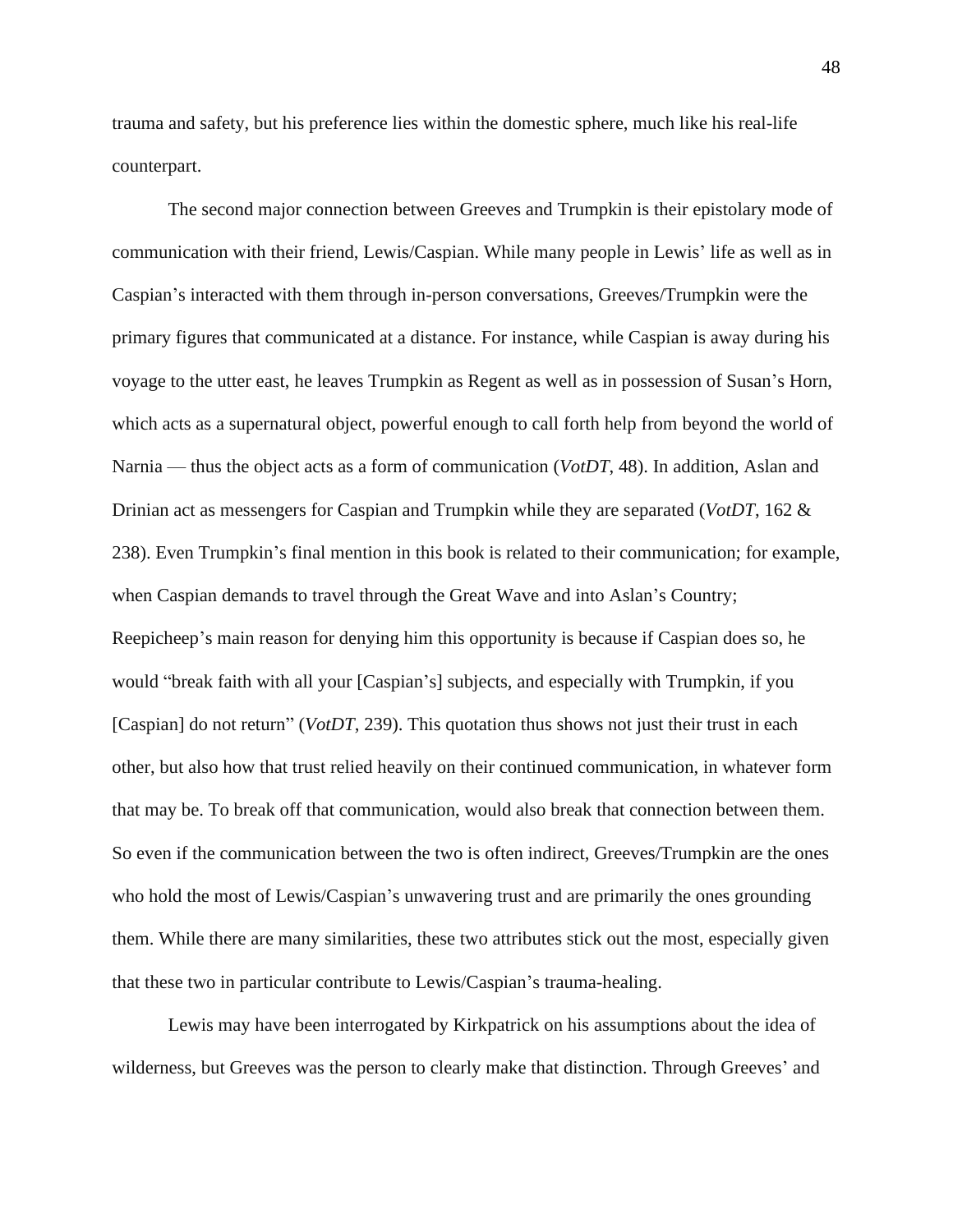trauma and safety, but his preference lies within the domestic sphere, much like his real-life counterpart.

The second major connection between Greeves and Trumpkin is their epistolary mode of communication with their friend, Lewis/Caspian. While many people in Lewis' life as well as in Caspian's interacted with them through in-person conversations, Greeves/Trumpkin were the primary figures that communicated at a distance. For instance, while Caspian is away during his voyage to the utter east, he leaves Trumpkin as Regent as well as in possession of Susan's Horn, which acts as a supernatural object, powerful enough to call forth help from beyond the world of Narnia — thus the object acts as a form of communication (*VotDT*, 48). In addition, Aslan and Drinian act as messengers for Caspian and Trumpkin while they are separated (*VotDT*, 162 & 238). Even Trumpkin's final mention in this book is related to their communication; for example, when Caspian demands to travel through the Great Wave and into Aslan's Country; Reepicheep's main reason for denying him this opportunity is because if Caspian does so, he would "break faith with all your [Caspian's] subjects, and especially with Trumpkin, if you [Caspian] do not return" (*VotDT*, 239). This quotation thus shows not just their trust in each other, but also how that trust relied heavily on their continued communication, in whatever form that may be. To break off that communication, would also break that connection between them. So even if the communication between the two is often indirect, Greeves/Trumpkin are the ones who hold the most of Lewis/Caspian's unwavering trust and are primarily the ones grounding them. While there are many similarities, these two attributes stick out the most, especially given that these two in particular contribute to Lewis/Caspian's trauma-healing.

Lewis may have been interrogated by Kirkpatrick on his assumptions about the idea of wilderness, but Greeves was the person to clearly make that distinction. Through Greeves' and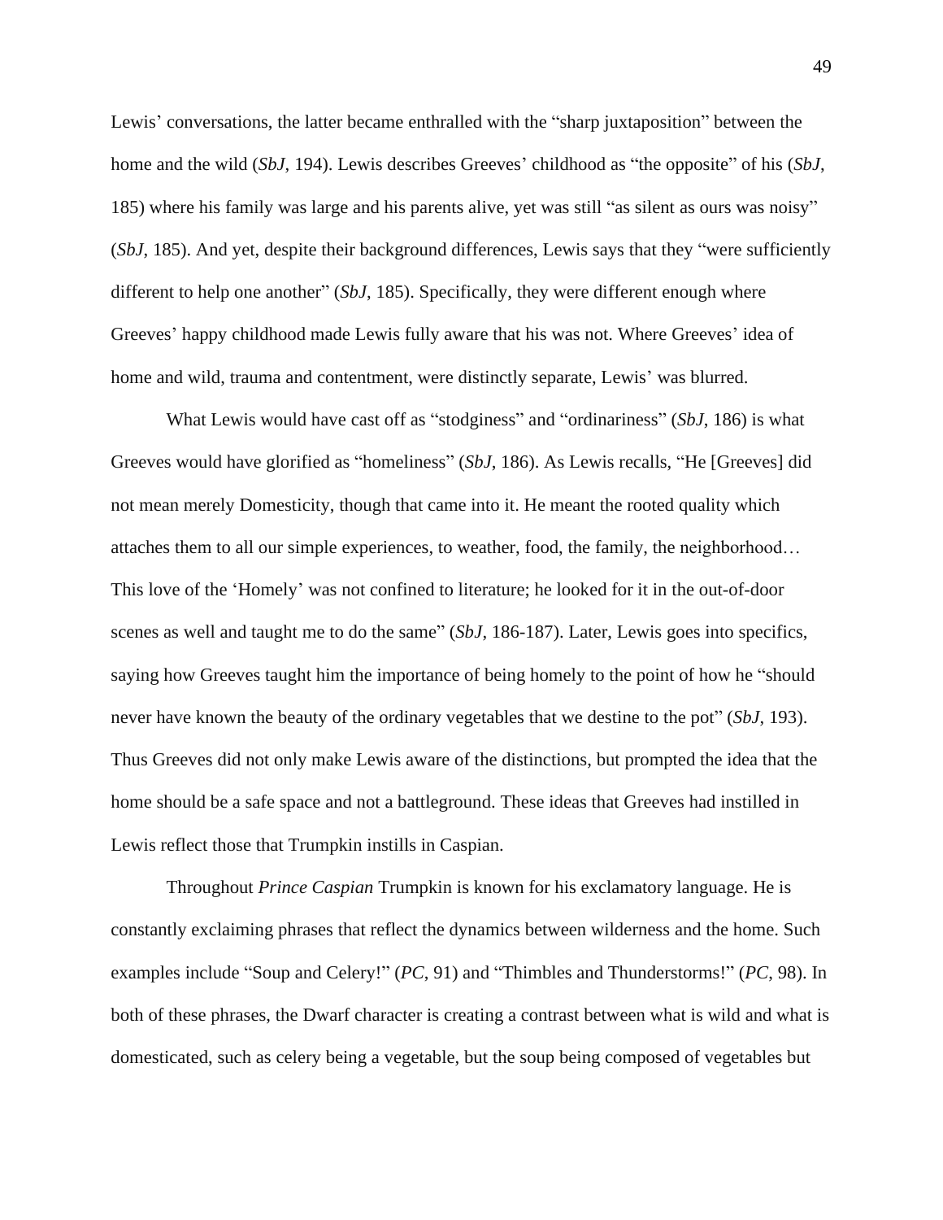Lewis' conversations, the latter became enthralled with the "sharp juxtaposition" between the home and the wild (*SbJ*, 194). Lewis describes Greeves' childhood as "the opposite" of his (*SbJ*, 185) where his family was large and his parents alive, yet was still "as silent as ours was noisy" (*SbJ*, 185). And yet, despite their background differences, Lewis says that they "were sufficiently different to help one another" (*SbJ*, 185). Specifically, they were different enough where Greeves' happy childhood made Lewis fully aware that his was not. Where Greeves' idea of home and wild, trauma and contentment, were distinctly separate, Lewis' was blurred.

What Lewis would have cast off as "stodginess" and "ordinariness" (*SbJ*, 186) is what Greeves would have glorified as "homeliness" (*SbJ*, 186). As Lewis recalls, "He [Greeves] did not mean merely Domesticity, though that came into it. He meant the rooted quality which attaches them to all our simple experiences, to weather, food, the family, the neighborhood… This love of the 'Homely' was not confined to literature; he looked for it in the out-of-door scenes as well and taught me to do the same" (*SbJ*, 186-187). Later, Lewis goes into specifics, saying how Greeves taught him the importance of being homely to the point of how he "should never have known the beauty of the ordinary vegetables that we destine to the pot" (*SbJ*, 193). Thus Greeves did not only make Lewis aware of the distinctions, but prompted the idea that the home should be a safe space and not a battleground. These ideas that Greeves had instilled in Lewis reflect those that Trumpkin instills in Caspian.

Throughout *Prince Caspian* Trumpkin is known for his exclamatory language. He is constantly exclaiming phrases that reflect the dynamics between wilderness and the home. Such examples include "Soup and Celery!" (*PC*, 91) and "Thimbles and Thunderstorms!" (*PC*, 98). In both of these phrases, the Dwarf character is creating a contrast between what is wild and what is domesticated, such as celery being a vegetable, but the soup being composed of vegetables but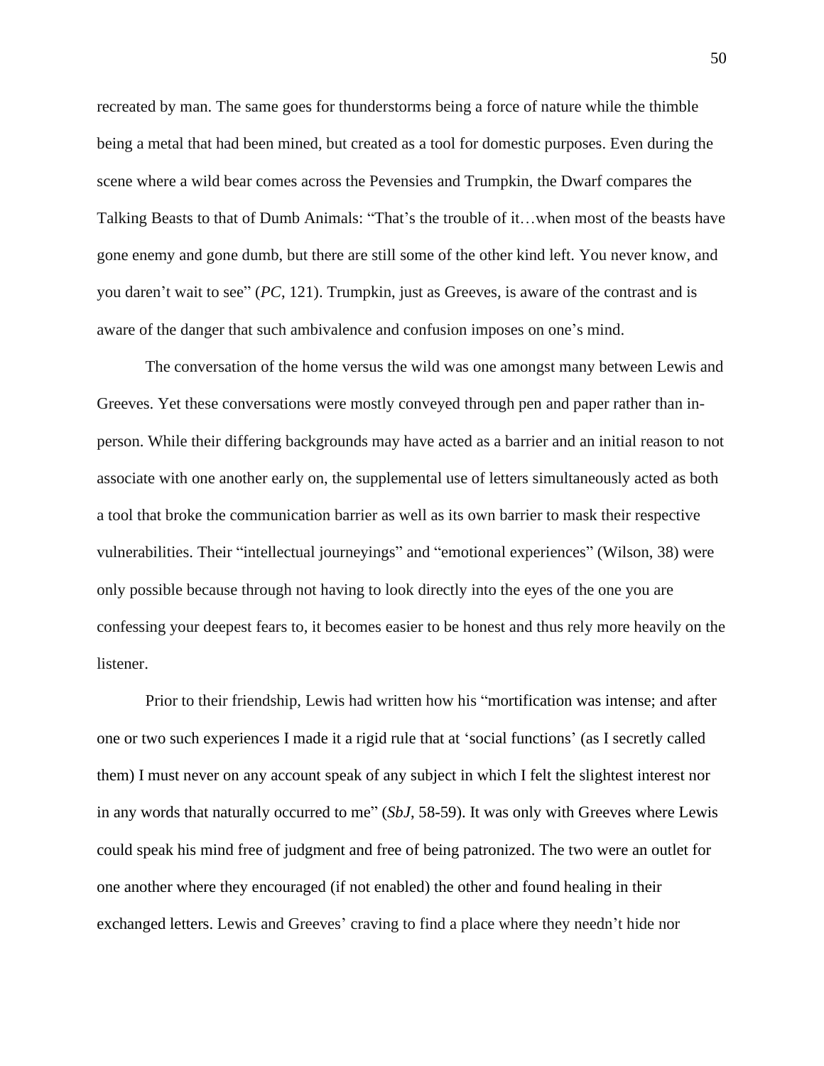recreated by man. The same goes for thunderstorms being a force of nature while the thimble being a metal that had been mined, but created as a tool for domestic purposes. Even during the scene where a wild bear comes across the Pevensies and Trumpkin, the Dwarf compares the Talking Beasts to that of Dumb Animals: "That's the trouble of it…when most of the beasts have gone enemy and gone dumb, but there are still some of the other kind left. You never know, and you daren't wait to see" (*PC*, 121). Trumpkin, just as Greeves, is aware of the contrast and is aware of the danger that such ambivalence and confusion imposes on one's mind.

The conversation of the home versus the wild was one amongst many between Lewis and Greeves. Yet these conversations were mostly conveyed through pen and paper rather than in-person. While their differing backgrounds may have acted as a barrier and an initial reason to not associate with one another early on, the supplemental use of letters simultaneously acted as both a tool that broke the communication barrier as well as its own barrier to mask their respective vulnerabilities. Their "intellectual journeyings" and "emotional experiences" (Wilson, 38) were only possible because through not having to look directly into the eyes of the one you are confessing your deepest fears to, it becomes easier to be honest and thus rely more heavily on the listener.

Prior to their friendship, Lewis had written how his "mortification was intense; and after one or two such experiences I made it a rigid rule that at 'social functions' (as I secretly called them) I must never on any account speak of any subject in which I felt the slightest interest nor in any words that naturally occurred to me" (*SbJ*, 58-59). It was only with Greeves where Lewis could speak his mind free of judgment and free of being patronized. The two were an outlet for one another where they encouraged (if not enabled) the other and found healing in their exchanged letters. Lewis and Greeves' craving to find a place where they needn't hide nor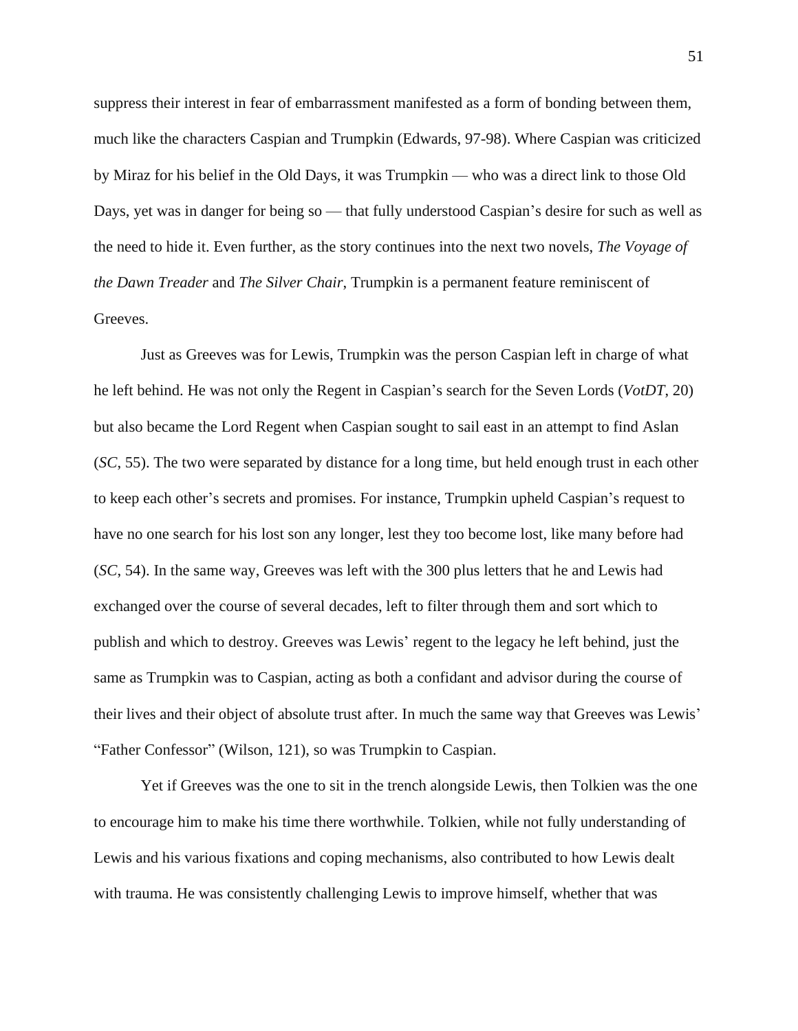suppress their interest in fear of embarrassment manifested as a form of bonding between them, much like the characters Caspian and Trumpkin (Edwards, 97-98). Where Caspian was criticized by Miraz for his belief in the Old Days, it was Trumpkin — who was a direct link to those Old Days, yet was in danger for being so — that fully understood Caspian's desire for such as well as the need to hide it. Even further, as the story continues into the next two novels, *The Voyage of the Dawn Treader* and *The Silver Chair*, Trumpkin is a permanent feature reminiscent of Greeves.

Just as Greeves was for Lewis, Trumpkin was the person Caspian left in charge of what he left behind. He was not only the Regent in Caspian's search for the Seven Lords (*VotDT*, 20) but also became the Lord Regent when Caspian sought to sail east in an attempt to find Aslan (*SC*, 55). The two were separated by distance for a long time, but held enough trust in each other to keep each other's secrets and promises. For instance, Trumpkin upheld Caspian's request to have no one search for his lost son any longer, lest they too become lost, like many before had (*SC*, 54). In the same way, Greeves was left with the 300 plus letters that he and Lewis had exchanged over the course of several decades, left to filter through them and sort which to publish and which to destroy. Greeves was Lewis' regent to the legacy he left behind, just the same as Trumpkin was to Caspian, acting as both a confidant and advisor during the course of their lives and their object of absolute trust after. In much the same way that Greeves was Lewis' "Father Confessor" (Wilson, 121), so was Trumpkin to Caspian.

Yet if Greeves was the one to sit in the trench alongside Lewis, then Tolkien was the one to encourage him to make his time there worthwhile. Tolkien, while not fully understanding of Lewis and his various fixations and coping mechanisms, also contributed to how Lewis dealt with trauma. He was consistently challenging Lewis to improve himself, whether that was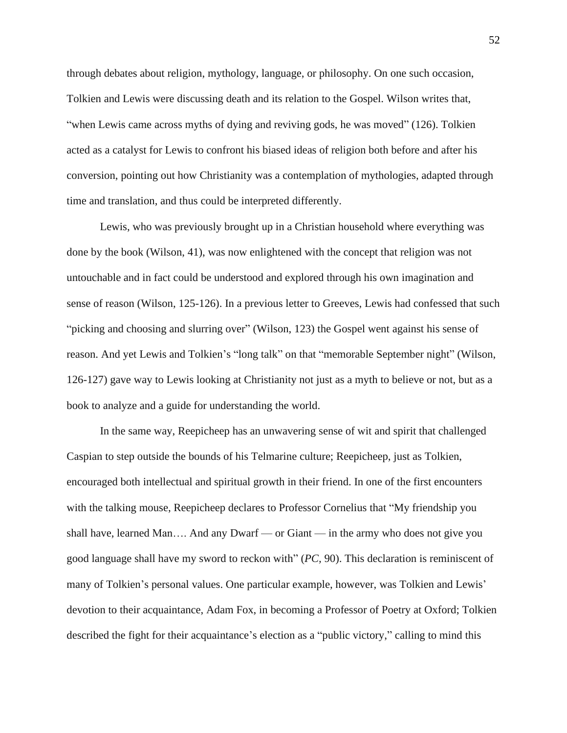through debates about religion, mythology, language, or philosophy. On one such occasion, Tolkien and Lewis were discussing death and its relation to the Gospel. Wilson writes that, "when Lewis came across myths of dying and reviving gods, he was moved" (126). Tolkien acted as a catalyst for Lewis to confront his biased ideas of religion both before and after his conversion, pointing out how Christianity was a contemplation of mythologies, adapted through time and translation, and thus could be interpreted differently.

Lewis, who was previously brought up in a Christian household where everything was done by the book (Wilson, 41), was now enlightened with the concept that religion was not untouchable and in fact could be understood and explored through his own imagination and sense of reason (Wilson, 125-126). In a previous letter to Greeves, Lewis had confessed that such "picking and choosing and slurring over" (Wilson, 123) the Gospel went against his sense of reason. And yet Lewis and Tolkien's "long talk" on that "memorable September night" (Wilson, 126-127) gave way to Lewis looking at Christianity not just as a myth to believe or not, but as a book to analyze and a guide for understanding the world.

In the same way, Reepicheep has an unwavering sense of wit and spirit that challenged Caspian to step outside the bounds of his Telmarine culture; Reepicheep, just as Tolkien, encouraged both intellectual and spiritual growth in their friend. In one of the first encounters with the talking mouse, Reepicheep declares to Professor Cornelius that "My friendship you shall have, learned Man…. And any Dwarf — or Giant — in the army who does not give you good language shall have my sword to reckon with" (*PC*, 90). This declaration is reminiscent of many of Tolkien's personal values. One particular example, however, was Tolkien and Lewis' devotion to their acquaintance, Adam Fox, in becoming a Professor of Poetry at Oxford; Tolkien described the fight for their acquaintance's election as a "public victory," calling to mind this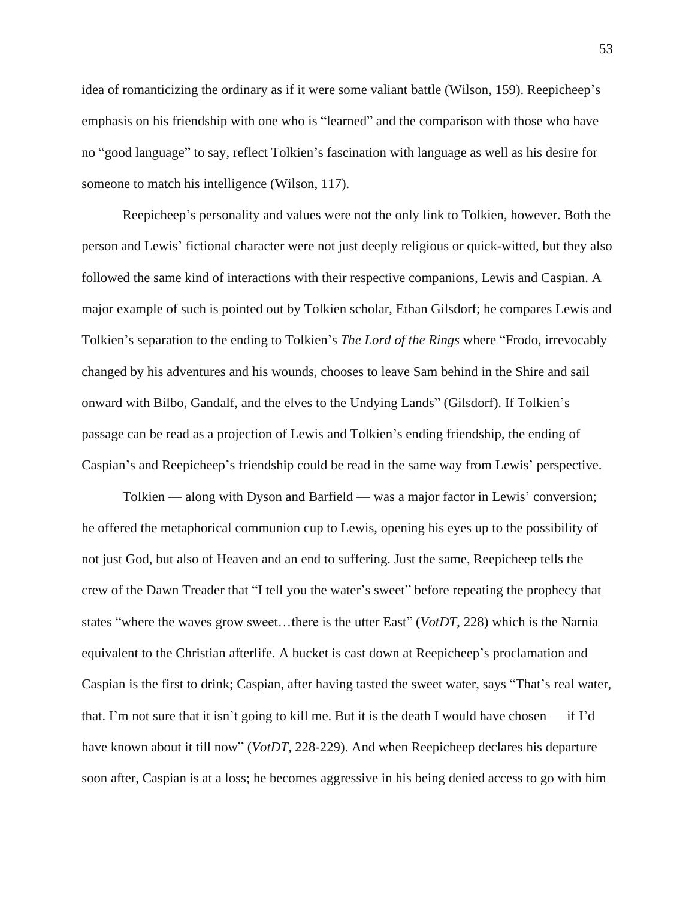idea of romanticizing the ordinary as if it were some valiant battle (Wilson, 159). Reepicheep's emphasis on his friendship with one who is "learned" and the comparison with those who have no "good language" to say, reflect Tolkien's fascination with language as well as his desire for someone to match his intelligence (Wilson, 117).

Reepicheep's personality and values were not the only link to Tolkien, however. Both the person and Lewis' fictional character were not just deeply religious or quick-witted, but they also followed the same kind of interactions with their respective companions, Lewis and Caspian. A major example of such is pointed out by Tolkien scholar, Ethan Gilsdorf; he compares Lewis and Tolkien's separation to the ending to Tolkien's *The Lord of the Rings* where "Frodo, irrevocably changed by his adventures and his wounds, chooses to leave Sam behind in the Shire and sail onward with Bilbo, Gandalf, and the elves to the Undying Lands" (Gilsdorf). If Tolkien's passage can be read as a projection of Lewis and Tolkien's ending friendship, the ending of Caspian's and Reepicheep's friendship could be read in the same way from Lewis' perspective.

Tolkien — along with Dyson and Barfield — was a major factor in Lewis' conversion; he offered the metaphorical communion cup to Lewis, opening his eyes up to the possibility of not just God, but also of Heaven and an end to suffering. Just the same, Reepicheep tells the crew of the Dawn Treader that "I tell you the water's sweet" before repeating the prophecy that states "where the waves grow sweet…there is the utter East" (*VotDT*, 228) which is the Narnia equivalent to the Christian afterlife. A bucket is cast down at Reepicheep's proclamation and Caspian is the first to drink; Caspian, after having tasted the sweet water, says "That's real water, that. I'm not sure that it isn't going to kill me. But it is the death I would have chosen — if I'd have known about it till now" (*VotDT*, 228-229). And when Reepicheep declares his departure soon after, Caspian is at a loss; he becomes aggressive in his being denied access to go with him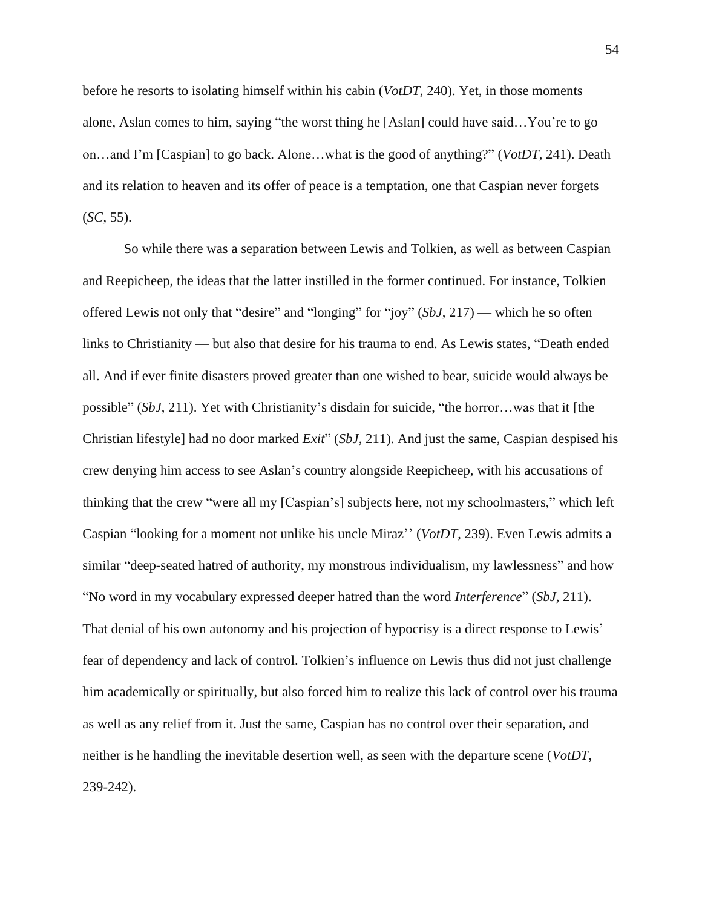before he resorts to isolating himself within his cabin (*VotDT*, 240). Yet, in those moments alone, Aslan comes to him, saying "the worst thing he [Aslan] could have said…You're to go on…and I'm [Caspian] to go back. Alone…what is the good of anything?" (*VotDT*, 241). Death and its relation to heaven and its offer of peace is a temptation, one that Caspian never forgets (*SC*, 55).

So while there was a separation between Lewis and Tolkien, as well as between Caspian and Reepicheep, the ideas that the latter instilled in the former continued. For instance, Tolkien offered Lewis not only that "desire" and "longing" for "joy" (*SbJ*, 217) — which he so often links to Christianity — but also that desire for his trauma to end. As Lewis states, "Death ended all. And if ever finite disasters proved greater than one wished to bear, suicide would always be possible" (*SbJ*, 211). Yet with Christianity's disdain for suicide, "the horror…was that it [the Christian lifestyle] had no door marked *Exit*" (*SbJ*, 211). And just the same, Caspian despised his crew denying him access to see Aslan's country alongside Reepicheep, with his accusations of thinking that the crew "were all my [Caspian's] subjects here, not my schoolmasters," which left Caspian "looking for a moment not unlike his uncle Miraz'' (*VotDT*, 239). Even Lewis admits a similar "deep-seated hatred of authority, my monstrous individualism, my lawlessness" and how "No word in my vocabulary expressed deeper hatred than the word *Interference*" (*SbJ*, 211). That denial of his own autonomy and his projection of hypocrisy is a direct response to Lewis' fear of dependency and lack of control. Tolkien's influence on Lewis thus did not just challenge him academically or spiritually, but also forced him to realize this lack of control over his trauma as well as any relief from it. Just the same, Caspian has no control over their separation, and neither is he handling the inevitable desertion well, as seen with the departure scene (*VotDT*, 239-242).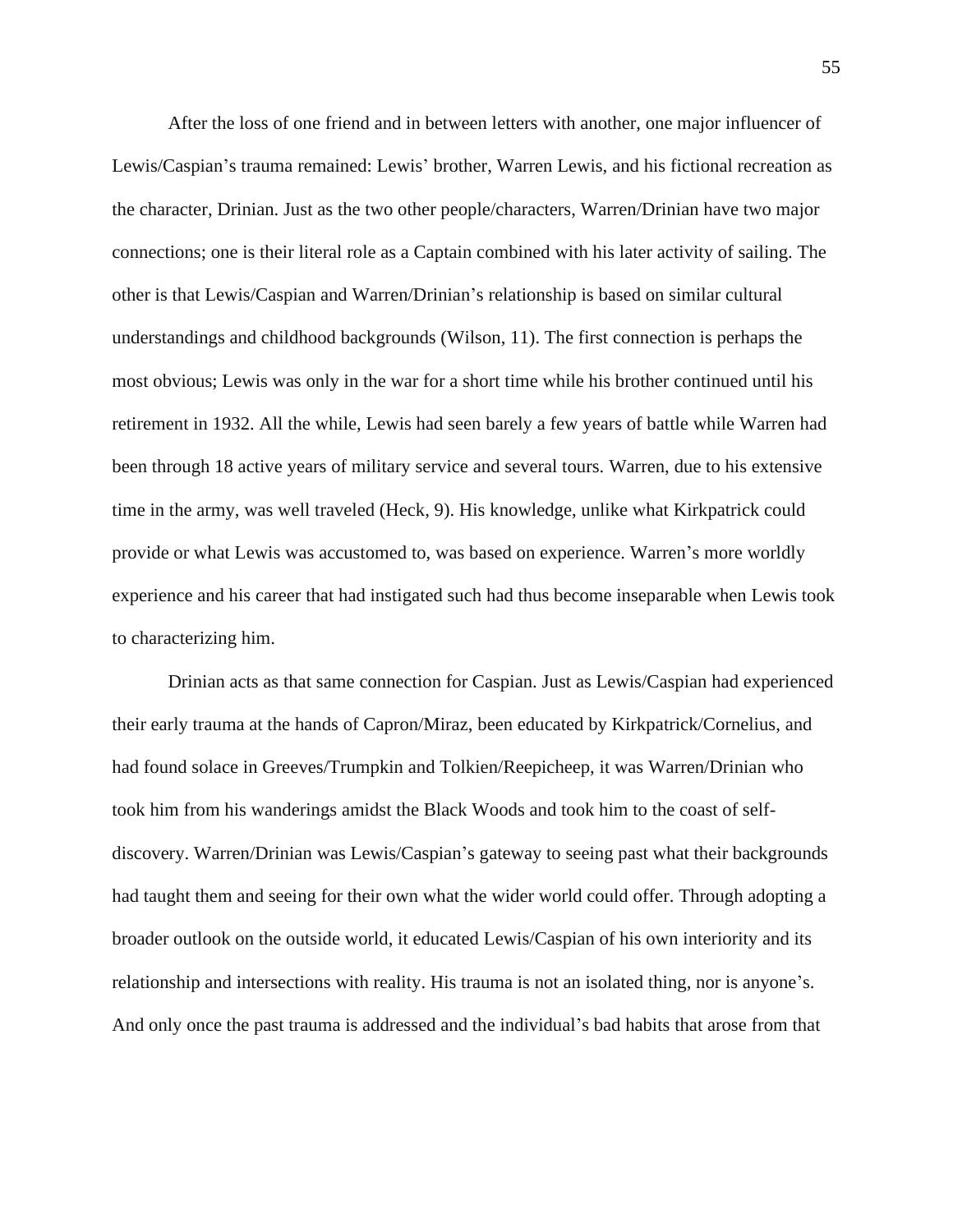After the loss of one friend and in between letters with another, one major influencer of Lewis/Caspian's trauma remained: Lewis' brother, Warren Lewis, and his fictional recreation as the character, Drinian. Just as the two other people/characters, Warren/Drinian have two major connections; one is their literal role as a Captain combined with his later activity of sailing. The other is that Lewis/Caspian and Warren/Drinian's relationship is based on similar cultural understandings and childhood backgrounds (Wilson, 11). The first connection is perhaps the most obvious; Lewis was only in the war for a short time while his brother continued until his retirement in 1932. All the while, Lewis had seen barely a few years of battle while Warren had been through 18 active years of military service and several tours. Warren, due to his extensive time in the army, was well traveled (Heck, 9). His knowledge, unlike what Kirkpatrick could provide or what Lewis was accustomed to, was based on experience. Warren's more worldly experience and his career that had instigated such had thus become inseparable when Lewis took to characterizing him.

Drinian acts as that same connection for Caspian. Just as Lewis/Caspian had experienced their early trauma at the hands of Capron/Miraz, been educated by Kirkpatrick/Cornelius, and had found solace in Greeves/Trumpkin and Tolkien/Reepicheep, it was Warren/Drinian who took him from his wanderings amidst the Black Woods and took him to the coast of self-discovery. Warren/Drinian was Lewis/Caspian's gateway to seeing past what their backgrounds had taught them and seeing for their own what the wider world could offer. Through adopting a broader outlook on the outside world, it educated Lewis/Caspian of his own interiority and its relationship and intersections with reality. His trauma is not an isolated thing, nor is anyone's. And only once the past trauma is addressed and the individual's bad habits that arose from that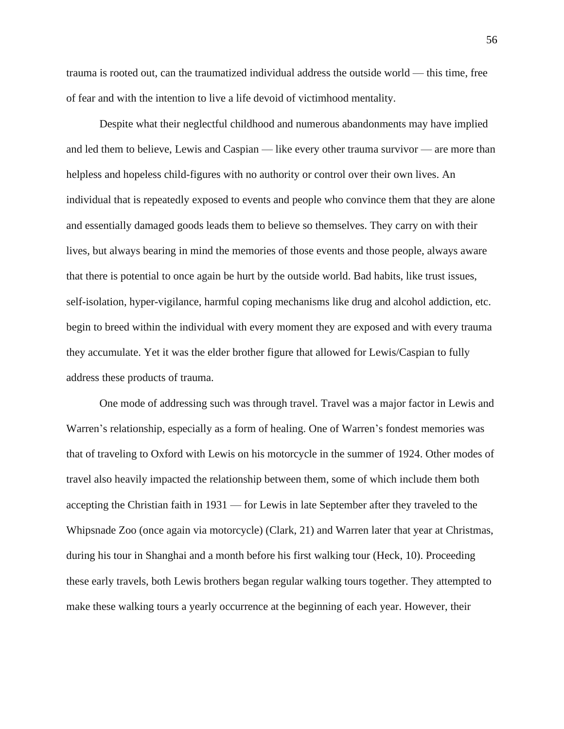trauma is rooted out, can the traumatized individual address the outside world — this time, free of fear and with the intention to live a life devoid of victimhood mentality.

Despite what their neglectful childhood and numerous abandonments may have implied and led them to believe, Lewis and Caspian — like every other trauma survivor — are more than helpless and hopeless child-figures with no authority or control over their own lives. An individual that is repeatedly exposed to events and people who convince them that they are alone and essentially damaged goods leads them to believe so themselves. They carry on with their lives, but always bearing in mind the memories of those events and those people, always aware that there is potential to once again be hurt by the outside world. Bad habits, like trust issues, self-isolation, hyper-vigilance, harmful coping mechanisms like drug and alcohol addiction, etc. begin to breed within the individual with every moment they are exposed and with every trauma they accumulate. Yet it was the elder brother figure that allowed for Lewis/Caspian to fully address these products of trauma.

One mode of addressing such was through travel. Travel was a major factor in Lewis and Warren's relationship, especially as a form of healing. One of Warren's fondest memories was that of traveling to Oxford with Lewis on his motorcycle in the summer of 1924. Other modes of travel also heavily impacted the relationship between them, some of which include them both accepting the Christian faith in 1931 — for Lewis in late September after they traveled to the Whipsnade Zoo (once again via motorcycle) (Clark, 21) and Warren later that year at Christmas, during his tour in Shanghai and a month before his first walking tour (Heck, 10). Proceeding these early travels, both Lewis brothers began regular walking tours together. They attempted to make these walking tours a yearly occurrence at the beginning of each year. However, their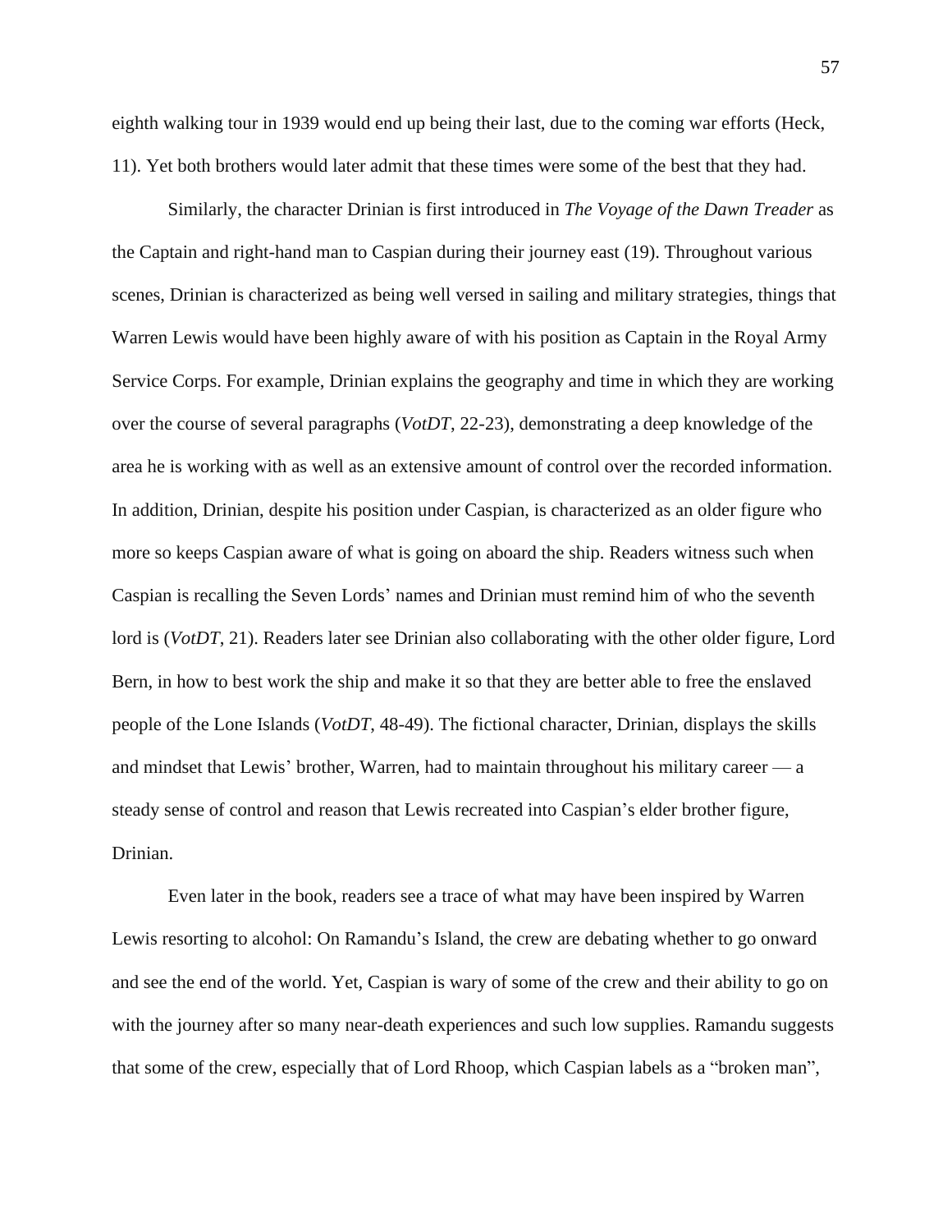eighth walking tour in 1939 would end up being their last, due to the coming war efforts (Heck, 11). Yet both brothers would later admit that these times were some of the best that they had.

Similarly, the character Drinian is first introduced in *The Voyage of the Dawn Treader* as the Captain and right-hand man to Caspian during their journey east (19). Throughout various scenes, Drinian is characterized as being well versed in sailing and military strategies, things that Warren Lewis would have been highly aware of with his position as Captain in the Royal Army Service Corps. For example, Drinian explains the geography and time in which they are working over the course of several paragraphs (*VotDT*, 22-23), demonstrating a deep knowledge of the area he is working with as well as an extensive amount of control over the recorded information. In addition, Drinian, despite his position under Caspian, is characterized as an older figure who more so keeps Caspian aware of what is going on aboard the ship. Readers witness such when Caspian is recalling the Seven Lords' names and Drinian must remind him of who the seventh lord is (*VotDT*, 21). Readers later see Drinian also collaborating with the other older figure, Lord Bern, in how to best work the ship and make it so that they are better able to free the enslaved people of the Lone Islands (*VotDT*, 48-49). The fictional character, Drinian, displays the skills and mindset that Lewis' brother, Warren, had to maintain throughout his military career — a steady sense of control and reason that Lewis recreated into Caspian's elder brother figure, Drinian.

Even later in the book, readers see a trace of what may have been inspired by Warren Lewis resorting to alcohol: On Ramandu's Island, the crew are debating whether to go onward and see the end of the world. Yet, Caspian is wary of some of the crew and their ability to go on with the journey after so many near-death experiences and such low supplies. Ramandu suggests that some of the crew, especially that of Lord Rhoop, which Caspian labels as a "broken man",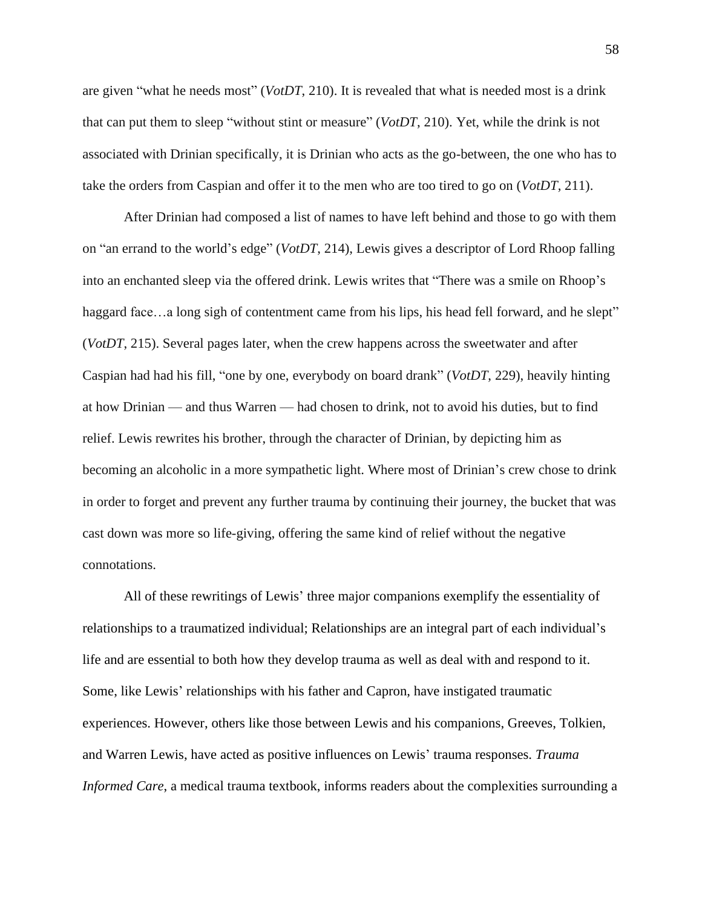are given "what he needs most" (*VotDT*, 210). It is revealed that what is needed most is a drink that can put them to sleep "without stint or measure" (*VotDT*, 210). Yet, while the drink is not associated with Drinian specifically, it is Drinian who acts as the go-between, the one who has to take the orders from Caspian and offer it to the men who are too tired to go on (*VotDT*, 211).

After Drinian had composed a list of names to have left behind and those to go with them on "an errand to the world's edge" (*VotDT*, 214), Lewis gives a descriptor of Lord Rhoop falling into an enchanted sleep via the offered drink. Lewis writes that "There was a smile on Rhoop's haggard face…a long sigh of contentment came from his lips, his head fell forward, and he slept" (*VotDT*, 215). Several pages later, when the crew happens across the sweetwater and after Caspian had had his fill, "one by one, everybody on board drank" (*VotDT*, 229), heavily hinting at how Drinian — and thus Warren — had chosen to drink, not to avoid his duties, but to find relief. Lewis rewrites his brother, through the character of Drinian, by depicting him as becoming an alcoholic in a more sympathetic light. Where most of Drinian's crew chose to drink in order to forget and prevent any further trauma by continuing their journey, the bucket that was cast down was more so life-giving, offering the same kind of relief without the negative connotations.

All of these rewritings of Lewis' three major companions exemplify the essentiality of relationships to a traumatized individual; Relationships are an integral part of each individual's life and are essential to both how they develop trauma as well as deal with and respond to it. Some, like Lewis' relationships with his father and Capron, have instigated traumatic experiences. However, others like those between Lewis and his companions, Greeves, Tolkien, and Warren Lewis, have acted as positive influences on Lewis' trauma responses. *Trauma Informed Care*, a medical trauma textbook, informs readers about the complexities surrounding a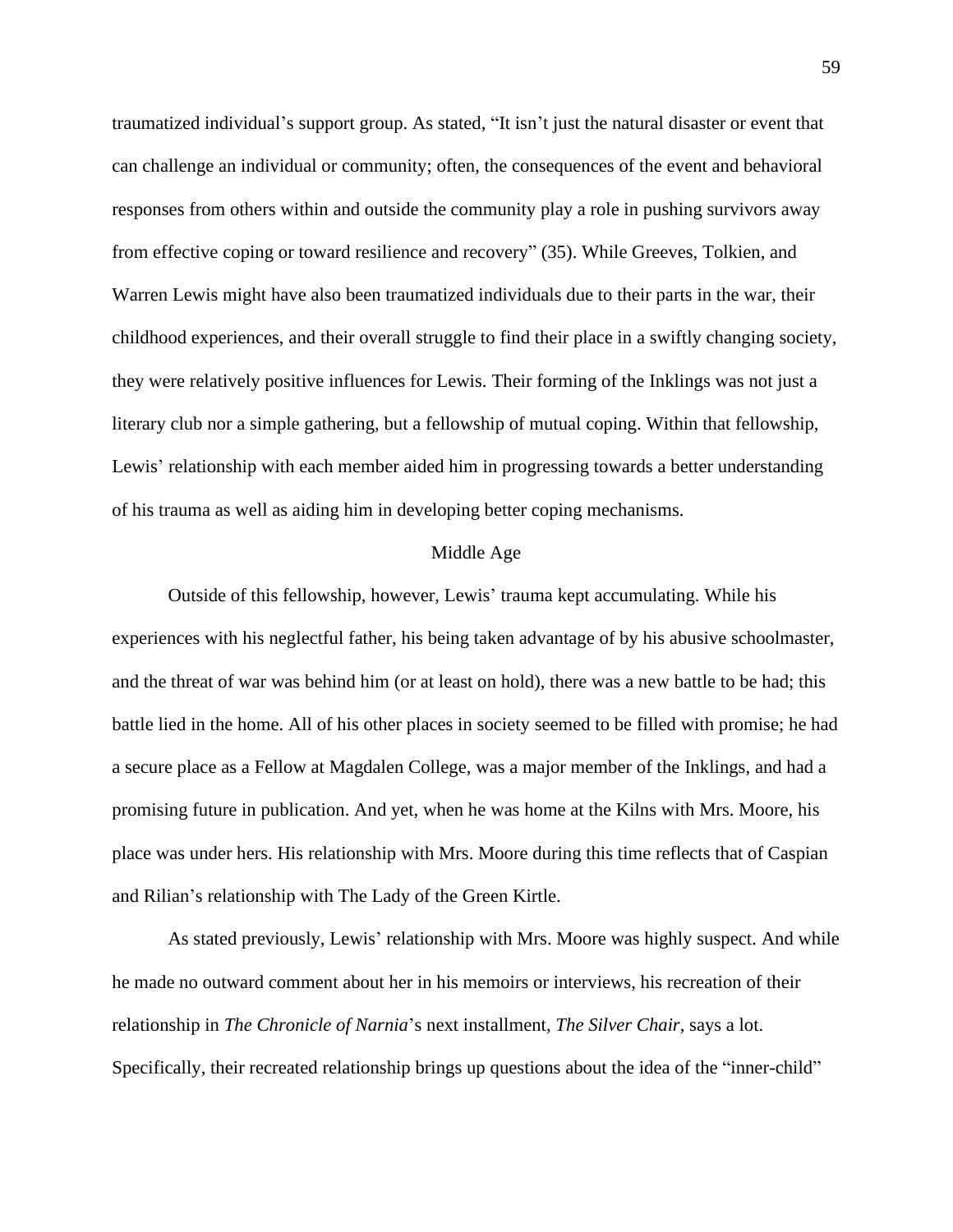traumatized individual's support group. As stated, "It isn't just the natural disaster or event that can challenge an individual or community; often, the consequences of the event and behavioral responses from others within and outside the community play a role in pushing survivors away from effective coping or toward resilience and recovery" (35). While Greeves, Tolkien, and Warren Lewis might have also been traumatized individuals due to their parts in the war, their childhood experiences, and their overall struggle to find their place in a swiftly changing society, they were relatively positive influences for Lewis. Their forming of the Inklings was not just a literary club nor a simple gathering, but a fellowship of mutual coping. Within that fellowship, Lewis' relationship with each member aided him in progressing towards a better understanding of his trauma as well as aiding him in developing better coping mechanisms.

## Middle Age

Outside of this fellowship, however, Lewis' trauma kept accumulating. While his experiences with his neglectful father, his being taken advantage of by his abusive schoolmaster, and the threat of war was behind him (or at least on hold), there was a new battle to be had; this battle lied in the home. All of his other places in society seemed to be filled with promise; he had a secure place as a Fellow at Magdalen College, was a major member of the Inklings, and had a promising future in publication. And yet, when he was home at the Kilns with Mrs. Moore, his place was under hers. His relationship with Mrs. Moore during this time reflects that of Caspian and Rilian's relationship with The Lady of the Green Kirtle.

As stated previously, Lewis' relationship with Mrs. Moore was highly suspect. And while he made no outward comment about her in his memoirs or interviews, his recreation of their relationship in *The Chronicle of Narnia*'s next installment, *The Silver Chair*, says a lot. Specifically, their recreated relationship brings up questions about the idea of the "inner-child"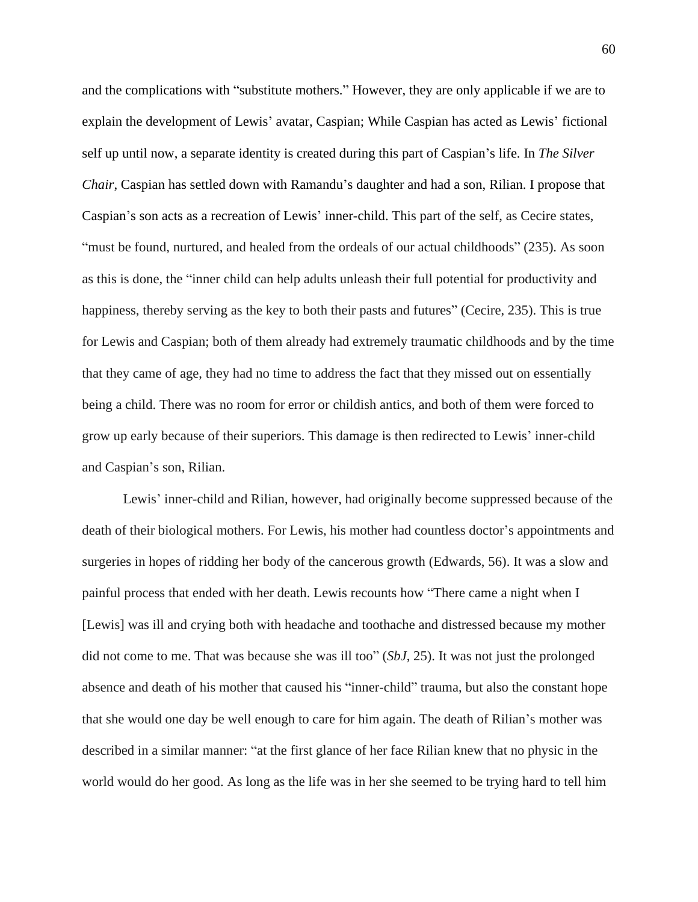and the complications with "substitute mothers." However, they are only applicable if we are to explain the development of Lewis' avatar, Caspian; While Caspian has acted as Lewis' fictional self up until now, a separate identity is created during this part of Caspian's life. In *The Silver Chair*, Caspian has settled down with Ramandu's daughter and had a son, Rilian. I propose that Caspian's son acts as a recreation of Lewis' inner-child. This part of the self, as Cecire states, "must be found, nurtured, and healed from the ordeals of our actual childhoods" (235). As soon as this is done, the "inner child can help adults unleash their full potential for productivity and happiness, thereby serving as the key to both their pasts and futures" (Cecire, 235). This is true for Lewis and Caspian; both of them already had extremely traumatic childhoods and by the time that they came of age, they had no time to address the fact that they missed out on essentially being a child. There was no room for error or childish antics, and both of them were forced to grow up early because of their superiors. This damage is then redirected to Lewis' inner-child and Caspian's son, Rilian.

Lewis' inner-child and Rilian, however, had originally become suppressed because of the death of their biological mothers. For Lewis, his mother had countless doctor's appointments and surgeries in hopes of ridding her body of the cancerous growth (Edwards, 56). It was a slow and painful process that ended with her death. Lewis recounts how "There came a night when I [Lewis] was ill and crying both with headache and toothache and distressed because my mother did not come to me. That was because she was ill too" (*SbJ*, 25). It was not just the prolonged absence and death of his mother that caused his "inner-child" trauma, but also the constant hope that she would one day be well enough to care for him again. The death of Rilian's mother was described in a similar manner: "at the first glance of her face Rilian knew that no physic in the world would do her good. As long as the life was in her she seemed to be trying hard to tell him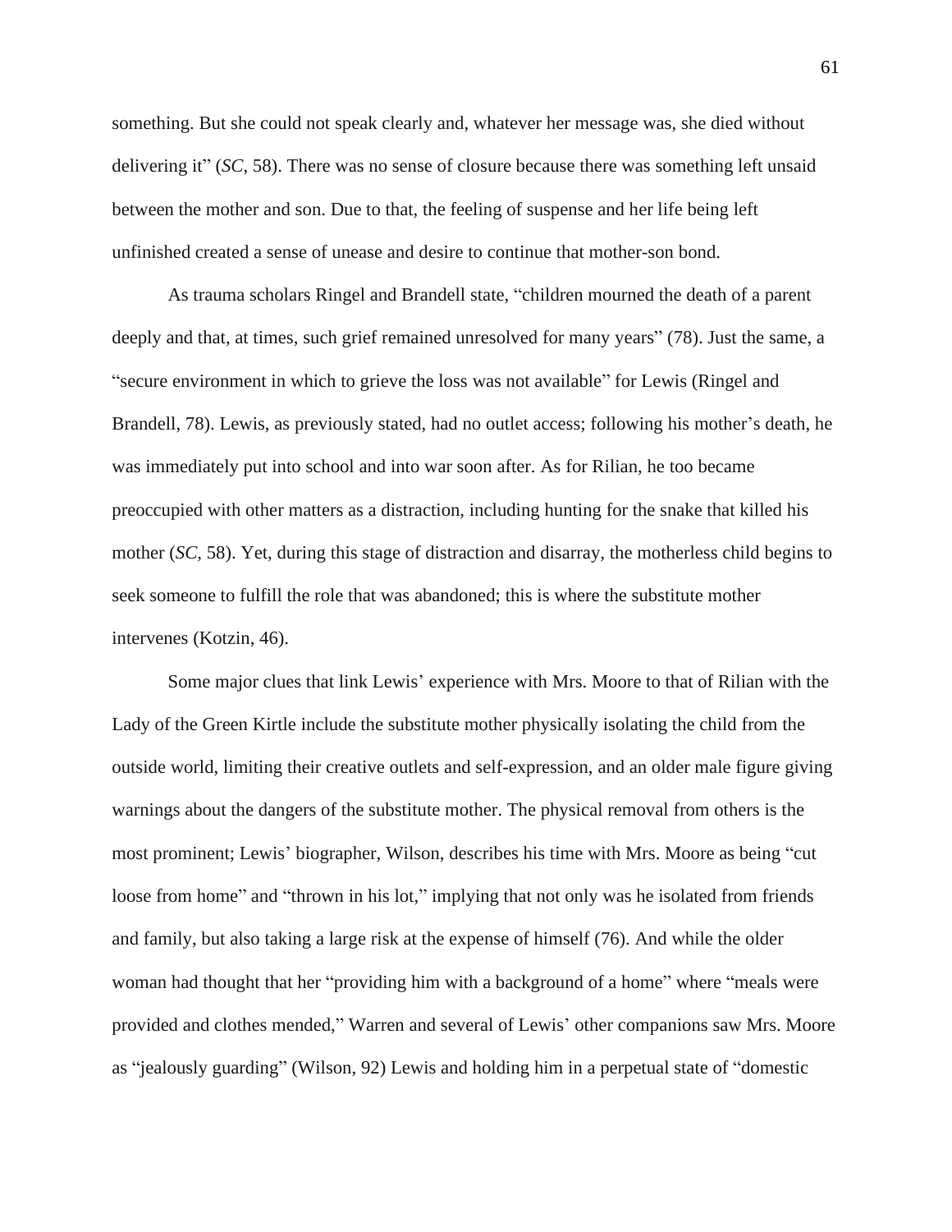something. But she could not speak clearly and, whatever her message was, she died without delivering it" (*SC*, 58). There was no sense of closure because there was something left unsaid between the mother and son. Due to that, the feeling of suspense and her life being left unfinished created a sense of unease and desire to continue that mother-son bond.

As trauma scholars Ringel and Brandell state, "children mourned the death of a parent deeply and that, at times, such grief remained unresolved for many years" (78). Just the same, a "secure environment in which to grieve the loss was not available" for Lewis (Ringel and Brandell, 78). Lewis, as previously stated, had no outlet access; following his mother's death, he was immediately put into school and into war soon after. As for Rilian, he too became preoccupied with other matters as a distraction, including hunting for the snake that killed his mother (*SC*, 58). Yet, during this stage of distraction and disarray, the motherless child begins to seek someone to fulfill the role that was abandoned; this is where the substitute mother intervenes (Kotzin, 46).

Some major clues that link Lewis' experience with Mrs. Moore to that of Rilian with the Lady of the Green Kirtle include the substitute mother physically isolating the child from the outside world, limiting their creative outlets and self-expression, and an older male figure giving warnings about the dangers of the substitute mother. The physical removal from others is the most prominent; Lewis' biographer, Wilson, describes his time with Mrs. Moore as being "cut loose from home" and "thrown in his lot," implying that not only was he isolated from friends and family, but also taking a large risk at the expense of himself (76). And while the older woman had thought that her "providing him with a background of a home" where "meals were provided and clothes mended," Warren and several of Lewis' other companions saw Mrs. Moore as "jealously guarding" (Wilson, 92) Lewis and holding him in a perpetual state of "domestic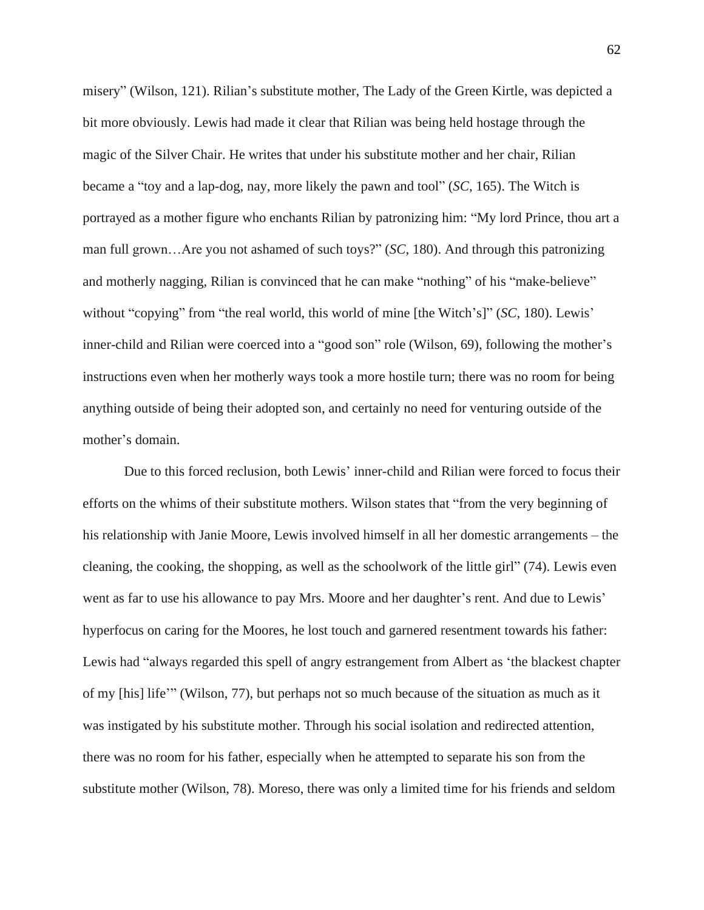misery" (Wilson, 121). Rilian's substitute mother, The Lady of the Green Kirtle, was depicted a bit more obviously. Lewis had made it clear that Rilian was being held hostage through the magic of the Silver Chair. He writes that under his substitute mother and her chair, Rilian became a "toy and a lap-dog, nay, more likely the pawn and tool" (*SC*, 165). The Witch is portrayed as a mother figure who enchants Rilian by patronizing him: "My lord Prince, thou art a man full grown…Are you not ashamed of such toys?" (*SC*, 180). And through this patronizing and motherly nagging, Rilian is convinced that he can make "nothing" of his "make-believe" without "copying" from "the real world, this world of mine [the Witch's]" (*SC*, 180). Lewis' inner-child and Rilian were coerced into a "good son" role (Wilson, 69), following the mother's instructions even when her motherly ways took a more hostile turn; there was no room for being anything outside of being their adopted son, and certainly no need for venturing outside of the mother's domain.

Due to this forced reclusion, both Lewis' inner-child and Rilian were forced to focus their efforts on the whims of their substitute mothers. Wilson states that "from the very beginning of his relationship with Janie Moore, Lewis involved himself in all her domestic arrangements – the cleaning, the cooking, the shopping, as well as the schoolwork of the little girl" (74). Lewis even went as far to use his allowance to pay Mrs. Moore and her daughter's rent. And due to Lewis' hyperfocus on caring for the Moores, he lost touch and garnered resentment towards his father: Lewis had "always regarded this spell of angry estrangement from Albert as 'the blackest chapter of my [his] life'" (Wilson, 77), but perhaps not so much because of the situation as much as it was instigated by his substitute mother. Through his social isolation and redirected attention, there was no room for his father, especially when he attempted to separate his son from the substitute mother (Wilson, 78). Moreso, there was only a limited time for his friends and seldom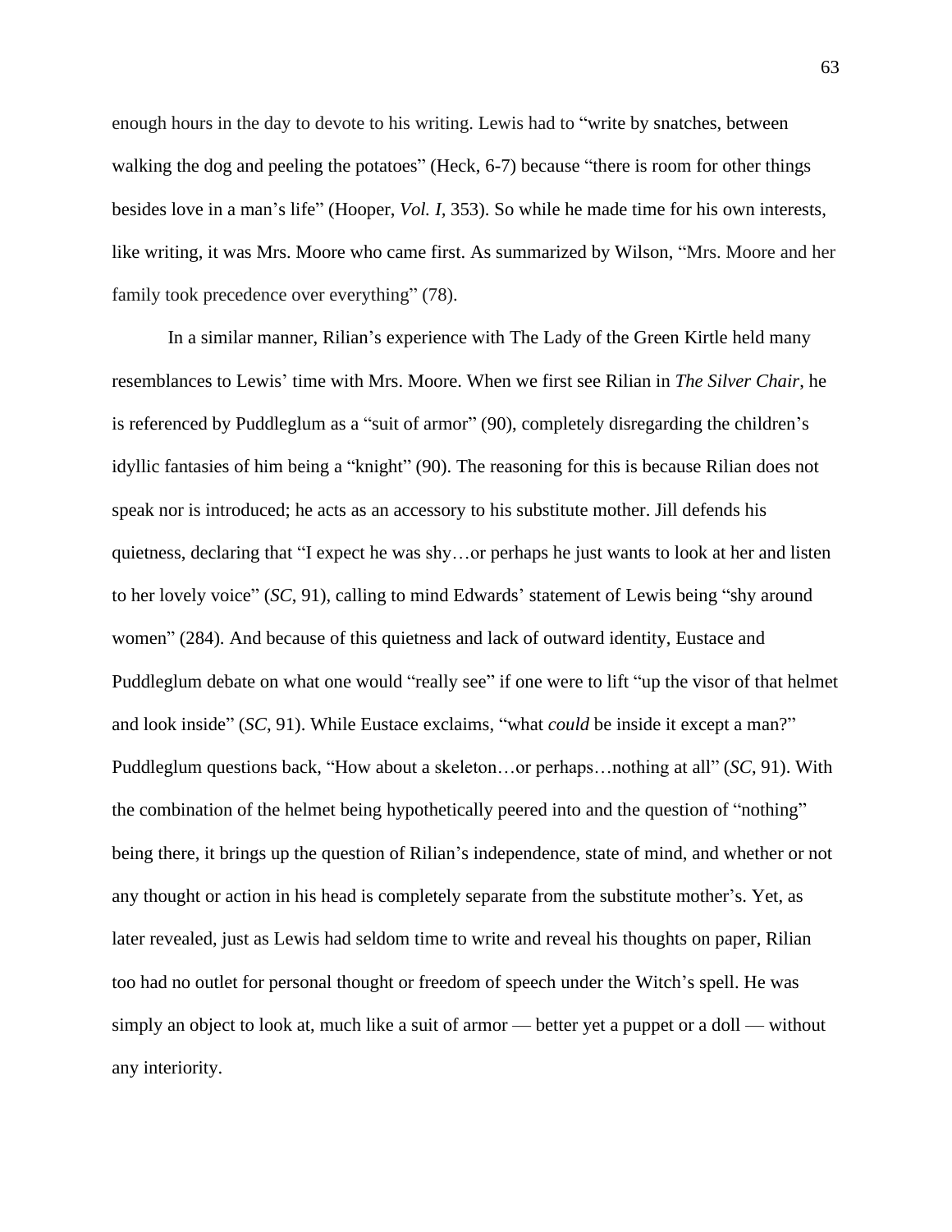enough hours in the day to devote to his writing. Lewis had to "write by snatches, between walking the dog and peeling the potatoes" (Heck, 6-7) because "there is room for other things besides love in a man's life" (Hooper, *Vol. I,* 353). So while he made time for his own interests, like writing, it was Mrs. Moore who came first. As summarized by Wilson, "Mrs. Moore and her family took precedence over everything" (78).

In a similar manner, Rilian's experience with The Lady of the Green Kirtle held many resemblances to Lewis' time with Mrs. Moore. When we first see Rilian in *The Silver Chair*, he is referenced by Puddleglum as a "suit of armor" (90), completely disregarding the children's idyllic fantasies of him being a "knight" (90). The reasoning for this is because Rilian does not speak nor is introduced; he acts as an accessory to his substitute mother. Jill defends his quietness, declaring that "I expect he was shy…or perhaps he just wants to look at her and listen to her lovely voice" (*SC*, 91), calling to mind Edwards' statement of Lewis being "shy around women" (284). And because of this quietness and lack of outward identity, Eustace and Puddleglum debate on what one would "really see" if one were to lift "up the visor of that helmet and look inside" (*SC*, 91). While Eustace exclaims, "what *could* be inside it except a man?" Puddleglum questions back, "How about a skeleton…or perhaps…nothing at all" (*SC*, 91). With the combination of the helmet being hypothetically peered into and the question of "nothing" being there, it brings up the question of Rilian's independence, state of mind, and whether or not any thought or action in his head is completely separate from the substitute mother's. Yet, as later revealed, just as Lewis had seldom time to write and reveal his thoughts on paper, Rilian too had no outlet for personal thought or freedom of speech under the Witch's spell. He was simply an object to look at, much like a suit of armor — better yet a puppet or a doll — without any interiority.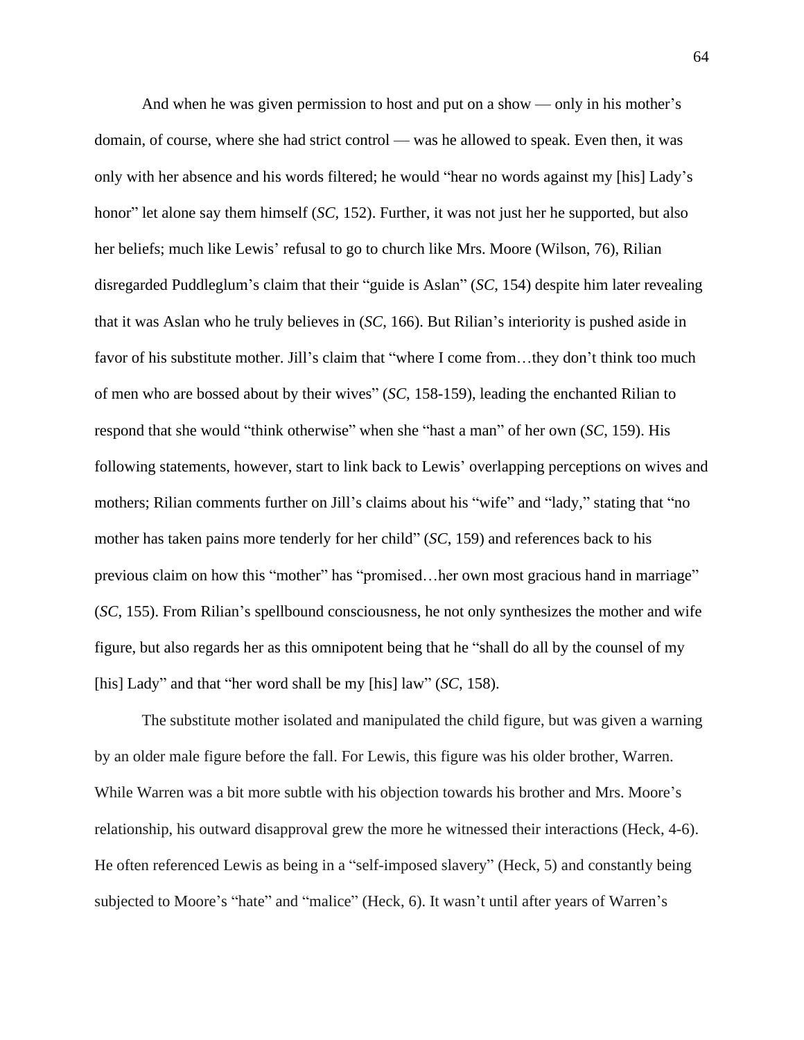And when he was given permission to host and put on a show — only in his mother's domain, of course, where she had strict control — was he allowed to speak. Even then, it was only with her absence and his words filtered; he would "hear no words against my [his] Lady's honor" let alone say them himself (*SC*, 152). Further, it was not just her he supported, but also her beliefs; much like Lewis' refusal to go to church like Mrs. Moore (Wilson, 76), Rilian disregarded Puddleglum's claim that their "guide is Aslan" (*SC*, 154) despite him later revealing that it was Aslan who he truly believes in (*SC*, 166). But Rilian's interiority is pushed aside in favor of his substitute mother. Jill's claim that "where I come from…they don't think too much of men who are bossed about by their wives" (*SC*, 158-159), leading the enchanted Rilian to respond that she would "think otherwise" when she "hast a man" of her own (*SC*, 159). His following statements, however, start to link back to Lewis' overlapping perceptions on wives and mothers; Rilian comments further on Jill's claims about his "wife" and "lady," stating that "no mother has taken pains more tenderly for her child" (*SC*, 159) and references back to his previous claim on how this "mother" has "promised…her own most gracious hand in marriage" (*SC*, 155). From Rilian's spellbound consciousness, he not only synthesizes the mother and wife figure, but also regards her as this omnipotent being that he "shall do all by the counsel of my [his] Lady" and that "her word shall be my [his] law" (*SC*, 158).

The substitute mother isolated and manipulated the child figure, but was given a warning by an older male figure before the fall. For Lewis, this figure was his older brother, Warren. While Warren was a bit more subtle with his objection towards his brother and Mrs. Moore's relationship, his outward disapproval grew the more he witnessed their interactions (Heck, 4-6). He often referenced Lewis as being in a "self-imposed slavery" (Heck, 5) and constantly being subjected to Moore's "hate" and "malice" (Heck, 6). It wasn't until after years of Warren's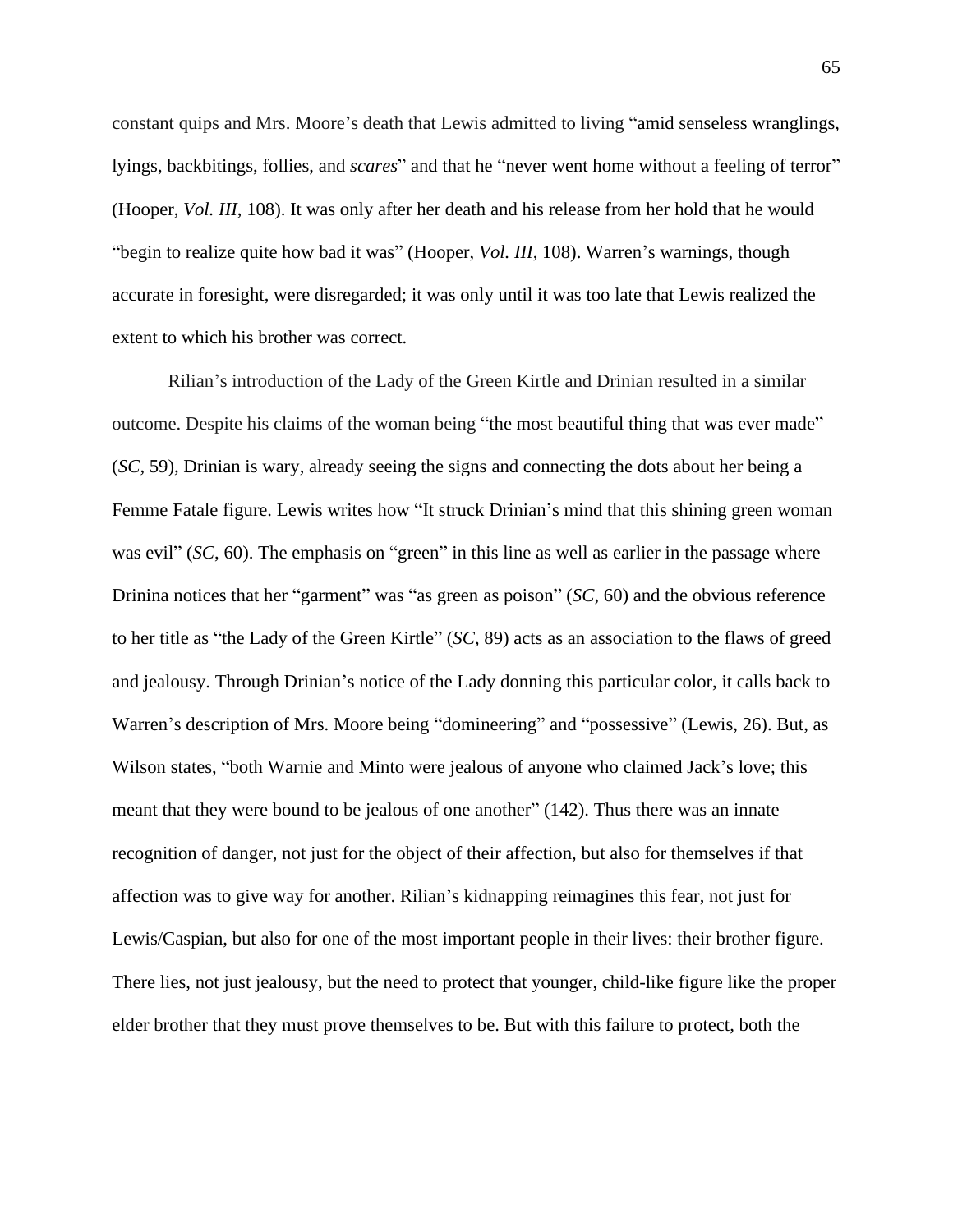constant quips and Mrs. Moore's death that Lewis admitted to living "amid senseless wranglings, lyings, backbitings, follies, and *scares*" and that he "never went home without a feeling of terror" (Hooper, *Vol. III*, 108). It was only after her death and his release from her hold that he would "begin to realize quite how bad it was" (Hooper, *Vol. III*, 108). Warren's warnings, though accurate in foresight, were disregarded; it was only until it was too late that Lewis realized the extent to which his brother was correct.

Rilian's introduction of the Lady of the Green Kirtle and Drinian resulted in a similar outcome. Despite his claims of the woman being "the most beautiful thing that was ever made" (*SC*, 59), Drinian is wary, already seeing the signs and connecting the dots about her being a Femme Fatale figure. Lewis writes how "It struck Drinian's mind that this shining green woman was evil" (*SC*, 60). The emphasis on "green" in this line as well as earlier in the passage where Drinina notices that her "garment" was "as green as poison" (*SC*, 60) and the obvious reference to her title as "the Lady of the Green Kirtle" (*SC*, 89) acts as an association to the flaws of greed and jealousy. Through Drinian's notice of the Lady donning this particular color, it calls back to Warren's description of Mrs. Moore being "domineering" and "possessive" (Lewis, 26). But, as Wilson states, "both Warnie and Minto were jealous of anyone who claimed Jack's love; this meant that they were bound to be jealous of one another" (142). Thus there was an innate recognition of danger, not just for the object of their affection, but also for themselves if that affection was to give way for another. Rilian's kidnapping reimagines this fear, not just for Lewis/Caspian, but also for one of the most important people in their lives: their brother figure. There lies, not just jealousy, but the need to protect that younger, child-like figure like the proper elder brother that they must prove themselves to be. But with this failure to protect, both the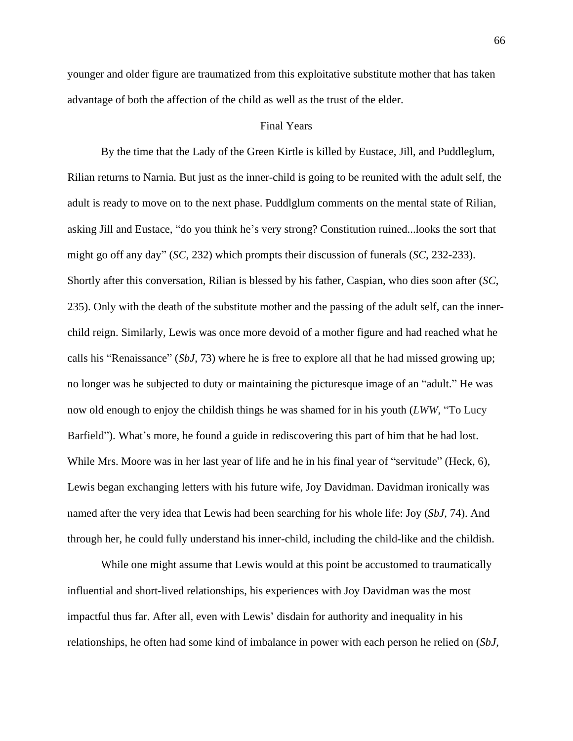younger and older figure are traumatized from this exploitative substitute mother that has taken advantage of both the affection of the child as well as the trust of the elder.

## Final Years

By the time that the Lady of the Green Kirtle is killed by Eustace, Jill, and Puddleglum, Rilian returns to Narnia. But just as the inner-child is going to be reunited with the adult self, the adult is ready to move on to the next phase. Puddlglum comments on the mental state of Rilian, asking Jill and Eustace, "do you think he's very strong? Constitution ruined...looks the sort that might go off any day" (*SC*, 232) which prompts their discussion of funerals (*SC*, 232-233). Shortly after this conversation, Rilian is blessed by his father, Caspian, who dies soon after (*SC*, 235). Only with the death of the substitute mother and the passing of the adult self, can the inner-child reign. Similarly, Lewis was once more devoid of a mother figure and had reached what he calls his "Renaissance" (*SbJ*, 73) where he is free to explore all that he had missed growing up; no longer was he subjected to duty or maintaining the picturesque image of an "adult." He was now old enough to enjoy the childish things he was shamed for in his youth (*LWW*, "To Lucy Barfield"). What's more, he found a guide in rediscovering this part of him that he had lost. While Mrs. Moore was in her last year of life and he in his final year of "servitude" (Heck, 6), Lewis began exchanging letters with his future wife, Joy Davidman. Davidman ironically was named after the very idea that Lewis had been searching for his whole life: Joy (*SbJ*, 74). And through her, he could fully understand his inner-child, including the child-like and the childish.

While one might assume that Lewis would at this point be accustomed to traumatically influential and short-lived relationships, his experiences with Joy Davidman was the most impactful thus far. After all, even with Lewis' disdain for authority and inequality in his relationships, he often had some kind of imbalance in power with each person he relied on (*SbJ*,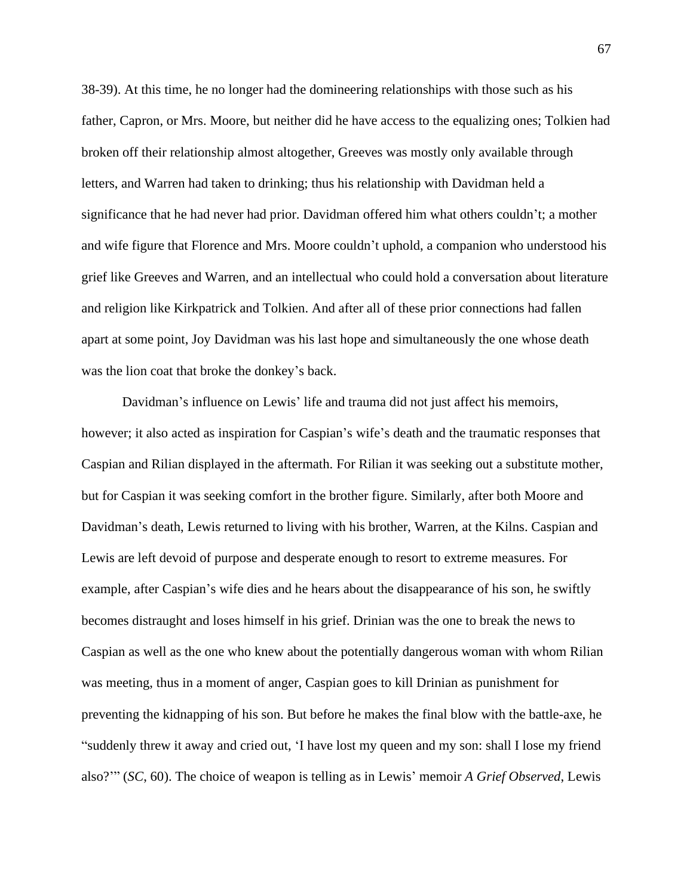38-39). At this time, he no longer had the domineering relationships with those such as his father, Capron, or Mrs. Moore, but neither did he have access to the equalizing ones; Tolkien had broken off their relationship almost altogether, Greeves was mostly only available through letters, and Warren had taken to drinking; thus his relationship with Davidman held a significance that he had never had prior. Davidman offered him what others couldn't; a mother and wife figure that Florence and Mrs. Moore couldn't uphold, a companion who understood his grief like Greeves and Warren, and an intellectual who could hold a conversation about literature and religion like Kirkpatrick and Tolkien. And after all of these prior connections had fallen apart at some point, Joy Davidman was his last hope and simultaneously the one whose death was the lion coat that broke the donkey's back.

Davidman's influence on Lewis' life and trauma did not just affect his memoirs, however; it also acted as inspiration for Caspian's wife's death and the traumatic responses that Caspian and Rilian displayed in the aftermath. For Rilian it was seeking out a substitute mother, but for Caspian it was seeking comfort in the brother figure. Similarly, after both Moore and Davidman's death, Lewis returned to living with his brother, Warren, at the Kilns. Caspian and Lewis are left devoid of purpose and desperate enough to resort to extreme measures. For example, after Caspian's wife dies and he hears about the disappearance of his son, he swiftly becomes distraught and loses himself in his grief. Drinian was the one to break the news to Caspian as well as the one who knew about the potentially dangerous woman with whom Rilian was meeting, thus in a moment of anger, Caspian goes to kill Drinian as punishment for preventing the kidnapping of his son. But before he makes the final blow with the battle-axe, he "suddenly threw it away and cried out, 'I have lost my queen and my son: shall I lose my friend also?'" (*SC*, 60). The choice of weapon is telling as in Lewis' memoir *A Grief Observed*, Lewis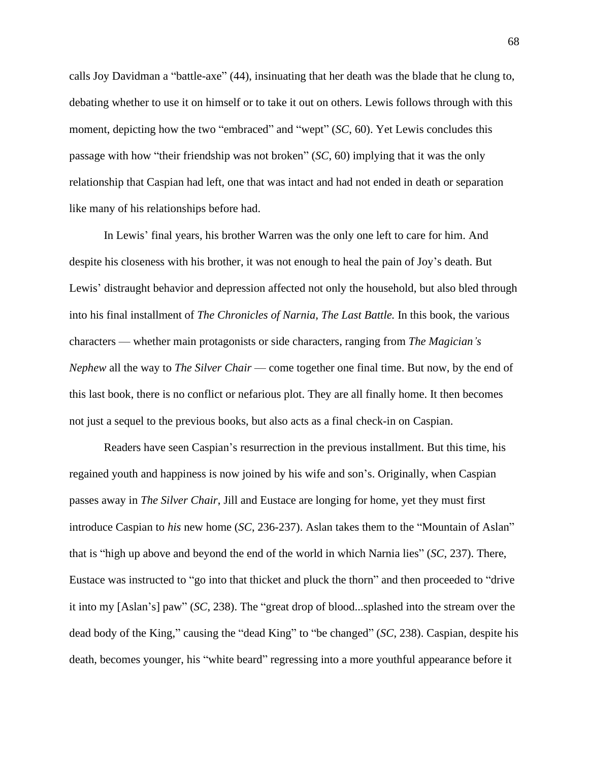calls Joy Davidman a “battle-axe” (44), insinuating that her death was the blade that he clung to, debating whether to use it on himself or to take it out on others. Lewis follows through with this moment, depicting how the two “embraced” and “wept” (*SC*, 60). Yet Lewis concludes this passage with how “their friendship was not broken” (*SC*, 60) implying that it was the only relationship that Caspian had left, one that was intact and had not ended in death or separation like many of his relationships before had.

In Lewis’ final years, his brother Warren was the only one left to care for him. And despite his closeness with his brother, it was not enough to heal the pain of Joy’s death. But Lewis’ distraught behavior and depression affected not only the household, but also bled through into his final installment of *The Chronicles of Narnia, The Last Battle.* In this book, the various characters — whether main protagonists or side characters, ranging from *The Magician’s Nephew* all the way to *The Silver Chair* — come together one final time. But now, by the end of this last book, there is no conflict or nefarious plot. They are all finally home. It then becomes not just a sequel to the previous books, but also acts as a final check-in on Caspian.

Readers have seen Caspian’s resurrection in the previous installment. But this time, his regained youth and happiness is now joined by his wife and son’s. Originally, when Caspian passes away in *The Silver Chair*, Jill and Eustace are longing for home, yet they must first introduce Caspian to *his* new home (*SC*, 236-237). Aslan takes them to the “Mountain of Aslan” that is “high up above and beyond the end of the world in which Narnia lies” (*SC*, 237). There, Eustace was instructed to “go into that thicket and pluck the thorn” and then proceeded to “drive it into my [Aslan’s] paw” (*SC*, 238). The “great drop of blood...splashed into the stream over the dead body of the King,” causing the “dead King” to “be changed” (*SC*, 238). Caspian, despite his death, becomes younger, his “white beard” regressing into a more youthful appearance before it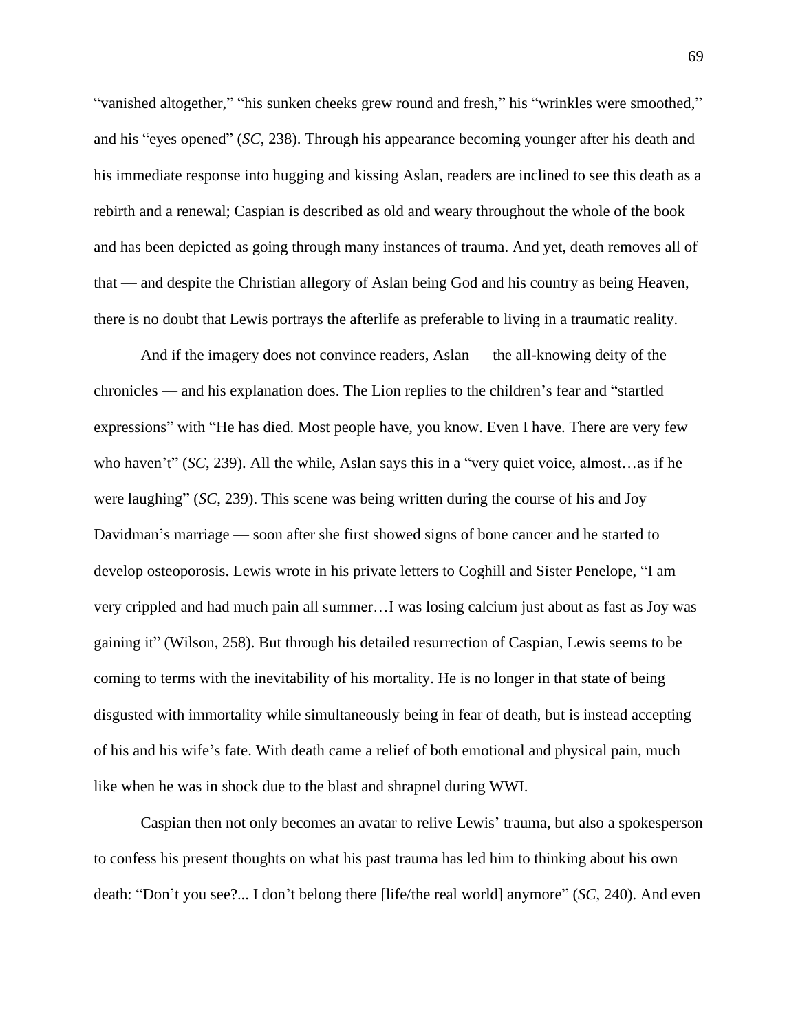"vanished altogether," "his sunken cheeks grew round and fresh," his "wrinkles were smoothed," and his "eyes opened" (*SC*, 238). Through his appearance becoming younger after his death and his immediate response into hugging and kissing Aslan, readers are inclined to see this death as a rebirth and a renewal; Caspian is described as old and weary throughout the whole of the book and has been depicted as going through many instances of trauma. And yet, death removes all of that — and despite the Christian allegory of Aslan being God and his country as being Heaven, there is no doubt that Lewis portrays the afterlife as preferable to living in a traumatic reality.

And if the imagery does not convince readers, Aslan — the all-knowing deity of the chronicles — and his explanation does. The Lion replies to the children's fear and "startled expressions" with "He has died. Most people have, you know. Even I have. There are very few who haven't" (*SC*, 239). All the while, Aslan says this in a "very quiet voice, almost…as if he were laughing" (*SC*, 239). This scene was being written during the course of his and Joy Davidman's marriage — soon after she first showed signs of bone cancer and he started to develop osteoporosis. Lewis wrote in his private letters to Coghill and Sister Penelope, "I am very crippled and had much pain all summer…I was losing calcium just about as fast as Joy was gaining it" (Wilson, 258). But through his detailed resurrection of Caspian, Lewis seems to be coming to terms with the inevitability of his mortality. He is no longer in that state of being disgusted with immortality while simultaneously being in fear of death, but is instead accepting of his and his wife's fate. With death came a relief of both emotional and physical pain, much like when he was in shock due to the blast and shrapnel during WWI.

Caspian then not only becomes an avatar to relive Lewis' trauma, but also a spokesperson to confess his present thoughts on what his past trauma has led him to thinking about his own death: "Don't you see?... I don't belong there [life/the real world] anymore" (*SC*, 240). And even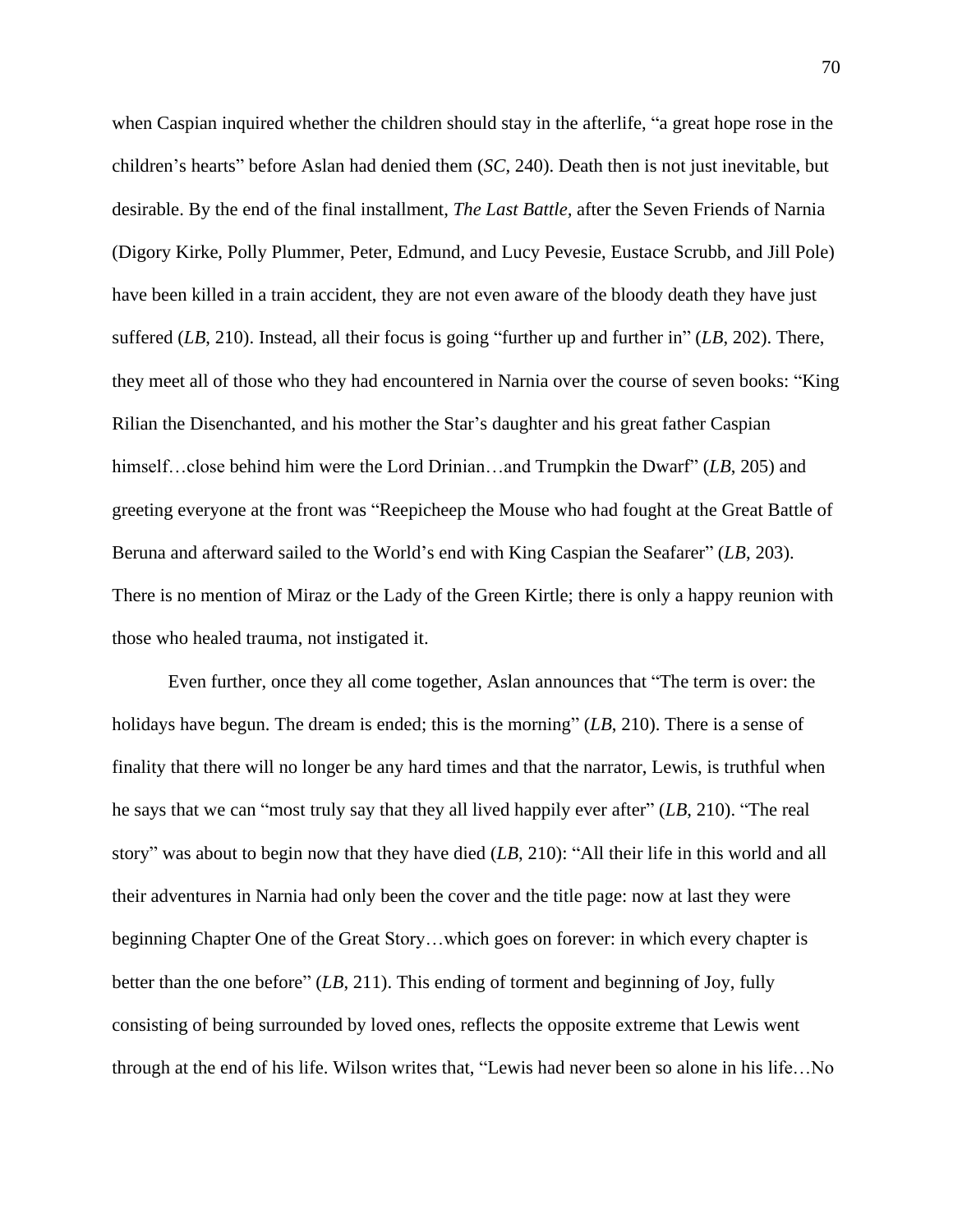when Caspian inquired whether the children should stay in the afterlife, "a great hope rose in the children's hearts" before Aslan had denied them (*SC*, 240). Death then is not just inevitable, but desirable. By the end of the final installment, *The Last Battle,* after the Seven Friends of Narnia (Digory Kirke, Polly Plummer, Peter, Edmund, and Lucy Pevesie, Eustace Scrubb, and Jill Pole) have been killed in a train accident, they are not even aware of the bloody death they have just suffered (*LB*, 210). Instead, all their focus is going "further up and further in" (*LB*, 202). There, they meet all of those who they had encountered in Narnia over the course of seven books: "King Rilian the Disenchanted, and his mother the Star's daughter and his great father Caspian himself…close behind him were the Lord Drinian…and Trumpkin the Dwarf" (*LB*, 205) and greeting everyone at the front was "Reepicheep the Mouse who had fought at the Great Battle of Beruna and afterward sailed to the World's end with King Caspian the Seafarer" (*LB*, 203). There is no mention of Miraz or the Lady of the Green Kirtle; there is only a happy reunion with those who healed trauma, not instigated it.

Even further, once they all come together, Aslan announces that "The term is over: the holidays have begun. The dream is ended; this is the morning" (*LB*, 210). There is a sense of finality that there will no longer be any hard times and that the narrator, Lewis, is truthful when he says that we can "most truly say that they all lived happily ever after" (*LB*, 210). "The real story" was about to begin now that they have died (*LB*, 210): "All their life in this world and all their adventures in Narnia had only been the cover and the title page: now at last they were beginning Chapter One of the Great Story…which goes on forever: in which every chapter is better than the one before" (*LB*, 211). This ending of torment and beginning of Joy, fully consisting of being surrounded by loved ones, reflects the opposite extreme that Lewis went through at the end of his life. Wilson writes that, "Lewis had never been so alone in his life…No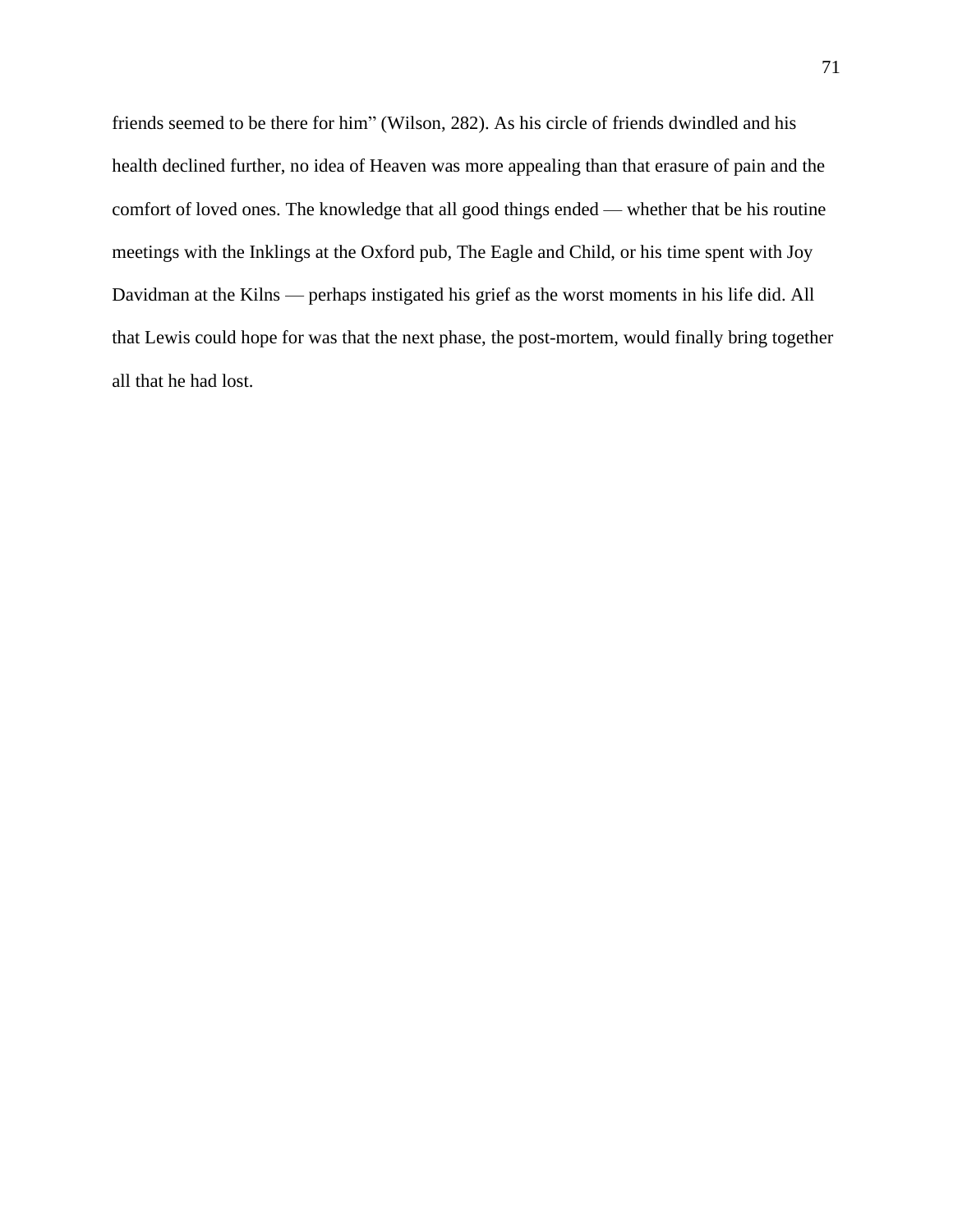friends seemed to be there for him" (Wilson, 282). As his circle of friends dwindled and his health declined further, no idea of Heaven was more appealing than that erasure of pain and the comfort of loved ones. The knowledge that all good things ended — whether that be his routine meetings with the Inklings at the Oxford pub, The Eagle and Child, or his time spent with Joy Davidman at the Kilns — perhaps instigated his grief as the worst moments in his life did. All that Lewis could hope for was that the next phase, the post-mortem, would finally bring together all that he had lost.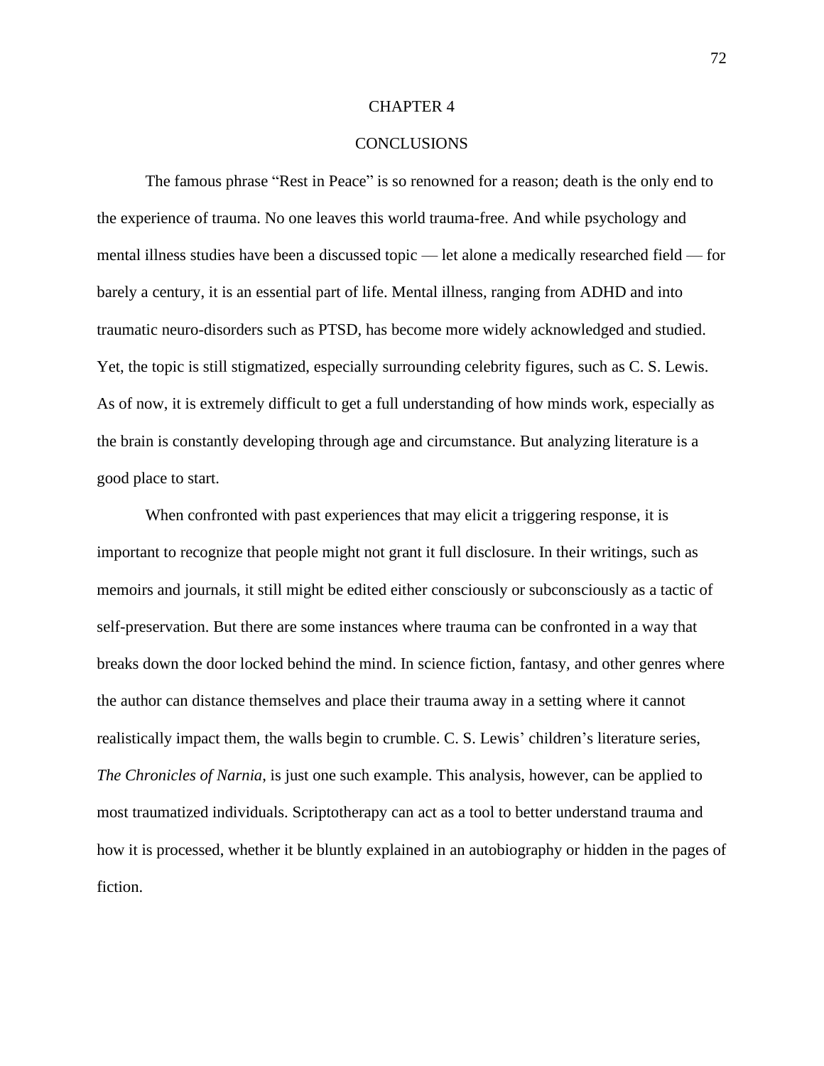# CHAPTER 4

## CONCLUSIONS

The famous phrase “Rest in Peace” is so renowned for a reason; death is the only end to the experience of trauma. No one leaves this world trauma-free. And while psychology and mental illness studies have been a discussed topic — let alone a medically researched field — for barely a century, it is an essential part of life. Mental illness, ranging from ADHD and into traumatic neuro-disorders such as PTSD, has become more widely acknowledged and studied. Yet, the topic is still stigmatized, especially surrounding celebrity figures, such as C. S. Lewis. As of now, it is extremely difficult to get a full understanding of how minds work, especially as the brain is constantly developing through age and circumstance. But analyzing literature is a good place to start.

When confronted with past experiences that may elicit a triggering response, it is important to recognize that people might not grant it full disclosure. In their writings, such as memoirs and journals, it still might be edited either consciously or subconsciously as a tactic of self-preservation. But there are some instances where trauma can be confronted in a way that breaks down the door locked behind the mind. In science fiction, fantasy, and other genres where the author can distance themselves and place their trauma away in a setting where it cannot realistically impact them, the walls begin to crumble. C. S. Lewis’ children’s literature series, *The Chronicles of Narnia*, is just one such example. This analysis, however, can be applied to most traumatized individuals. Scriptotherapy can act as a tool to better understand trauma and how it is processed, whether it be bluntly explained in an autobiography or hidden in the pages of fiction.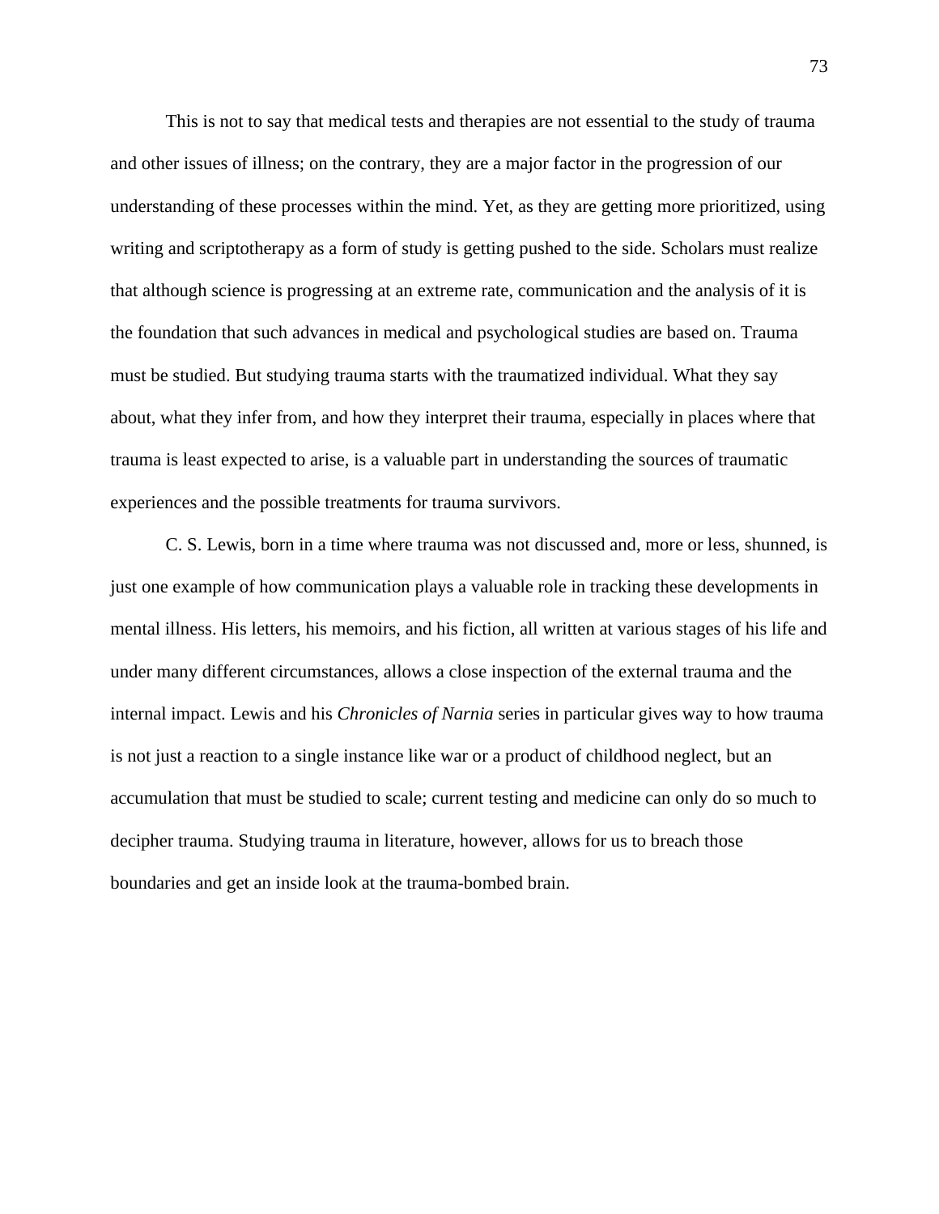This is not to say that medical tests and therapies are not essential to the study of trauma and other issues of illness; on the contrary, they are a major factor in the progression of our understanding of these processes within the mind. Yet, as they are getting more prioritized, using writing and scriptotherapy as a form of study is getting pushed to the side. Scholars must realize that although science is progressing at an extreme rate, communication and the analysis of it is the foundation that such advances in medical and psychological studies are based on. Trauma must be studied. But studying trauma starts with the traumatized individual. What they say about, what they infer from, and how they interpret their trauma, especially in places where that trauma is least expected to arise, is a valuable part in understanding the sources of traumatic experiences and the possible treatments for trauma survivors.

C. S. Lewis, born in a time where trauma was not discussed and, more or less, shunned, is just one example of how communication plays a valuable role in tracking these developments in mental illness. His letters, his memoirs, and his fiction, all written at various stages of his life and under many different circumstances, allows a close inspection of the external trauma and the internal impact. Lewis and his *Chronicles of Narnia* series in particular gives way to how trauma is not just a reaction to a single instance like war or a product of childhood neglect, but an accumulation that must be studied to scale; current testing and medicine can only do so much to decipher trauma. Studying trauma in literature, however, allows for us to breach those boundaries and get an inside look at the trauma-bombed brain.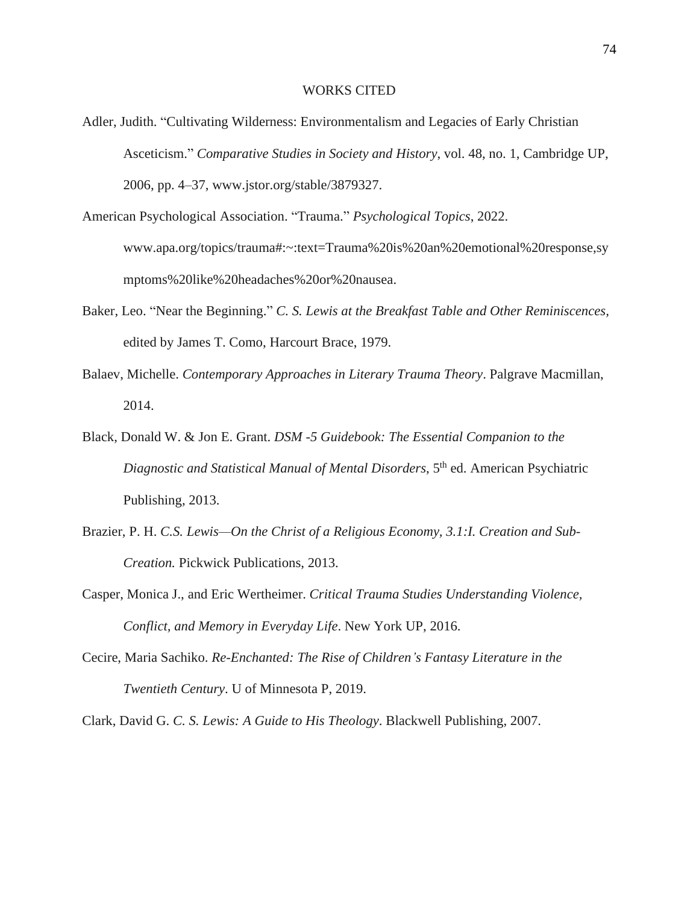# WORKS CITED

Adler, Judith. "Cultivating Wilderness: Environmentalism and Legacies of Early Christian Asceticism." *Comparative Studies in Society and History*, vol. 48, no. 1, Cambridge UP, 2006, pp. 4–37, www.jstor.org/stable/3879327.

American Psychological Association. "Trauma." *Psychological Topics*, 2022. www.apa.org/topics/trauma#:~:text=Trauma%20is%20an%20emotional%20response,symptoms%20like%20headaches%20or%20nausea.

Baker, Leo. "Near the Beginning." *C. S. Lewis at the Breakfast Table and Other Reminiscences*, edited by James T. Como, Harcourt Brace, 1979.

Balaev, Michelle. *Contemporary Approaches in Literary Trauma Theory*. Palgrave Macmillan, 2014.

Black, Donald W. & Jon E. Grant. *DSM -5 Guidebook: The Essential Companion to the Diagnostic and Statistical Manual of Mental Disorders*, 5th ed. American Psychiatric Publishing, 2013.

Brazier, P. H. *C.S. Lewis—On the Christ of a Religious Economy, 3.1:I. Creation and Sub-Creation.* Pickwick Publications, 2013.

Casper, Monica J., and Eric Wertheimer. *Critical Trauma Studies Understanding Violence, Conflict, and Memory in Everyday Life*. New York UP, 2016.

Cecire, Maria Sachiko. *Re-Enchanted: The Rise of Children's Fantasy Literature in the Twentieth Century*. U of Minnesota P, 2019.

Clark, David G. *C. S. Lewis: A Guide to His Theology*. Blackwell Publishing, 2007.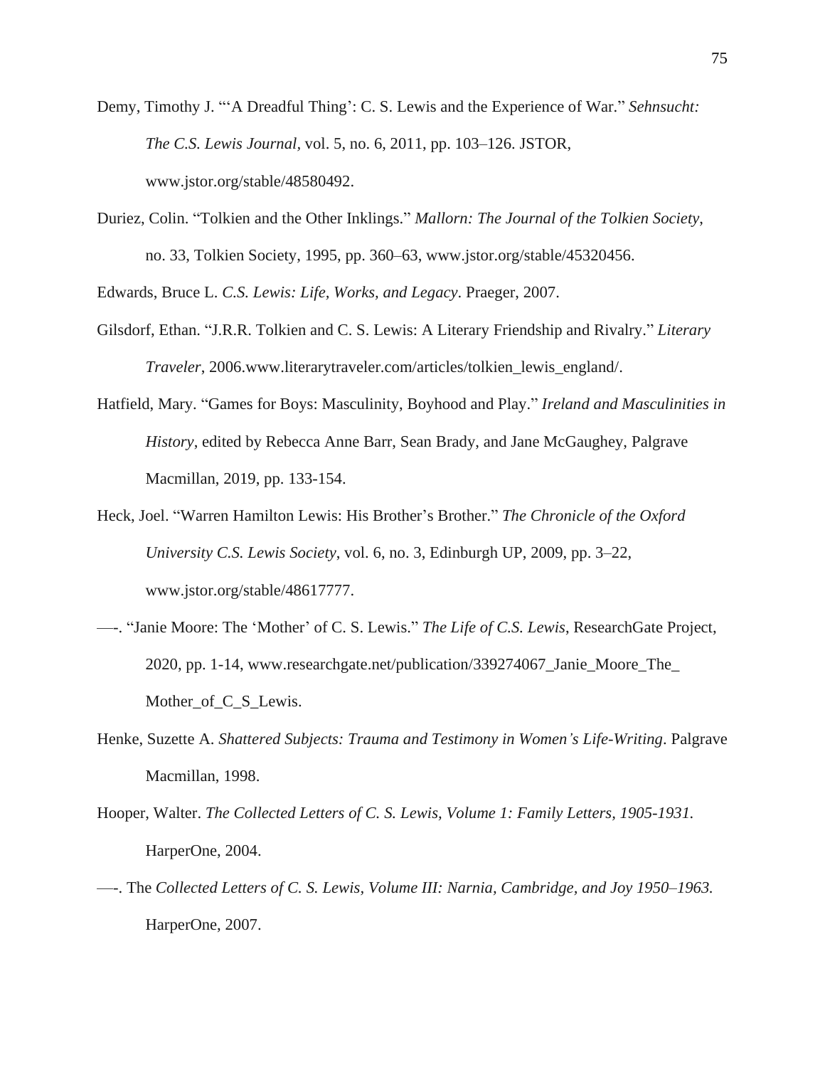Demy, Timothy J. "'A Dreadful Thing': C. S. Lewis and the Experience of War." *Sehnsucht: The C.S. Lewis Journal*, vol. 5, no. 6, 2011, pp. 103–126. JSTOR, www.jstor.org/stable/48580492.

Duriez, Colin. "Tolkien and the Other Inklings." *Mallorn: The Journal of the Tolkien Society*, no. 33, Tolkien Society, 1995, pp. 360–63, www.jstor.org/stable/45320456.

Edwards, Bruce L. *C.S. Lewis: Life, Works, and Legacy*. Praeger, 2007.

Gilsdorf, Ethan. "J.R.R. Tolkien and C. S. Lewis: A Literary Friendship and Rivalry." *Literary Traveler*, 2006.www.literarytraveler.com/articles/tolkien_lewis_england/.

Hatfield, Mary. "Games for Boys: Masculinity, Boyhood and Play." *Ireland and Masculinities in History*, edited by Rebecca Anne Barr, Sean Brady, and Jane McGaughey, Palgrave Macmillan, 2019, pp. 133-154.

Heck, Joel. "Warren Hamilton Lewis: His Brother's Brother." *The Chronicle of the Oxford University C.S. Lewis Society*, vol. 6, no. 3, Edinburgh UP, 2009, pp. 3–22, www.jstor.org/stable/48617777.

—-. "Janie Moore: The 'Mother' of C. S. Lewis." *The Life of C.S. Lewis*, ResearchGate Project, 2020, pp. 1-14, www.researchgate.net/publication/339274067_Janie_Moore_The_Mother_of_C_S_Lewis.

Henke, Suzette A. *Shattered Subjects: Trauma and Testimony in Women's Life-Writing*. Palgrave Macmillan, 1998.

Hooper, Walter. *The Collected Letters of C. S. Lewis, Volume 1: Family Letters, 1905-1931.* HarperOne, 2004.

—-. The *Collected Letters of C. S. Lewis, Volume III: Narnia, Cambridge, and Joy 1950–1963.* HarperOne, 2007.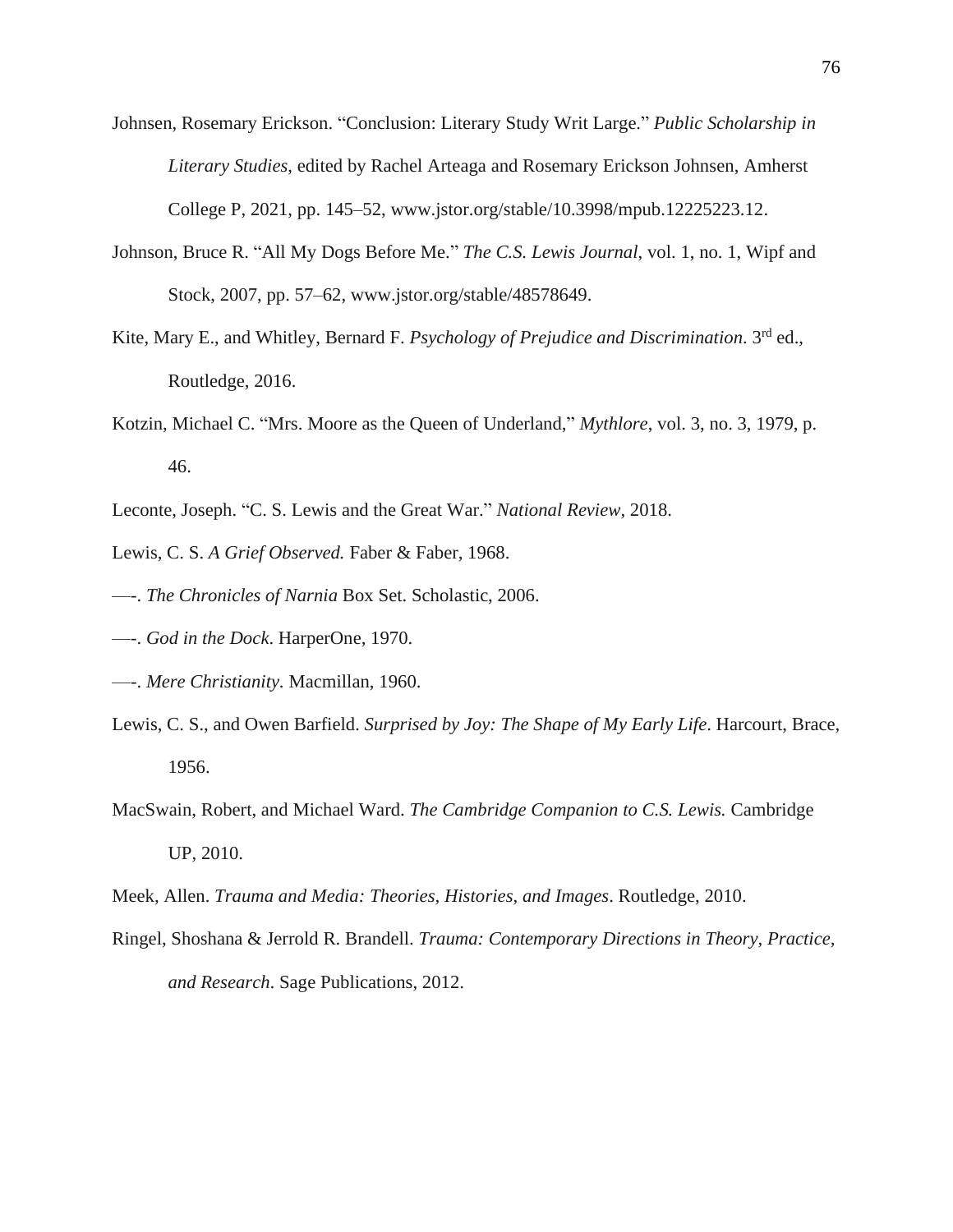Johnsen, Rosemary Erickson. "Conclusion: Literary Study Writ Large." *Public Scholarship in Literary Studies*, edited by Rachel Arteaga and Rosemary Erickson Johnsen, Amherst College P, 2021, pp. 145–52, www.jstor.org/stable/10.3998/mpub.12225223.12.

Johnson, Bruce R. "All My Dogs Before Me." *The C.S. Lewis Journal*, vol. 1, no. 1, Wipf and Stock, 2007, pp. 57–62, www.jstor.org/stable/48578649.

Kite, Mary E., and Whitley, Bernard F. *Psychology of Prejudice and Discrimination*. 3rd ed., Routledge, 2016.

Kotzin, Michael C. "Mrs. Moore as the Queen of Underland," *Mythlore*, vol. 3, no. 3, 1979, p. 46.

Leconte, Joseph. "C. S. Lewis and the Great War." *National Review*, 2018.

Lewis, C. S. *A Grief Observed.* Faber & Faber, 1968.

—-. *The Chronicles of Narnia* Box Set. Scholastic, 2006.

—-. *God in the Dock*. HarperOne, 1970.

—-. *Mere Christianity.* Macmillan, 1960.

Lewis, C. S., and Owen Barfield. *Surprised by Joy: The Shape of My Early Life*. Harcourt, Brace, 1956.

MacSwain, Robert, and Michael Ward. *The Cambridge Companion to C.S. Lewis.* Cambridge UP, 2010.

Meek, Allen. *Trauma and Media: Theories, Histories, and Images*. Routledge, 2010.

Ringel, Shoshana & Jerrold R. Brandell. *Trauma: Contemporary Directions in Theory, Practice, and Research*. Sage Publications, 2012.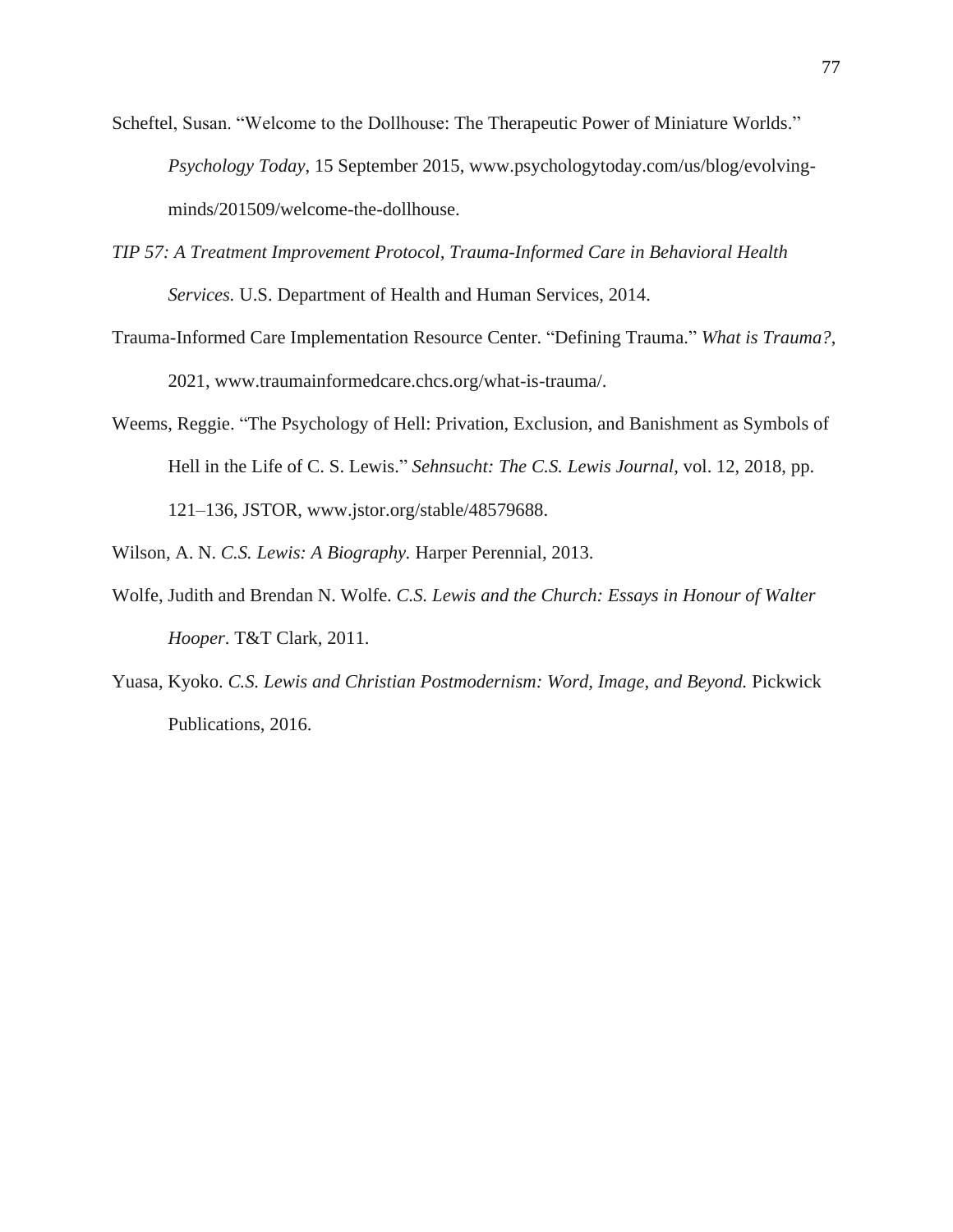Scheftel, Susan. "Welcome to the Dollhouse: The Therapeutic Power of Miniature Worlds." *Psychology Today*, 15 September 2015, www.psychologytoday.com/us/blog/evolving-minds/201509/welcome-the-dollhouse.

*TIP 57: A Treatment Improvement Protocol, Trauma-Informed Care in Behavioral Health Services.* U.S. Department of Health and Human Services, 2014.

Trauma-Informed Care Implementation Resource Center. "Defining Trauma." *What is Trauma?*, 2021, www.traumainformedcare.chcs.org/what-is-trauma/.

Weems, Reggie. "The Psychology of Hell: Privation, Exclusion, and Banishment as Symbols of Hell in the Life of C. S. Lewis." *Sehnsucht: The C.S. Lewis Journal*, vol. 12, 2018, pp. 121–136, JSTOR, www.jstor.org/stable/48579688.

Wilson, A. N. *C.S. Lewis: A Biography.* Harper Perennial, 2013.

Wolfe, Judith and Brendan N. Wolfe. *C.S. Lewis and the Church: Essays in Honour of Walter Hooper*. T&T Clark, 2011.

Yuasa, Kyoko. *C.S. Lewis and Christian Postmodernism: Word, Image, and Beyond.* Pickwick Publications, 2016.